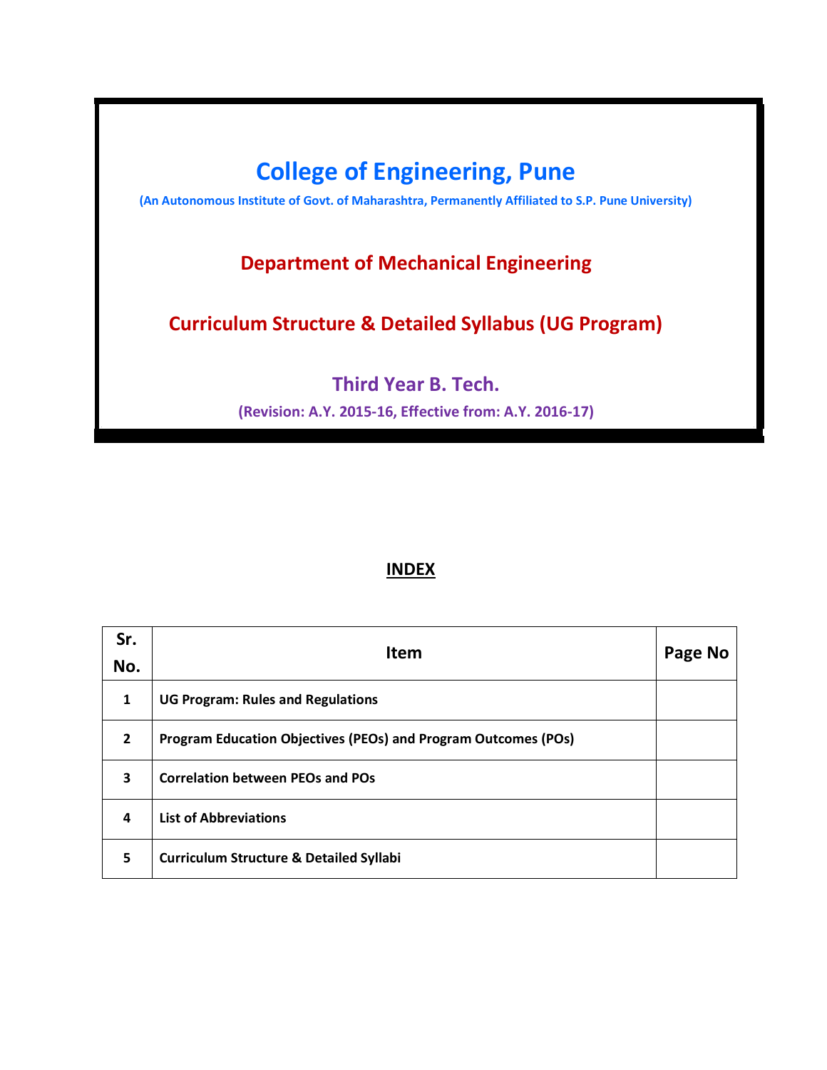# College of Engineering, Pune

**(An Autonomous Institute of Govt. of Maharashtra, Permanently Affiliated to S.P. Pune University)**

## Department of Mechanical Engineering

## Curriculum Structure & Detailed Syllabus (UG Program)

### Third Year B. Tech.

**(Revision: A.Y. 2015-16, Effective from: A.Y. 2016-17)**

## INDEX

| Sr. No. | Item | Page No |
|---|---|---|
| 1 | UG Program: Rules and Regulations | |
| 2 | Program Education Objectives (PEOs) and Program Outcomes (POs) | |
| 3 | Correlation between PEOs and POs | |
| 4 | List of Abbreviations | |
| 5 | Curriculum Structure & Detailed Syllabi | |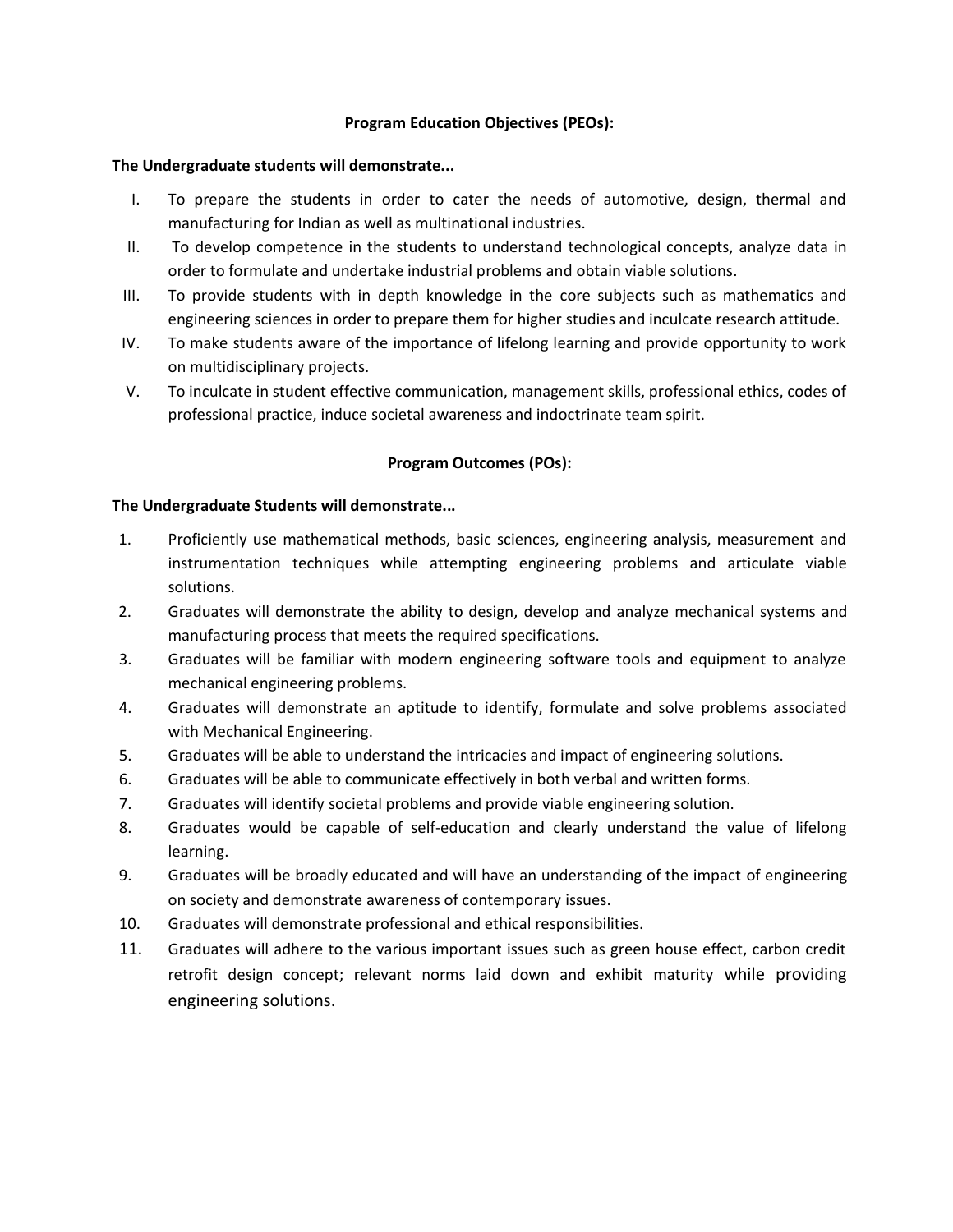## Program Education Objectives (PEOs):

**The Undergraduate students will demonstrate...**

I. To prepare the students in order to cater the needs of automotive, design, thermal and manufacturing for Indian as well as multinational industries.
II. To develop competence in the students to understand technological concepts, analyze data in order to formulate and undertake industrial problems and obtain viable solutions.
III. To provide students with in depth knowledge in the core subjects such as mathematics and engineering sciences in order to prepare them for higher studies and inculcate research attitude.
IV. To make students aware of the importance of lifelong learning and provide opportunity to work on multidisciplinary projects.
V. To inculcate in student effective communication, management skills, professional ethics, codes of professional practice, induce societal awareness and indoctrinate team spirit.

## Program Outcomes (POs):

**The Undergraduate Students will demonstrate...**

1. Proficiently use mathematical methods, basic sciences, engineering analysis, measurement and instrumentation techniques while attempting engineering problems and articulate viable solutions.
2. Graduates will demonstrate the ability to design, develop and analyze mechanical systems and manufacturing process that meets the required specifications.
3. Graduates will be familiar with modern engineering software tools and equipment to analyze mechanical engineering problems.
4. Graduates will demonstrate an aptitude to identify, formulate and solve problems associated with Mechanical Engineering.
5. Graduates will be able to understand the intricacies and impact of engineering solutions.
6. Graduates will be able to communicate effectively in both verbal and written forms.
7. Graduates will identify societal problems and provide viable engineering solution.
8. Graduates would be capable of self-education and clearly understand the value of lifelong learning.
9. Graduates will be broadly educated and will have an understanding of the impact of engineering on society and demonstrate awareness of contemporary issues.
10. Graduates will demonstrate professional and ethical responsibilities.
11. Graduates will adhere to the various important issues such as green house effect, carbon credit retrofit design concept; relevant norms laid down and exhibit maturity while providing engineering solutions.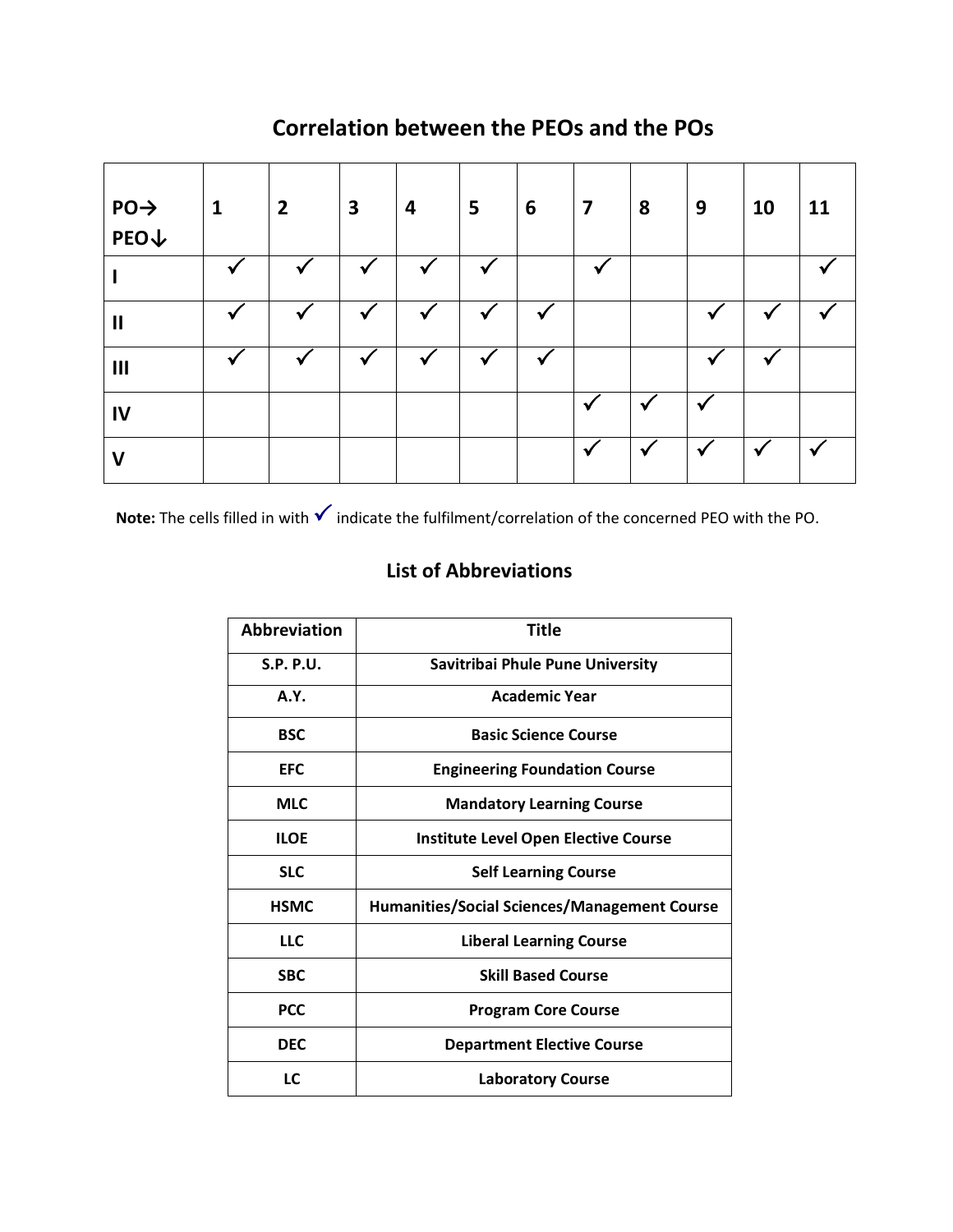## Correlation between the PEOs and the POs

| PO→ PEO↓ | 1 | 2 | 3 | 4 | 5 | 6 | 7 | 8 | 9 | 10 | 11 |
|---|---|---|---|---|---|---|---|---|---|---|---|
| I | ✓ | ✓ | ✓ | ✓ | ✓ | | ✓ | | | | ✓ |
| II | ✓ | ✓ | ✓ | ✓ | ✓ | ✓ | | | ✓ | ✓ | ✓ |
| III | ✓ | ✓ | ✓ | ✓ | ✓ | ✓ | | | ✓ | ✓ | |
| IV | | | | | | | ✓ | ✓ | ✓ | | |
| V | | | | | | | ✓ | ✓ | ✓ | ✓ | ✓ |

**Note:** The cells filled in with ✓ indicate the fulfilment/correlation of the concerned PEO with the PO.

### List of Abbreviations

| Abbreviation | Title |
|---|---|
| S.P. P.U. | Savitribai Phule Pune University |
| A.Y. | Academic Year |
| BSC | Basic Science Course |
| EFC | Engineering Foundation Course |
| MLC | Mandatory Learning Course |
| ILOE | Institute Level Open Elective Course |
| SLC | Self Learning Course |
| HSMC | Humanities/Social Sciences/Management Course |
| LLC | Liberal Learning Course |
| SBC | Skill Based Course |
| PCC | Program Core Course |
| DEC | Department Elective Course |
| LC | Laboratory Course |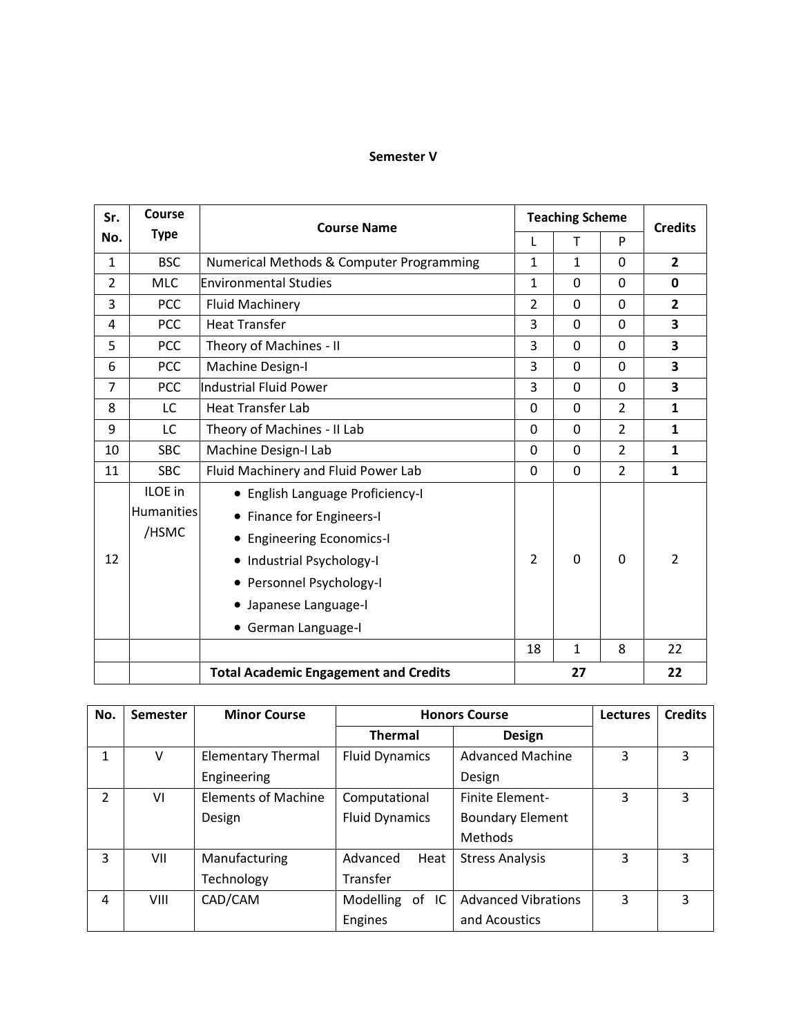## Semester V

| Sr. No. | Course Type | Course Name | Teaching Scheme | | | Credits |
|---|---|---|---|---|---|---|
| | | | L | T | P | |
| 1 | BSC | Numerical Methods & Computer Programming | 1 | 1 | 0 | **2** |
| 2 | MLC | Environmental Studies | 1 | 0 | 0 | **0** |
| 3 | PCC | Fluid Machinery | 2 | 0 | 0 | **2** |
| 4 | PCC | Heat Transfer | 3 | 0 | 0 | **3** |
| 5 | PCC | Theory of Machines - II | 3 | 0 | 0 | **3** |
| 6 | PCC | Machine Design-I | 3 | 0 | 0 | **3** |
| 7 | PCC | Industrial Fluid Power | 3 | 0 | 0 | **3** |
| 8 | LC | Heat Transfer Lab | 0 | 0 | 2 | **1** |
| 9 | LC | Theory of Machines - II Lab | 0 | 0 | 2 | **1** |
| 10 | SBC | Machine Design-I Lab | 0 | 0 | 2 | **1** |
| 11 | SBC | Fluid Machinery and Fluid Power Lab | 0 | 0 | 2 | **1** |
| 12 | ILOE in Humanities /HSMC | • English Language Proficiency-I<br>• Finance for Engineers-I<br>• Engineering Economics-I<br>• Industrial Psychology-I<br>• Personnel Psychology-I<br>• Japanese Language-I<br>• German Language-I | 2 | 0 | 0 | 2 |
| | | | 18 | 1 | 8 | 22 |
| | | **Total Academic Engagement and Credits** | **27** | | | **22** |

| No. | Semester | Minor Course | Honors Course | | Lectures | Credits |
|---|---|---|---|---|---|---|
| | | | **Thermal** | **Design** | | |
| 1 | V | Elementary Thermal Engineering | Fluid Dynamics | Advanced Machine Design | 3 | 3 |
| 2 | VI | Elements of Machine Design | Computational Fluid Dynamics | Finite Element-Boundary Element Methods | 3 | 3 |
| 3 | VII | Manufacturing Technology | Advanced Heat Transfer | Stress Analysis | 3 | 3 |
| 4 | VIII | CAD/CAM | Modelling of IC Engines | Advanced Vibrations and Acoustics | 3 | 3 |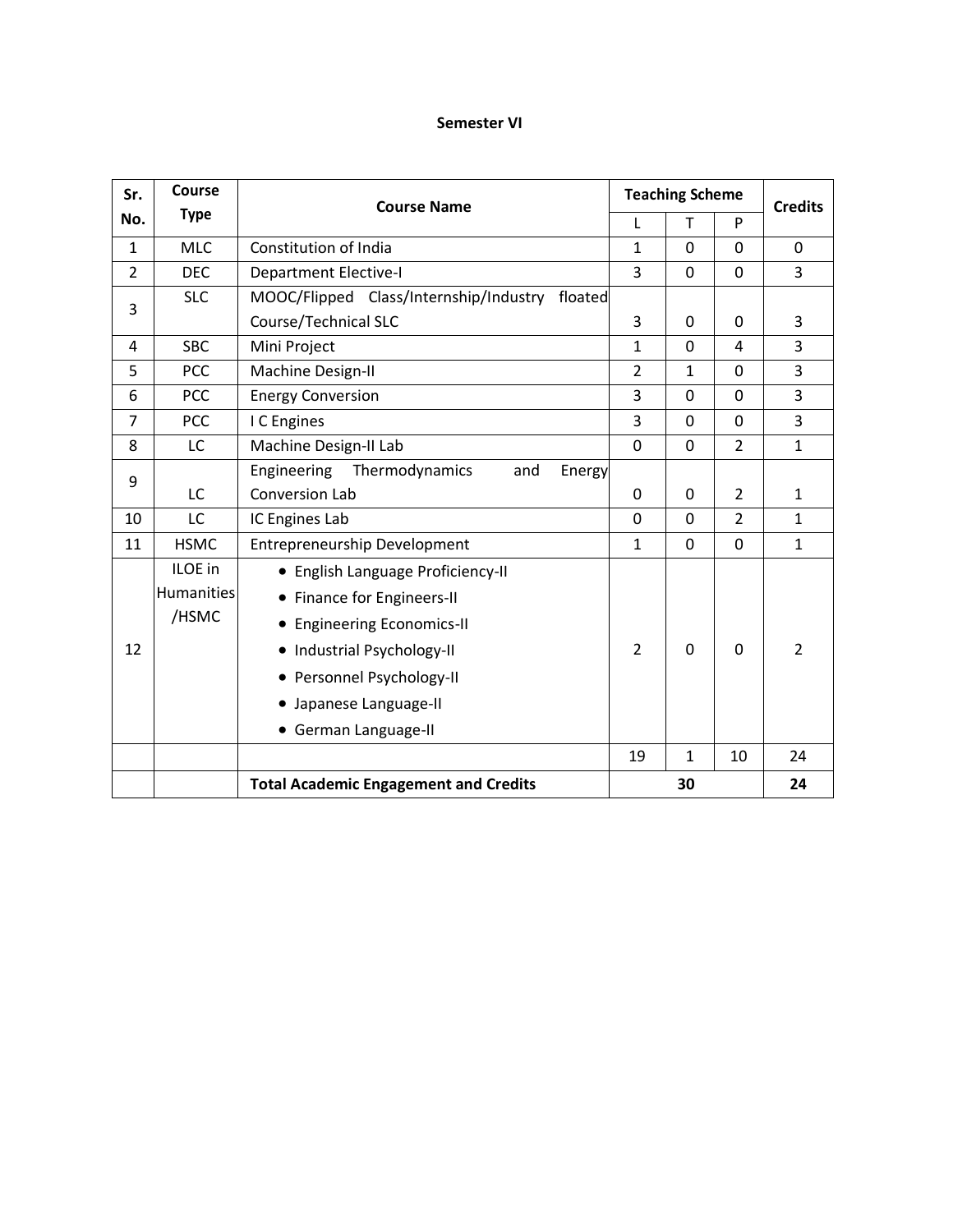# Semester VI

| Sr. No. | Course Type | Course Name | Teaching Scheme | | | Credits |
|---|---|---|---|---|---|---|
| | | | L | T | P | |
| 1 | MLC | Constitution of India | 1 | 0 | 0 | 0 |
| 2 | DEC | Department Elective-I | 3 | 0 | 0 | 3 |
| 3 | SLC | MOOC/Flipped Class/Internship/Industry floated Course/Technical SLC | 3 | 0 | 0 | 3 |
| 4 | SBC | Mini Project | 1 | 0 | 4 | 3 |
| 5 | PCC | Machine Design-II | 2 | 1 | 0 | 3 |
| 6 | PCC | Energy Conversion | 3 | 0 | 0 | 3 |
| 7 | PCC | I C Engines | 3 | 0 | 0 | 3 |
| 8 | LC | Machine Design-II Lab | 0 | 0 | 2 | 1 |
| 9 | LC | Engineering Thermodynamics and Energy Conversion Lab | 0 | 0 | 2 | 1 |
| 10 | LC | IC Engines Lab | 0 | 0 | 2 | 1 |
| 11 | HSMC | Entrepreneurship Development | 1 | 0 | 0 | 1 |
| 12 | ILOE in Humanities /HSMC | • English Language Proficiency-II<br>• Finance for Engineers-II<br>• Engineering Economics-II<br>• Industrial Psychology-II<br>• Personnel Psychology-II<br>• Japanese Language-II<br>• German Language-II | 2 | 0 | 0 | 2 |
| | | | 19 | 1 | 10 | 24 |
| | | **Total Academic Engagement and Credits** | 30 | | | 24 |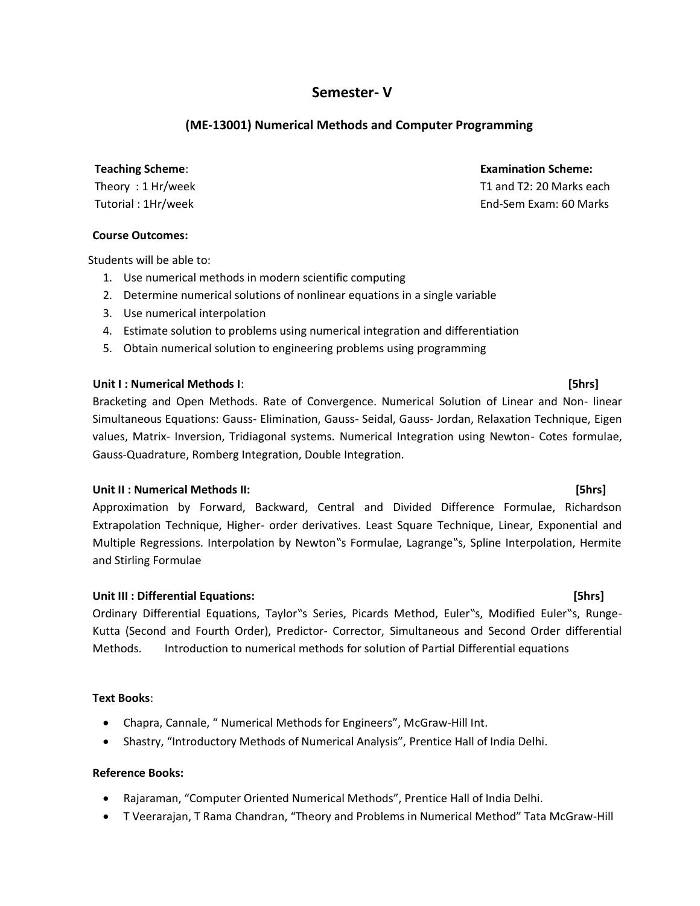## Semester- V

### (ME-13001) Numerical Methods and Computer Programming

**Teaching Scheme**:
Theory : 1 Hr/week
Tutorial : 1Hr/week

**Examination Scheme:**
T1 and T2: 20 Marks each
End-Sem Exam: 60 Marks

**Course Outcomes:**

Students will be able to:

1. Use numerical methods in modern scientific computing
2. Determine numerical solutions of nonlinear equations in a single variable
3. Use numerical interpolation
4. Estimate solution to problems using numerical integration and differentiation
5. Obtain numerical solution to engineering problems using programming

**Unit I : Numerical Methods I**: **[5hrs]**

Bracketing and Open Methods. Rate of Convergence. Numerical Solution of Linear and Non- linear Simultaneous Equations: Gauss- Elimination, Gauss- Seidal, Gauss- Jordan, Relaxation Technique, Eigen values, Matrix- Inversion, Tridiagonal systems. Numerical Integration using Newton- Cotes formulae, Gauss-Quadrature, Romberg Integration, Double Integration.

**Unit II : Numerical Methods II:** **[5hrs]**

Approximation by Forward, Backward, Central and Divided Difference Formulae, Richardson Extrapolation Technique, Higher- order derivatives. Least Square Technique, Linear, Exponential and Multiple Regressions. Interpolation by Newton‟s Formulae, Lagrange‟s, Spline Interpolation, Hermite and Stirling Formulae

**Unit III : Differential Equations:** **[5hrs]**

Ordinary Differential Equations, Taylor‟s Series, Picards Method, Euler‟s, Modified Euler‟s, Runge-Kutta (Second and Fourth Order), Predictor- Corrector, Simultaneous and Second Order differential Methods. Introduction to numerical methods for solution of Partial Differential equations

**Text Books**:

- Chapra, Cannale, " Numerical Methods for Engineers", McGraw-Hill Int.
- Shastry, "Introductory Methods of Numerical Analysis", Prentice Hall of India Delhi.

**Reference Books:**

- Rajaraman, "Computer Oriented Numerical Methods", Prentice Hall of India Delhi.
- T Veerarajan, T Rama Chandran, "Theory and Problems in Numerical Method" Tata McGraw-Hill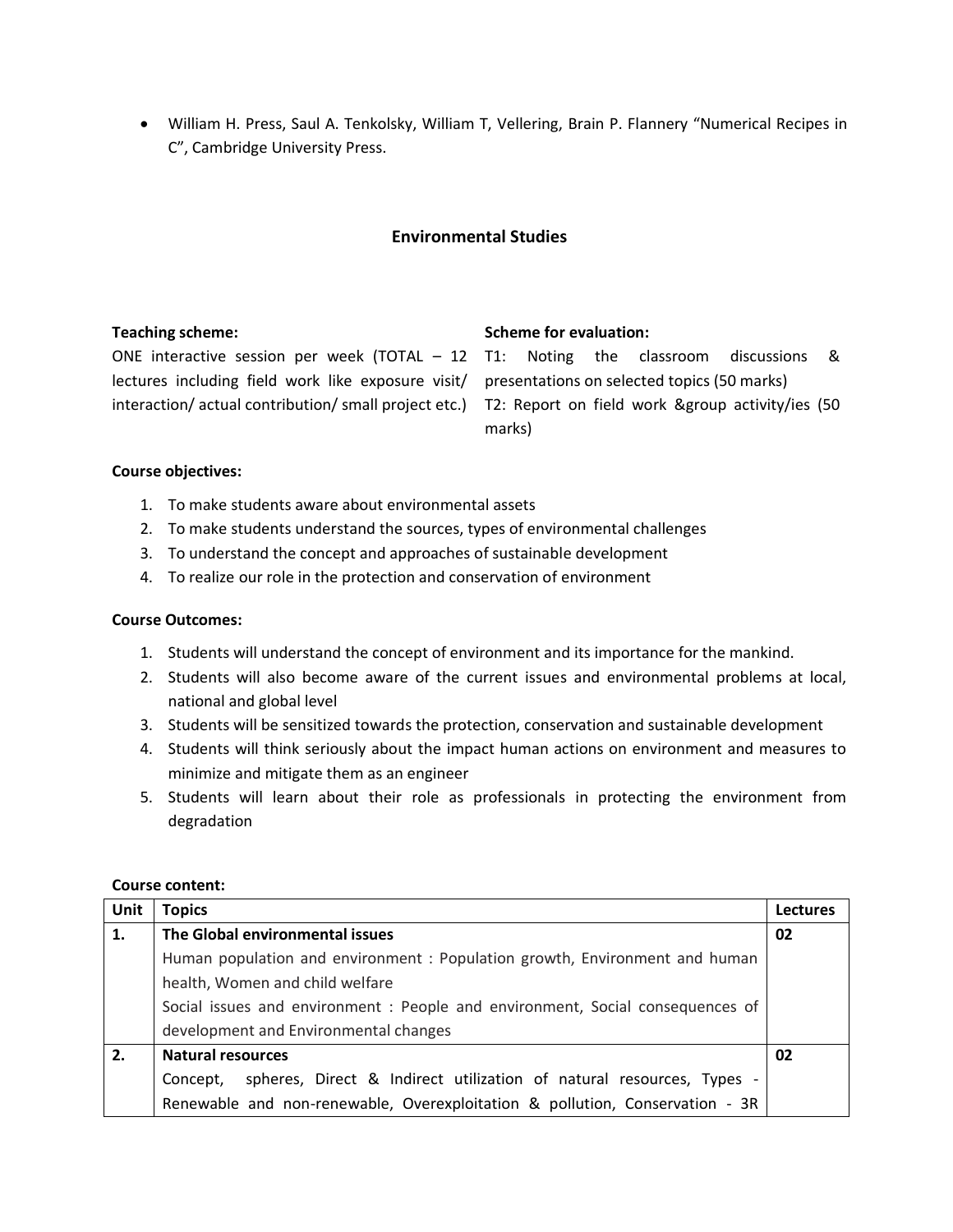- William H. Press, Saul A. Tenkolsky, William T, Vellering, Brain P. Flannery "Numerical Recipes in C", Cambridge University Press.

## Environmental Studies

**Teaching scheme:**

ONE interactive session per week (TOTAL – 12 lectures including field work like exposure visit/ interaction/ actual contribution/ small project etc.)

**Scheme for evaluation:**

T1: Noting the classroom discussions & presentations on selected topics (50 marks)

T2: Report on field work &group activity/ies (50 marks)

**Course objectives:**

1. To make students aware about environmental assets
2. To make students understand the sources, types of environmental challenges
3. To understand the concept and approaches of sustainable development
4. To realize our role in the protection and conservation of environment

**Course Outcomes:**

1. Students will understand the concept of environment and its importance for the mankind.
2. Students will also become aware of the current issues and environmental problems at local, national and global level
3. Students will be sensitized towards the protection, conservation and sustainable development
4. Students will think seriously about the impact human actions on environment and measures to minimize and mitigate them as an engineer
5. Students will learn about their role as professionals in protecting the environment from degradation

**Course content:**

| Unit | Topics | Lectures |
|---|---|---|
| **1.** | **The Global environmental issues**<br>Human population and environment : Population growth, Environment and human health, Women and child welfare<br>Social issues and environment : People and environment, Social consequences of development and Environmental changes | **02** |
| **2.** | **Natural resources**<br>Concept, spheres, Direct & Indirect utilization of natural resources, Types - Renewable and non-renewable, Overexploitation & pollution, Conservation - 3R | **02** |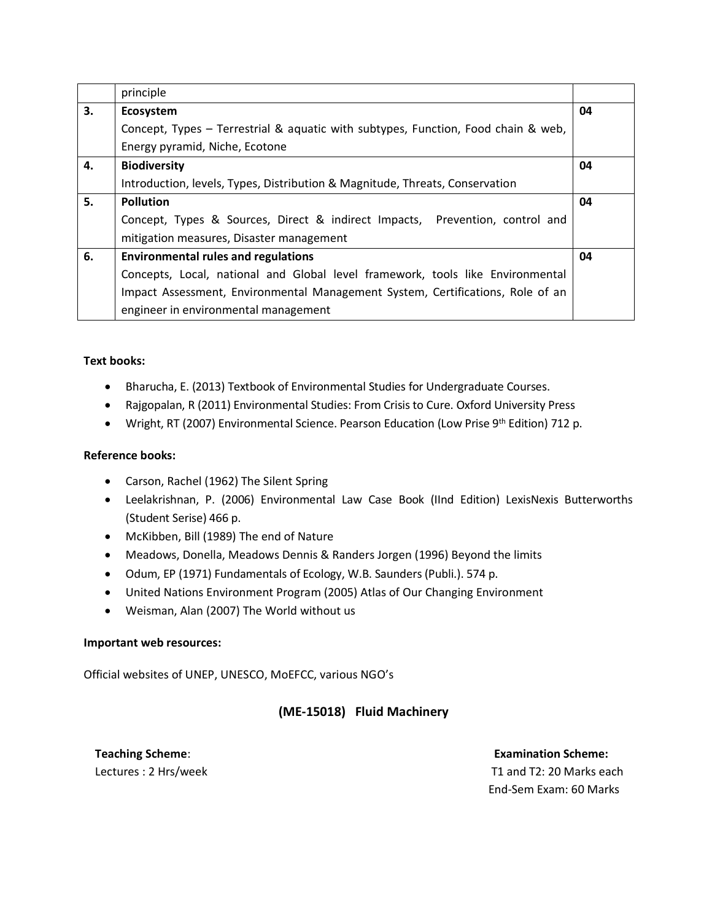|  | principle |  |
|---|---|---|
| **3.** | **Ecosystem**<br>Concept, Types – Terrestrial & aquatic with subtypes, Function, Food chain & web, Energy pyramid, Niche, Ecotone | **04** |
| **4.** | **Biodiversity**<br>Introduction, levels, Types, Distribution & Magnitude, Threats, Conservation | **04** |
| **5.** | **Pollution**<br>Concept, Types & Sources, Direct & indirect Impacts, Prevention, control and mitigation measures, Disaster management | **04** |
| **6.** | **Environmental rules and regulations**<br>Concepts, Local, national and Global level framework, tools like Environmental Impact Assessment, Environmental Management System, Certifications, Role of an engineer in environmental management | **04** |

**Text books:**

- Bharucha, E. (2013) Textbook of Environmental Studies for Undergraduate Courses.
- Rajgopalan, R (2011) Environmental Studies: From Crisis to Cure. Oxford University Press
- Wright, RT (2007) Environmental Science. Pearson Education (Low Prise 9th Edition) 712 p.

**Reference books:**

- Carson, Rachel (1962) The Silent Spring
- Leelakrishnan, P. (2006) Environmental Law Case Book (IInd Edition) LexisNexis Butterworths (Student Serise) 466 p.
- McKibben, Bill (1989) The end of Nature
- Meadows, Donella, Meadows Dennis & Randers Jorgen (1996) Beyond the limits
- Odum, EP (1971) Fundamentals of Ecology, W.B. Saunders (Publi.). 574 p.
- United Nations Environment Program (2005) Atlas of Our Changing Environment
- Weisman, Alan (2007) The World without us

**Important web resources:**

Official websites of UNEP, UNESCO, MoEFCC, various NGO's

## (ME-15018) Fluid Machinery

**Teaching Scheme**:
Lectures : 2 Hrs/week

**Examination Scheme:**
T1 and T2: 20 Marks each
End-Sem Exam: 60 Marks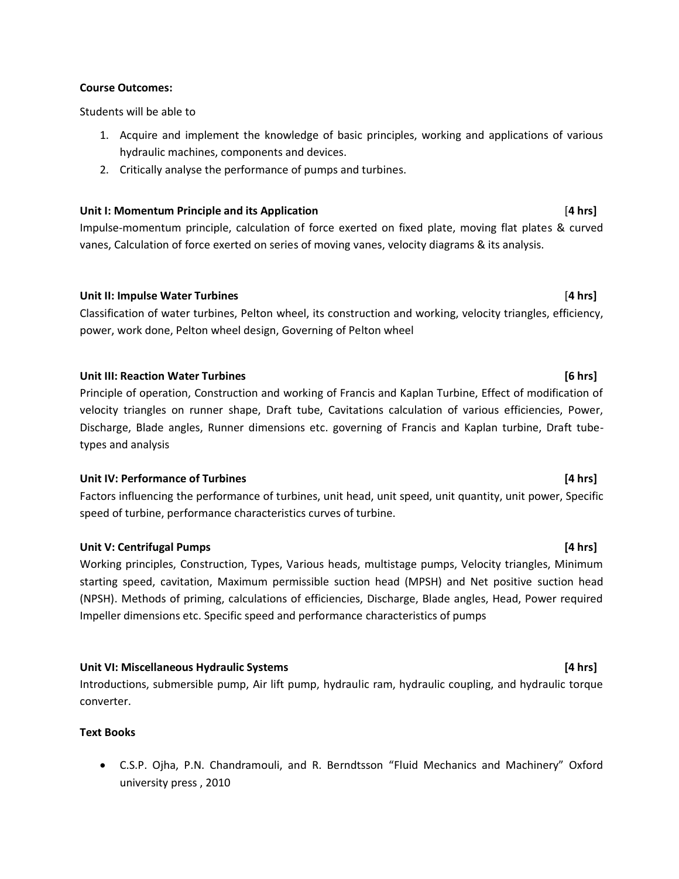**Course Outcomes:**

Students will be able to

1. Acquire and implement the knowledge of basic principles, working and applications of various hydraulic machines, components and devices.
2. Critically analyse the performance of pumps and turbines.

**Unit I: Momentum Principle and its Application** [**4 hrs]**

Impulse-momentum principle, calculation of force exerted on fixed plate, moving flat plates & curved vanes, Calculation of force exerted on series of moving vanes, velocity diagrams & its analysis.

**Unit II: Impulse Water Turbines** [**4 hrs]**

Classification of water turbines, Pelton wheel, its construction and working, velocity triangles, efficiency, power, work done, Pelton wheel design, Governing of Pelton wheel

**Unit III: Reaction Water Turbines [6 hrs]**

Principle of operation, Construction and working of Francis and Kaplan Turbine, Effect of modification of velocity triangles on runner shape, Draft tube, Cavitations calculation of various efficiencies, Power, Discharge, Blade angles, Runner dimensions etc. governing of Francis and Kaplan turbine, Draft tube-types and analysis

**Unit IV: Performance of Turbines [4 hrs]**

Factors influencing the performance of turbines, unit head, unit speed, unit quantity, unit power, Specific speed of turbine, performance characteristics curves of turbine.

**Unit V: Centrifugal Pumps [4 hrs]**

Working principles, Construction, Types, Various heads, multistage pumps, Velocity triangles, Minimum starting speed, cavitation, Maximum permissible suction head (MPSH) and Net positive suction head (NPSH). Methods of priming, calculations of efficiencies, Discharge, Blade angles, Head, Power required Impeller dimensions etc. Specific speed and performance characteristics of pumps

**Unit VI: Miscellaneous Hydraulic Systems [4 hrs]**

Introductions, submersible pump, Air lift pump, hydraulic ram, hydraulic coupling, and hydraulic torque converter.

**Text Books**

- C.S.P. Ojha, P.N. Chandramouli, and R. Berndtsson "Fluid Mechanics and Machinery" Oxford university press , 2010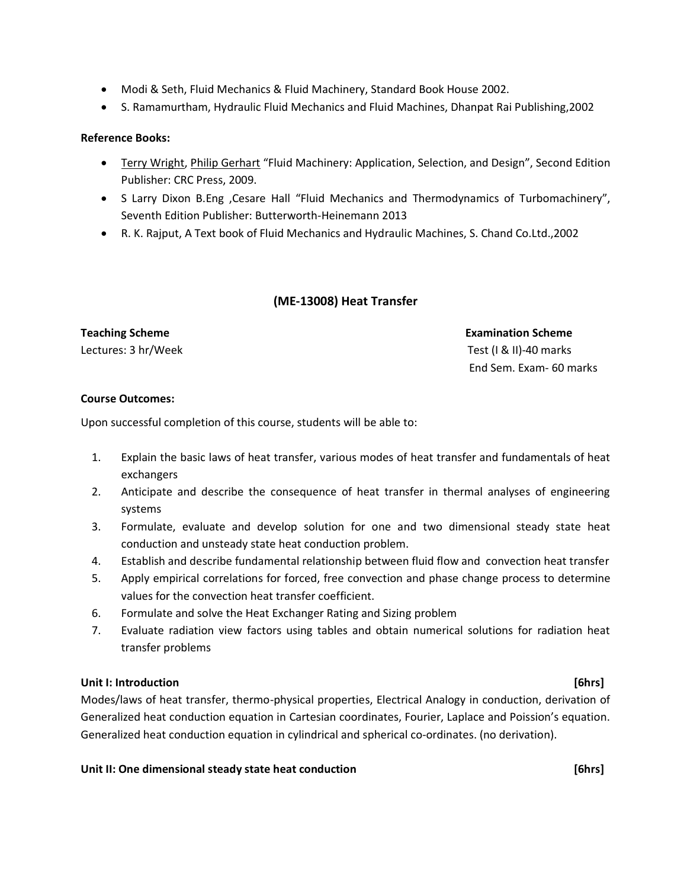- Modi & Seth, Fluid Mechanics & Fluid Machinery, Standard Book House 2002.
- S. Ramamurtham, Hydraulic Fluid Mechanics and Fluid Machines, Dhanpat Rai Publishing,2002

**Reference Books:**

- Terry Wright, Philip Gerhart "Fluid Machinery: Application, Selection, and Design", Second Edition Publisher: CRC Press, 2009.
- S Larry Dixon B.Eng ,Cesare Hall "Fluid Mechanics and Thermodynamics of Turbomachinery", Seventh Edition Publisher: Butterworth-Heinemann 2013
- R. K. Rajput, A Text book of Fluid Mechanics and Hydraulic Machines, S. Chand Co.Ltd.,2002

## (ME-13008) Heat Transfer

**Teaching Scheme**
Lectures: 3 hr/Week

**Examination Scheme**
Test (I & II)-40 marks
End Sem. Exam- 60 marks

**Course Outcomes:**

Upon successful completion of this course, students will be able to:

1. Explain the basic laws of heat transfer, various modes of heat transfer and fundamentals of heat exchangers
2. Anticipate and describe the consequence of heat transfer in thermal analyses of engineering systems
3. Formulate, evaluate and develop solution for one and two dimensional steady state heat conduction and unsteady state heat conduction problem.
4. Establish and describe fundamental relationship between fluid flow and convection heat transfer
5. Apply empirical correlations for forced, free convection and phase change process to determine values for the convection heat transfer coefficient.
6. Formulate and solve the Heat Exchanger Rating and Sizing problem
7. Evaluate radiation view factors using tables and obtain numerical solutions for radiation heat transfer problems

**Unit I: Introduction [6hrs]**

Modes/laws of heat transfer, thermo-physical properties, Electrical Analogy in conduction, derivation of Generalized heat conduction equation in Cartesian coordinates, Fourier, Laplace and Poission's equation. Generalized heat conduction equation in cylindrical and spherical co-ordinates. (no derivation).

**Unit II: One dimensional steady state heat conduction [6hrs]**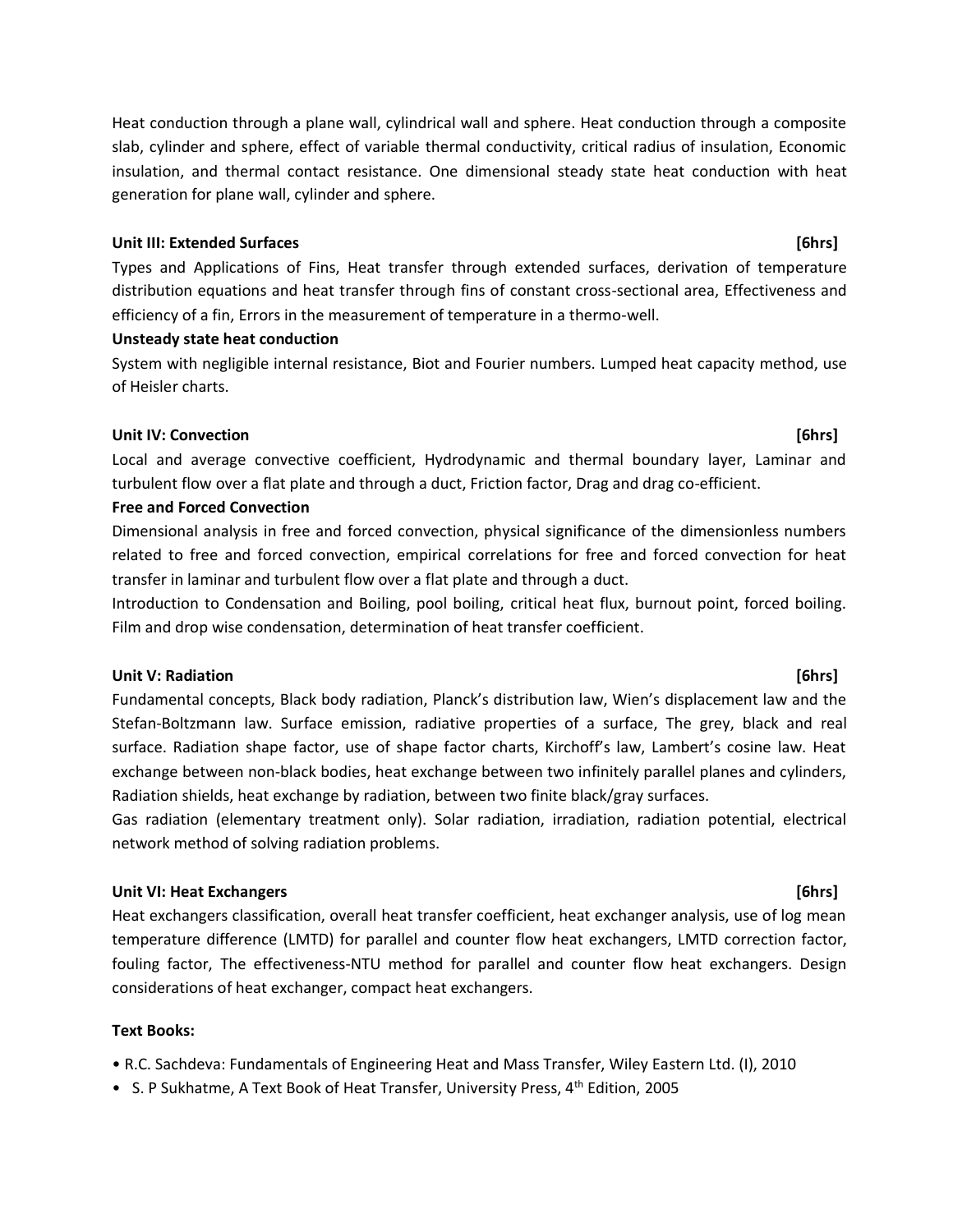Heat conduction through a plane wall, cylindrical wall and sphere. Heat conduction through a composite slab, cylinder and sphere, effect of variable thermal conductivity, critical radius of insulation, Economic insulation, and thermal contact resistance. One dimensional steady state heat conduction with heat generation for plane wall, cylinder and sphere.

**Unit III: Extended Surfaces** **[6hrs]**

Types and Applications of Fins, Heat transfer through extended surfaces, derivation of temperature distribution equations and heat transfer through fins of constant cross-sectional area, Effectiveness and efficiency of a fin, Errors in the measurement of temperature in a thermo-well.

**Unsteady state heat conduction**

System with negligible internal resistance, Biot and Fourier numbers. Lumped heat capacity method, use of Heisler charts.

**Unit IV: Convection** **[6hrs]**

Local and average convective coefficient, Hydrodynamic and thermal boundary layer, Laminar and turbulent flow over a flat plate and through a duct, Friction factor, Drag and drag co-efficient.

**Free and Forced Convection**

Dimensional analysis in free and forced convection, physical significance of the dimensionless numbers related to free and forced convection, empirical correlations for free and forced convection for heat transfer in laminar and turbulent flow over a flat plate and through a duct.

Introduction to Condensation and Boiling, pool boiling, critical heat flux, burnout point, forced boiling. Film and drop wise condensation, determination of heat transfer coefficient.

**Unit V: Radiation** **[6hrs]**

Fundamental concepts, Black body radiation, Planck's distribution law, Wien's displacement law and the Stefan-Boltzmann law. Surface emission, radiative properties of a surface, The grey, black and real surface. Radiation shape factor, use of shape factor charts, Kirchoff's law, Lambert's cosine law. Heat exchange between non-black bodies, heat exchange between two infinitely parallel planes and cylinders, Radiation shields, heat exchange by radiation, between two finite black/gray surfaces.

Gas radiation (elementary treatment only). Solar radiation, irradiation, radiation potential, electrical network method of solving radiation problems.

**Unit VI: Heat Exchangers** **[6hrs]**

Heat exchangers classification, overall heat transfer coefficient, heat exchanger analysis, use of log mean temperature difference (LMTD) for parallel and counter flow heat exchangers, LMTD correction factor, fouling factor, The effectiveness-NTU method for parallel and counter flow heat exchangers. Design considerations of heat exchanger, compact heat exchangers.

**Text Books:**

- R.C. Sachdeva: Fundamentals of Engineering Heat and Mass Transfer, Wiley Eastern Ltd. (I), 2010
- S. P Sukhatme, A Text Book of Heat Transfer, University Press, 4th Edition, 2005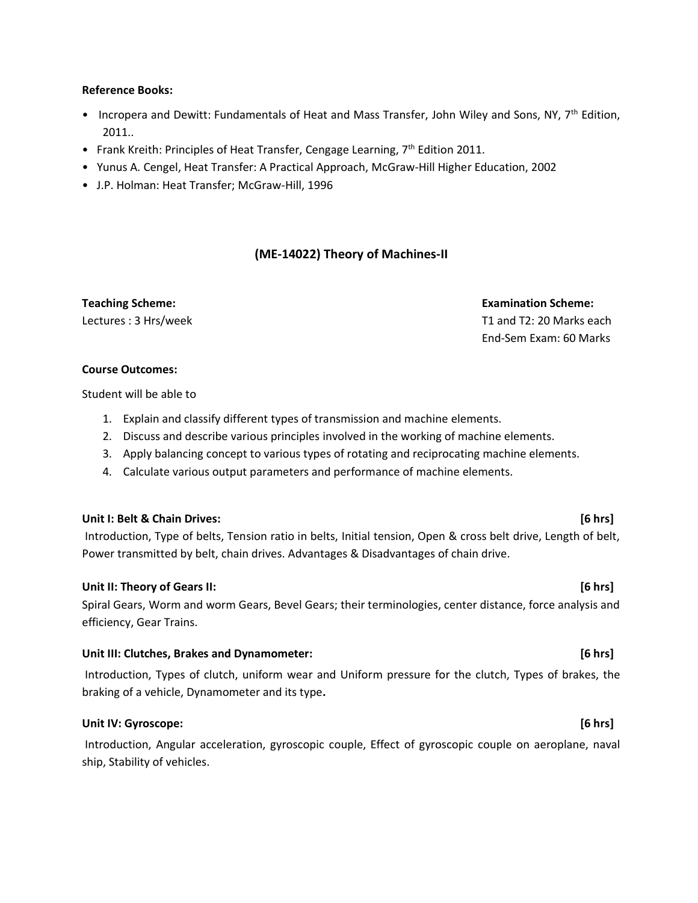**Reference Books:**

- Incropera and Dewitt: Fundamentals of Heat and Mass Transfer, John Wiley and Sons, NY, 7th Edition, 2011..
- Frank Kreith: Principles of Heat Transfer, Cengage Learning, 7th Edition 2011.
- Yunus A. Cengel, Heat Transfer: A Practical Approach, McGraw-Hill Higher Education, 2002
- J.P. Holman: Heat Transfer; McGraw-Hill, 1996

## (ME-14022) Theory of Machines-II

**Teaching Scheme:**
Lectures : 3 Hrs/week

**Examination Scheme:**
T1 and T2: 20 Marks each
End-Sem Exam: 60 Marks

**Course Outcomes:**

Student will be able to

1. Explain and classify different types of transmission and machine elements.
2. Discuss and describe various principles involved in the working of machine elements.
3. Apply balancing concept to various types of rotating and reciprocating machine elements.
4. Calculate various output parameters and performance of machine elements.

**Unit I: Belt & Chain Drives: [6 hrs]**

Introduction, Type of belts, Tension ratio in belts, Initial tension, Open & cross belt drive, Length of belt, Power transmitted by belt, chain drives. Advantages & Disadvantages of chain drive.

**Unit II: Theory of Gears II: [6 hrs]**

Spiral Gears, Worm and worm Gears, Bevel Gears; their terminologies, center distance, force analysis and efficiency, Gear Trains.

**Unit III: Clutches, Brakes and Dynamometer: [6 hrs]**

Introduction, Types of clutch, uniform wear and Uniform pressure for the clutch, Types of brakes, the braking of a vehicle, Dynamometer and its type**.**

**Unit IV: Gyroscope: [6 hrs]**

Introduction, Angular acceleration, gyroscopic couple, Effect of gyroscopic couple on aeroplane, naval ship, Stability of vehicles.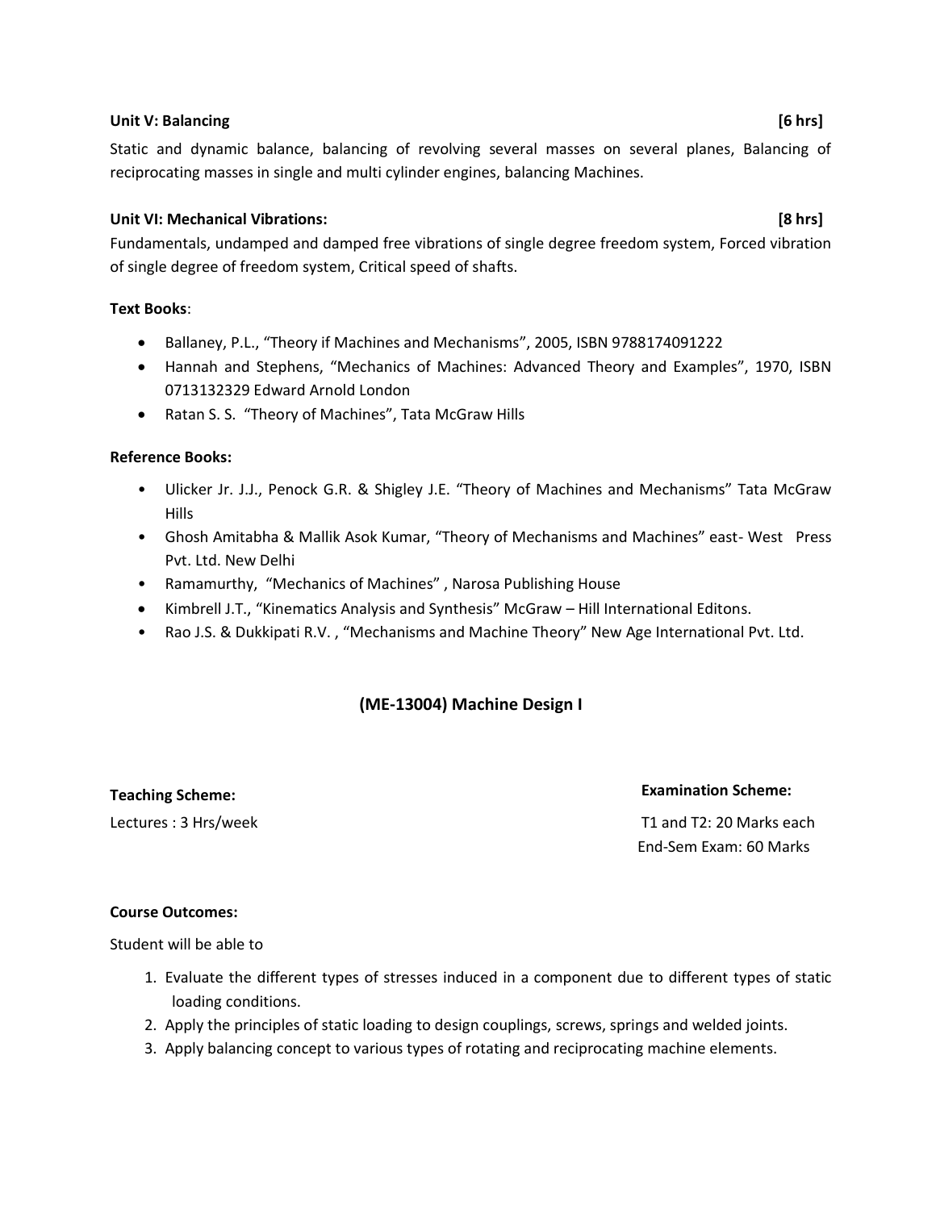**Unit V: Balancing** **[6 hrs]**

Static and dynamic balance, balancing of revolving several masses on several planes, Balancing of reciprocating masses in single and multi cylinder engines, balancing Machines.

**Unit VI: Mechanical Vibrations:** **[8 hrs]**

Fundamentals, undamped and damped free vibrations of single degree freedom system, Forced vibration of single degree of freedom system, Critical speed of shafts.

**Text Books**:

- Ballaney, P.L., "Theory if Machines and Mechanisms", 2005, ISBN 9788174091222
- Hannah and Stephens, "Mechanics of Machines: Advanced Theory and Examples", 1970, ISBN 0713132329 Edward Arnold London
- Ratan S. S. "Theory of Machines", Tata McGraw Hills

**Reference Books:**

- Ulicker Jr. J.J., Penock G.R. & Shigley J.E. "Theory of Machines and Mechanisms" Tata McGraw Hills
- Ghosh Amitabha & Mallik Asok Kumar, "Theory of Mechanisms and Machines" east- West Press Pvt. Ltd. New Delhi
- Ramamurthy, "Mechanics of Machines" , Narosa Publishing House
- Kimbrell J.T., "Kinematics Analysis and Synthesis" McGraw – Hill International Editons.
- Rao J.S. & Dukkipati R.V. , "Mechanisms and Machine Theory" New Age International Pvt. Ltd.

## (ME-13004) Machine Design I

**Teaching Scheme:**

Lectures : 3 Hrs/week

**Examination Scheme:**

T1 and T2: 20 Marks each

End-Sem Exam: 60 Marks

**Course Outcomes:**

Student will be able to

1. Evaluate the different types of stresses induced in a component due to different types of static loading conditions.
2. Apply the principles of static loading to design couplings, screws, springs and welded joints.
3. Apply balancing concept to various types of rotating and reciprocating machine elements.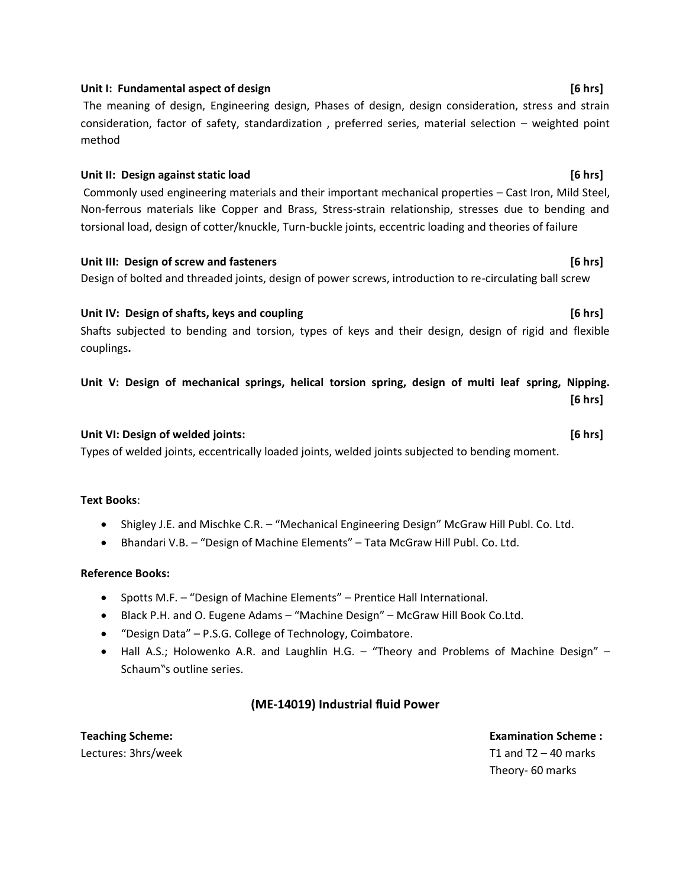**Unit I: Fundamental aspect of design** **[6 hrs]**

The meaning of design, Engineering design, Phases of design, design consideration, stress and strain consideration, factor of safety, standardization , preferred series, material selection – weighted point method

**Unit II: Design against static load** **[6 hrs]**

Commonly used engineering materials and their important mechanical properties – Cast Iron, Mild Steel, Non-ferrous materials like Copper and Brass, Stress-strain relationship, stresses due to bending and torsional load, design of cotter/knuckle, Turn-buckle joints, eccentric loading and theories of failure

**Unit III: Design of screw and fasteners** **[6 hrs]**

Design of bolted and threaded joints, design of power screws, introduction to re-circulating ball screw

**Unit IV: Design of shafts, keys and coupling** **[6 hrs]**

Shafts subjected to bending and torsion, types of keys and their design, design of rigid and flexible couplings**.**

**Unit V: Design of mechanical springs, helical torsion spring, design of multi leaf spring, Nipping.** **[6 hrs]**

**Unit VI: Design of welded joints:** **[6 hrs]**

Types of welded joints, eccentrically loaded joints, welded joints subjected to bending moment.

**Text Books**:

- Shigley J.E. and Mischke C.R. – "Mechanical Engineering Design" McGraw Hill Publ. Co. Ltd.
- Bhandari V.B. – "Design of Machine Elements" – Tata McGraw Hill Publ. Co. Ltd.

**Reference Books:**

- Spotts M.F. – "Design of Machine Elements" – Prentice Hall International.
- Black P.H. and O. Eugene Adams – "Machine Design" – McGraw Hill Book Co.Ltd.
- "Design Data" – P.S.G. College of Technology, Coimbatore.
- Hall A.S.; Holowenko A.R. and Laughlin H.G. – "Theory and Problems of Machine Design" – Schaum‟s outline series.

## (ME-14019) Industrial fluid Power

**Teaching Scheme:**
Lectures: 3hrs/week

**Examination Scheme :**
T1 and T2 – 40 marks
Theory- 60 marks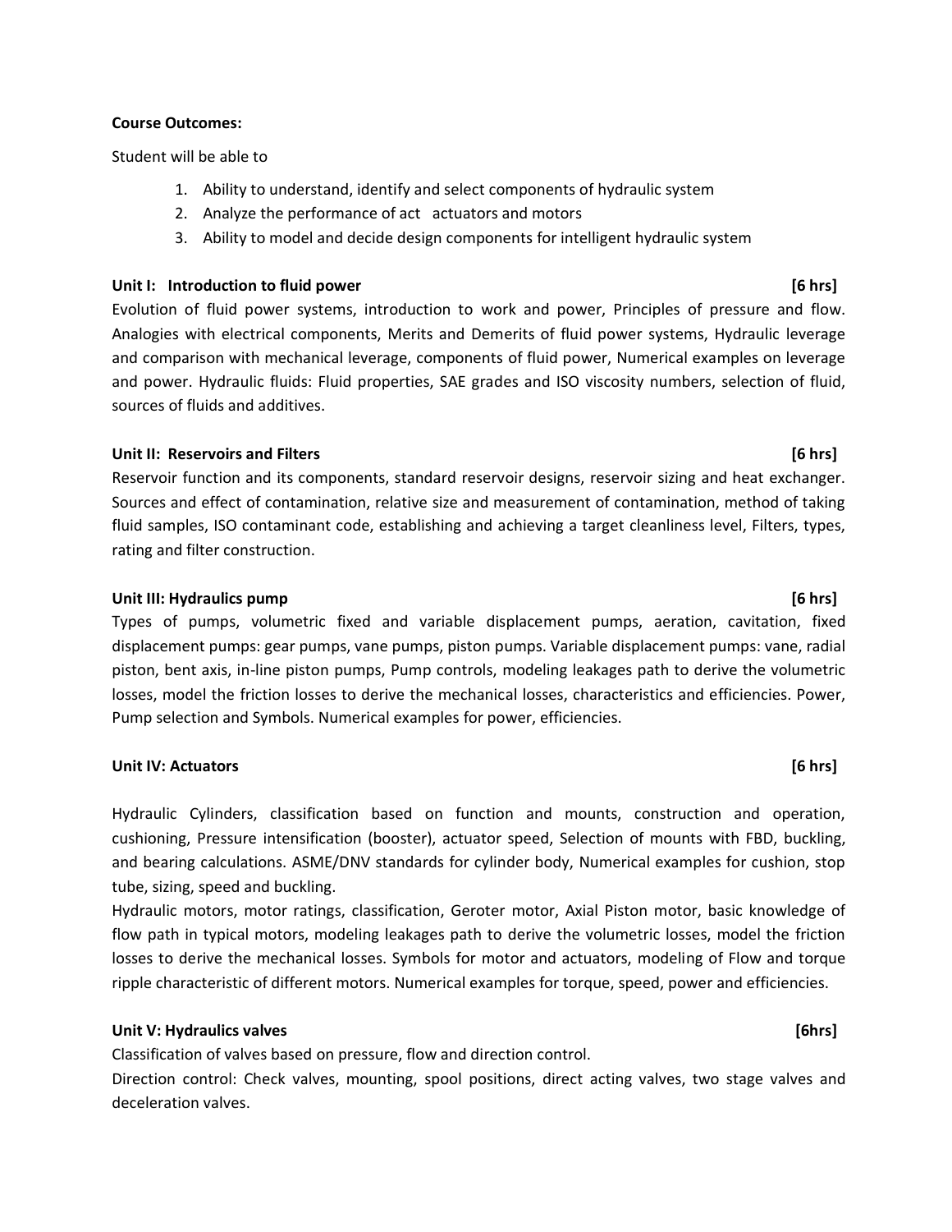**Course Outcomes:**

Student will be able to

1. Ability to understand, identify and select components of hydraulic system
2. Analyze the performance of act actuators and motors
3. Ability to model and decide design components for intelligent hydraulic system

**Unit I: Introduction to fluid power [6 hrs]**

Evolution of fluid power systems, introduction to work and power, Principles of pressure and flow. Analogies with electrical components, Merits and Demerits of fluid power systems, Hydraulic leverage and comparison with mechanical leverage, components of fluid power, Numerical examples on leverage and power. Hydraulic fluids: Fluid properties, SAE grades and ISO viscosity numbers, selection of fluid, sources of fluids and additives.

**Unit II: Reservoirs and Filters [6 hrs]**

Reservoir function and its components, standard reservoir designs, reservoir sizing and heat exchanger. Sources and effect of contamination, relative size and measurement of contamination, method of taking fluid samples, ISO contaminant code, establishing and achieving a target cleanliness level, Filters, types, rating and filter construction.

**Unit III: Hydraulics pump [6 hrs]**

Types of pumps, volumetric fixed and variable displacement pumps, aeration, cavitation, fixed displacement pumps: gear pumps, vane pumps, piston pumps. Variable displacement pumps: vane, radial piston, bent axis, in-line piston pumps, Pump controls, modeling leakages path to derive the volumetric losses, model the friction losses to derive the mechanical losses, characteristics and efficiencies. Power, Pump selection and Symbols. Numerical examples for power, efficiencies.

**Unit IV: Actuators [6 hrs]**

Hydraulic Cylinders, classification based on function and mounts, construction and operation, cushioning, Pressure intensification (booster), actuator speed, Selection of mounts with FBD, buckling, and bearing calculations. ASME/DNV standards for cylinder body, Numerical examples for cushion, stop tube, sizing, speed and buckling.

Hydraulic motors, motor ratings, classification, Geroter motor, Axial Piston motor, basic knowledge of flow path in typical motors, modeling leakages path to derive the volumetric losses, model the friction losses to derive the mechanical losses. Symbols for motor and actuators, modeling of Flow and torque ripple characteristic of different motors. Numerical examples for torque, speed, power and efficiencies.

**Unit V: Hydraulics valves [6hrs]**

Classification of valves based on pressure, flow and direction control.

Direction control: Check valves, mounting, spool positions, direct acting valves, two stage valves and deceleration valves.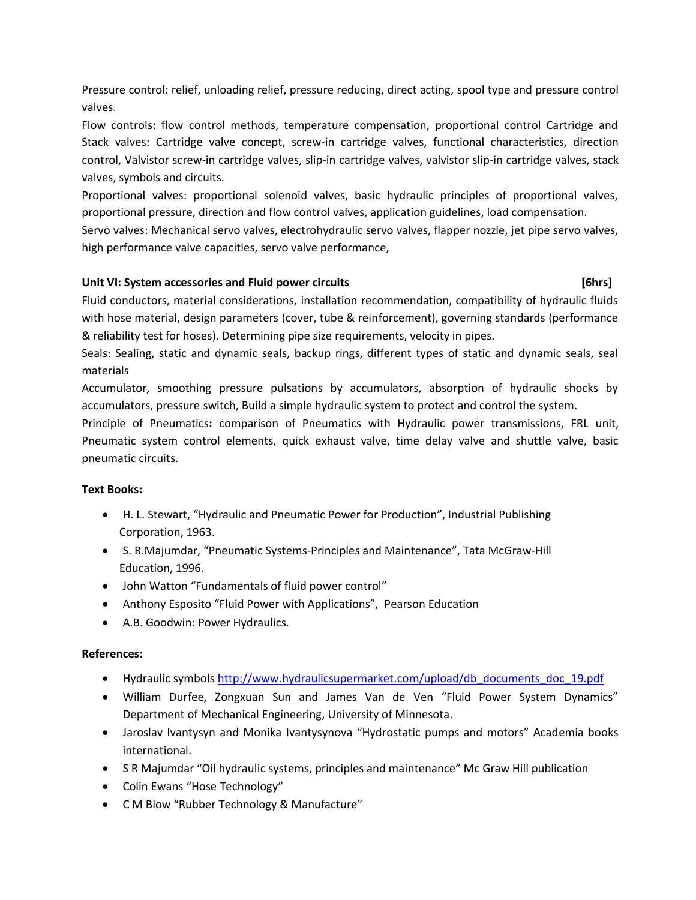Pressure control: relief, unloading relief, pressure reducing, direct acting, spool type and pressure control valves.

Flow controls: flow control methods, temperature compensation, proportional control Cartridge and Stack valves: Cartridge valve concept, screw-in cartridge valves, functional characteristics, direction control, Valvistor screw-in cartridge valves, slip-in cartridge valves, valvistor slip-in cartridge valves, stack valves, symbols and circuits.

Proportional valves: proportional solenoid valves, basic hydraulic principles of proportional valves, proportional pressure, direction and flow control valves, application guidelines, load compensation.

Servo valves: Mechanical servo valves, electrohydraulic servo valves, flapper nozzle, jet pipe servo valves, high performance valve capacities, servo valve performance,

**Unit VI: System accessories and Fluid power circuits [6hrs]**

Fluid conductors, material considerations, installation recommendation, compatibility of hydraulic fluids with hose material, design parameters (cover, tube & reinforcement), governing standards (performance & reliability test for hoses). Determining pipe size requirements, velocity in pipes.

Seals: Sealing, static and dynamic seals, backup rings, different types of static and dynamic seals, seal materials

Accumulator, smoothing pressure pulsations by accumulators, absorption of hydraulic shocks by accumulators, pressure switch, Build a simple hydraulic system to protect and control the system.

Principle of Pneumatics**:** comparison of Pneumatics with Hydraulic power transmissions, FRL unit, Pneumatic system control elements, quick exhaust valve, time delay valve and shuttle valve, basic pneumatic circuits.

**Text Books:**

- H. L. Stewart, "Hydraulic and Pneumatic Power for Production", Industrial Publishing Corporation, 1963.
- S. R.Majumdar, "Pneumatic Systems-Principles and Maintenance", Tata McGraw-Hill Education, 1996.
- John Watton "Fundamentals of fluid power control"
- Anthony Esposito "Fluid Power with Applications", Pearson Education
- A.B. Goodwin: Power Hydraulics.

**References:**

- Hydraulic symbols http://www.hydraulicsupermarket.com/upload/db_documents_doc_19.pdf
- William Durfee, Zongxuan Sun and James Van de Ven "Fluid Power System Dynamics" Department of Mechanical Engineering, University of Minnesota.
- Jaroslav Ivantysyn and Monika Ivantysynova "Hydrostatic pumps and motors" Academia books international.
- S R Majumdar "Oil hydraulic systems, principles and maintenance" Mc Graw Hill publication
- Colin Ewans "Hose Technology"
- C M Blow "Rubber Technology & Manufacture"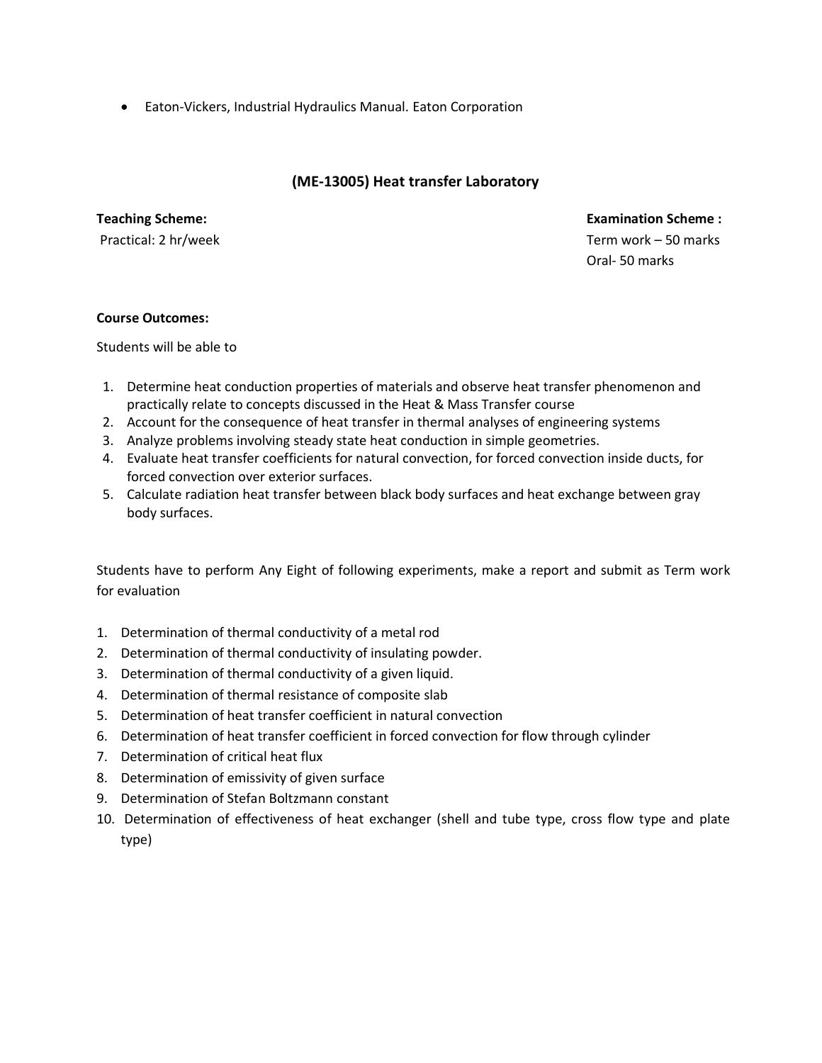- Eaton-Vickers, Industrial Hydraulics Manual. Eaton Corporation

## (ME-13005) Heat transfer Laboratory

**Teaching Scheme:**
Practical: 2 hr/week

**Examination Scheme :**
Term work – 50 marks
Oral- 50 marks

**Course Outcomes:**

Students will be able to

1. Determine heat conduction properties of materials and observe heat transfer phenomenon and practically relate to concepts discussed in the Heat & Mass Transfer course
2. Account for the consequence of heat transfer in thermal analyses of engineering systems
3. Analyze problems involving steady state heat conduction in simple geometries.
4. Evaluate heat transfer coefficients for natural convection, for forced convection inside ducts, for forced convection over exterior surfaces.
5. Calculate radiation heat transfer between black body surfaces and heat exchange between gray body surfaces.

Students have to perform Any Eight of following experiments, make a report and submit as Term work for evaluation

1. Determination of thermal conductivity of a metal rod
2. Determination of thermal conductivity of insulating powder.
3. Determination of thermal conductivity of a given liquid.
4. Determination of thermal resistance of composite slab
5. Determination of heat transfer coefficient in natural convection
6. Determination of heat transfer coefficient in forced convection for flow through cylinder
7. Determination of critical heat flux
8. Determination of emissivity of given surface
9. Determination of Stefan Boltzmann constant
10. Determination of effectiveness of heat exchanger (shell and tube type, cross flow type and plate type)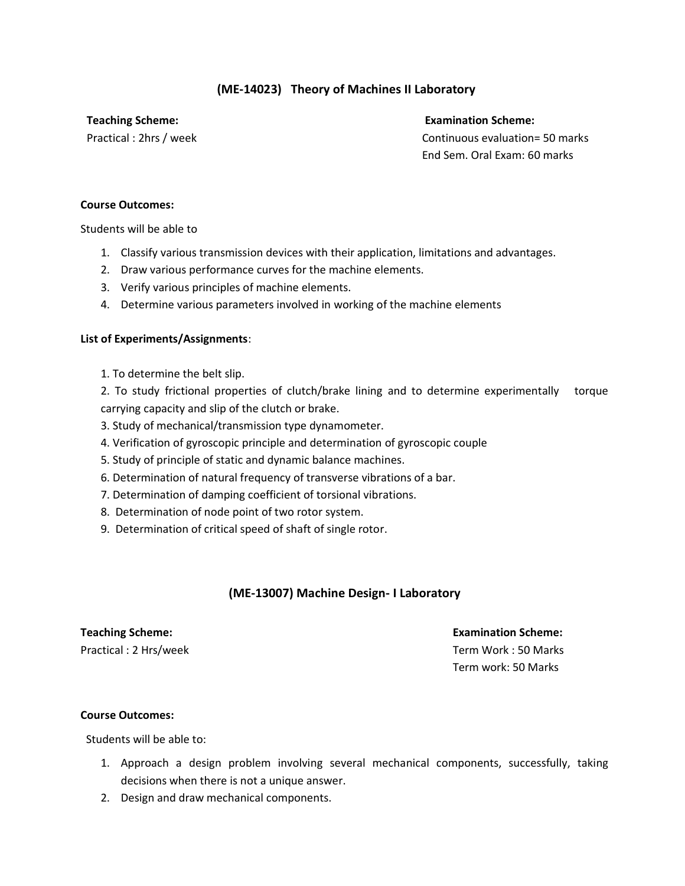## (ME-14023) Theory of Machines II Laboratory

**Teaching Scheme:**
Practical : 2hrs / week

**Examination Scheme:**
Continuous evaluation= 50 marks
End Sem. Oral Exam: 60 marks

**Course Outcomes:**

Students will be able to

1. Classify various transmission devices with their application, limitations and advantages.
2. Draw various performance curves for the machine elements.
3. Verify various principles of machine elements.
4. Determine various parameters involved in working of the machine elements

**List of Experiments/Assignments**:

1. To determine the belt slip.
2. To study frictional properties of clutch/brake lining and to determine experimentally torque carrying capacity and slip of the clutch or brake.
3. Study of mechanical/transmission type dynamometer.
4. Verification of gyroscopic principle and determination of gyroscopic couple
5. Study of principle of static and dynamic balance machines.
6. Determination of natural frequency of transverse vibrations of a bar.
7. Determination of damping coefficient of torsional vibrations.
8. Determination of node point of two rotor system.
9. Determination of critical speed of shaft of single rotor.

## (ME-13007) Machine Design- I Laboratory

**Teaching Scheme:**
Practical : 2 Hrs/week

**Examination Scheme:**
Term Work : 50 Marks
Term work: 50 Marks

**Course Outcomes:**

Students will be able to:

1. Approach a design problem involving several mechanical components, successfully, taking decisions when there is not a unique answer.
2. Design and draw mechanical components.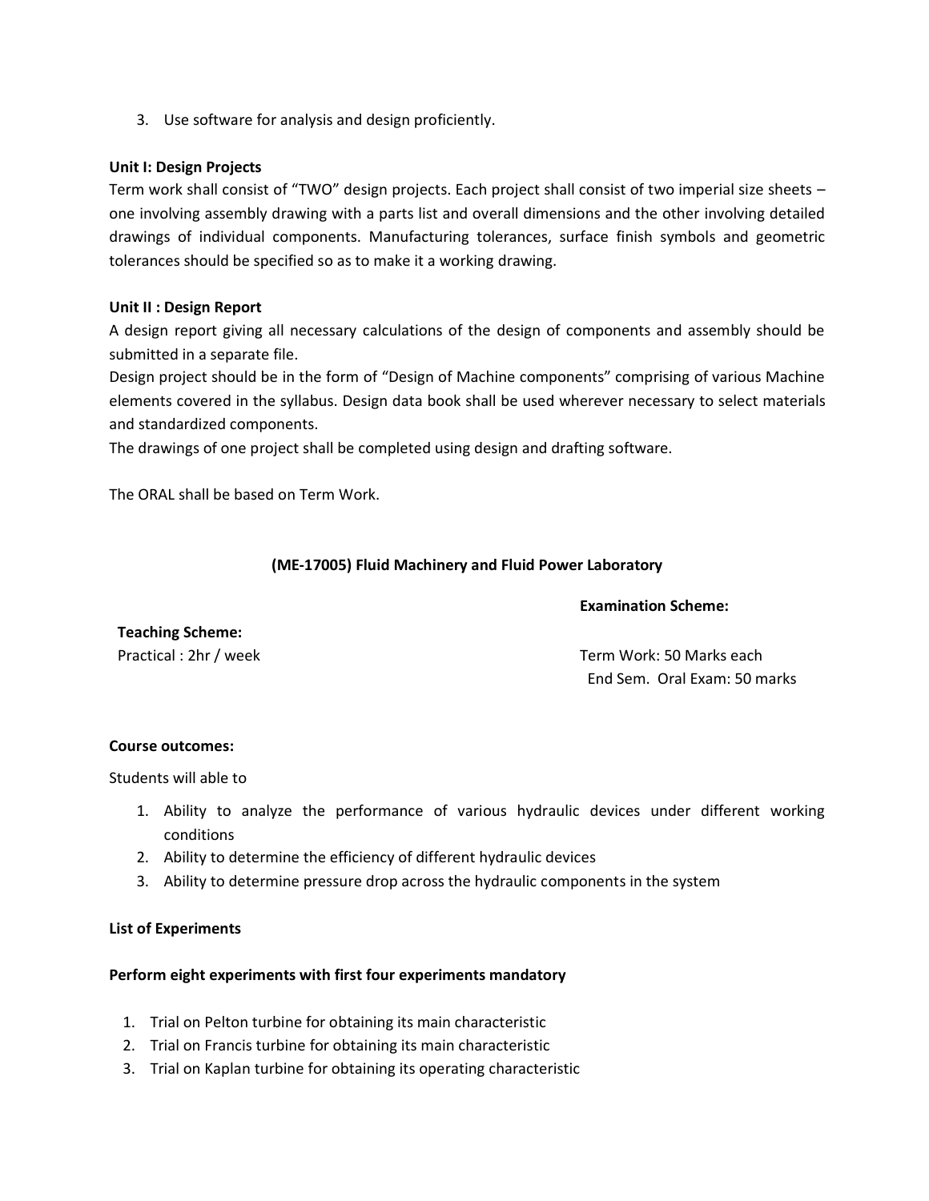3. Use software for analysis and design proficiently.

**Unit I: Design Projects**

Term work shall consist of "TWO" design projects. Each project shall consist of two imperial size sheets – one involving assembly drawing with a parts list and overall dimensions and the other involving detailed drawings of individual components. Manufacturing tolerances, surface finish symbols and geometric tolerances should be specified so as to make it a working drawing.

**Unit II : Design Report**

A design report giving all necessary calculations of the design of components and assembly should be submitted in a separate file.

Design project should be in the form of "Design of Machine components" comprising of various Machine elements covered in the syllabus. Design data book shall be used wherever necessary to select materials and standardized components.

The drawings of one project shall be completed using design and drafting software.

The ORAL shall be based on Term Work.

## (ME-17005) Fluid Machinery and Fluid Power Laboratory

**Teaching Scheme:**

Practical : 2hr / week

**Examination Scheme:**

Term Work: 50 Marks each

End Sem. Oral Exam: 50 marks

**Course outcomes:**

Students will able to

1. Ability to analyze the performance of various hydraulic devices under different working conditions
2. Ability to determine the efficiency of different hydraulic devices
3. Ability to determine pressure drop across the hydraulic components in the system

**List of Experiments**

**Perform eight experiments with first four experiments mandatory**

1. Trial on Pelton turbine for obtaining its main characteristic
2. Trial on Francis turbine for obtaining its main characteristic
3. Trial on Kaplan turbine for obtaining its operating characteristic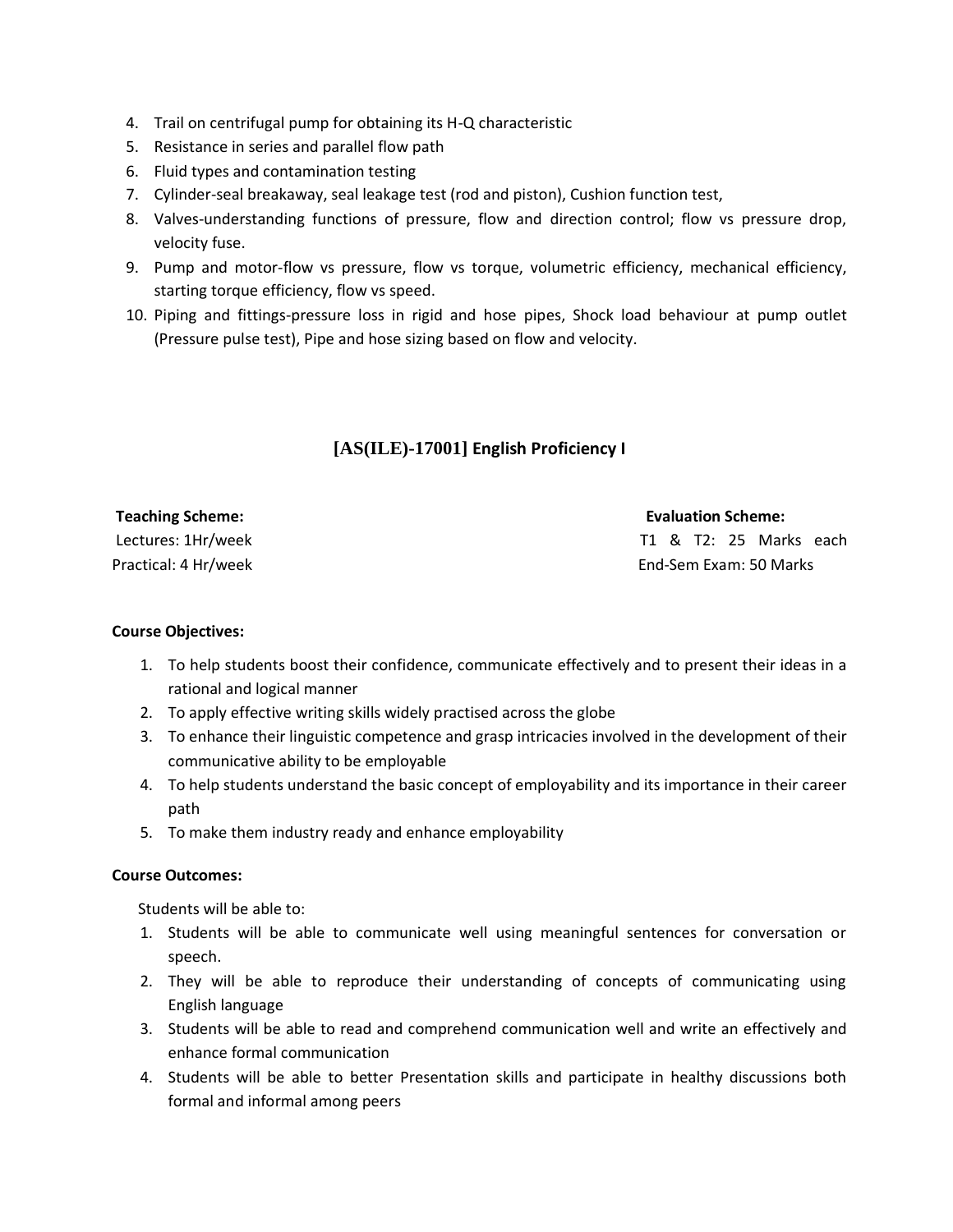4. Trail on centrifugal pump for obtaining its H-Q characteristic
5. Resistance in series and parallel flow path
6. Fluid types and contamination testing
7. Cylinder-seal breakaway, seal leakage test (rod and piston), Cushion function test,
8. Valves-understanding functions of pressure, flow and direction control; flow vs pressure drop, velocity fuse.
9. Pump and motor-flow vs pressure, flow vs torque, volumetric efficiency, mechanical efficiency, starting torque efficiency, flow vs speed.
10. Piping and fittings-pressure loss in rigid and hose pipes, Shock load behaviour at pump outlet (Pressure pulse test), Pipe and hose sizing based on flow and velocity.

## [AS(ILE)-17001] English Proficiency I

**Teaching Scheme:**
Lectures: 1Hr/week
Practical: 4 Hr/week

**Evaluation Scheme:**
T1 & T2: 25 Marks each
End-Sem Exam: 50 Marks

**Course Objectives:**

1. To help students boost their confidence, communicate effectively and to present their ideas in a rational and logical manner
2. To apply effective writing skills widely practised across the globe
3. To enhance their linguistic competence and grasp intricacies involved in the development of their communicative ability to be employable
4. To help students understand the basic concept of employability and its importance in their career path
5. To make them industry ready and enhance employability

**Course Outcomes:**

Students will be able to:

1. Students will be able to communicate well using meaningful sentences for conversation or speech.
2. They will be able to reproduce their understanding of concepts of communicating using English language
3. Students will be able to read and comprehend communication well and write an effectively and enhance formal communication
4. Students will be able to better Presentation skills and participate in healthy discussions both formal and informal among peers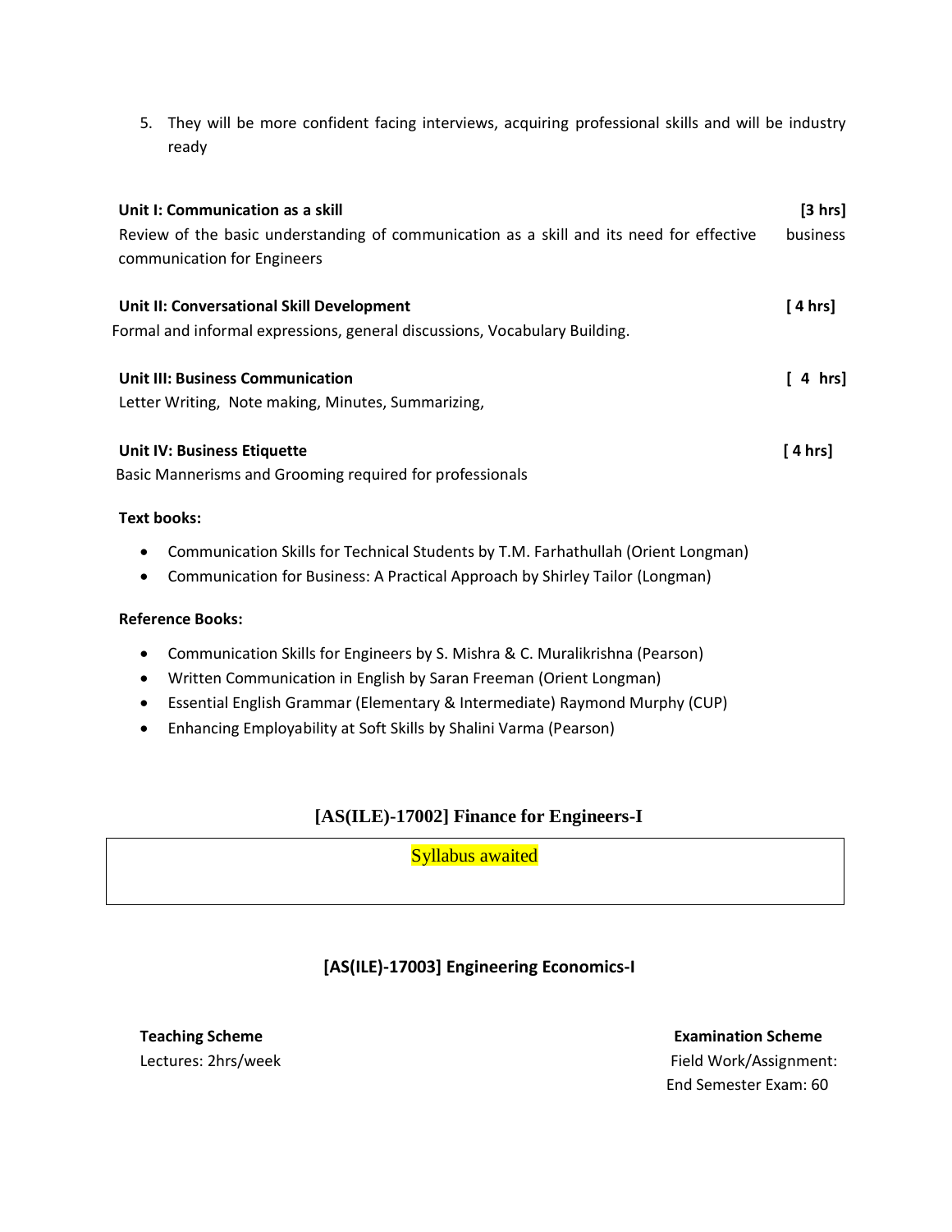5. They will be more confident facing interviews, acquiring professional skills and will be industry ready

**Unit I: Communication as a skill** **[3 hrs]**

Review of the basic understanding of communication as a skill and its need for effective business communication for Engineers

**Unit II: Conversational Skill Development** **[ 4 hrs]**

Formal and informal expressions, general discussions, Vocabulary Building.

**Unit III: Business Communication** **[ 4 hrs]**

Letter Writing, Note making, Minutes, Summarizing,

**Unit IV: Business Etiquette** **[ 4 hrs]**

Basic Mannerisms and Grooming required for professionals

**Text books:**

- Communication Skills for Technical Students by T.M. Farhathullah (Orient Longman)
- Communication for Business: A Practical Approach by Shirley Tailor (Longman)

**Reference Books:**

- Communication Skills for Engineers by S. Mishra & C. Muralikrishna (Pearson)
- Written Communication in English by Saran Freeman (Orient Longman)
- Essential English Grammar (Elementary & Intermediate) Raymond Murphy (CUP)
- Enhancing Employability at Soft Skills by Shalini Varma (Pearson)

## [AS(ILE)-17002] Finance for Engineers-I

| Syllabus awaited |
| --- |

## [AS(ILE)-17003] Engineering Economics-I

**Teaching Scheme**
Lectures: 2hrs/week

**Examination Scheme**
Field Work/Assignment:
End Semester Exam: 60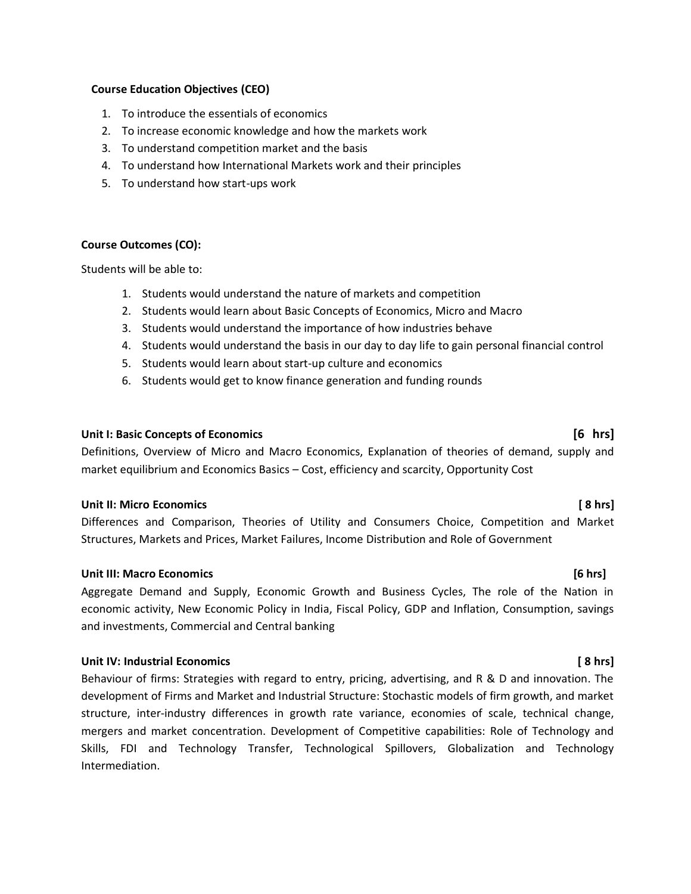**Course Education Objectives (CEO)**

1. To introduce the essentials of economics
2. To increase economic knowledge and how the markets work
3. To understand competition market and the basis
4. To understand how International Markets work and their principles
5. To understand how start-ups work

**Course Outcomes (CO):**

Students will be able to:

1. Students would understand the nature of markets and competition
2. Students would learn about Basic Concepts of Economics, Micro and Macro
3. Students would understand the importance of how industries behave
4. Students would understand the basis in our day to day life to gain personal financial control
5. Students would learn about start-up culture and economics
6. Students would get to know finance generation and funding rounds

**Unit I: Basic Concepts of Economics [6 hrs]**

Definitions, Overview of Micro and Macro Economics, Explanation of theories of demand, supply and market equilibrium and Economics Basics – Cost, efficiency and scarcity, Opportunity Cost

**Unit II: Micro Economics [ 8 hrs]**

Differences and Comparison, Theories of Utility and Consumers Choice, Competition and Market Structures, Markets and Prices, Market Failures, Income Distribution and Role of Government

**Unit III: Macro Economics [6 hrs]**

Aggregate Demand and Supply, Economic Growth and Business Cycles, The role of the Nation in economic activity, New Economic Policy in India, Fiscal Policy, GDP and Inflation, Consumption, savings and investments, Commercial and Central banking

**Unit IV: Industrial Economics [ 8 hrs]**

Behaviour of firms: Strategies with regard to entry, pricing, advertising, and R & D and innovation. The development of Firms and Market and Industrial Structure: Stochastic models of firm growth, and market structure, inter-industry differences in growth rate variance, economies of scale, technical change, mergers and market concentration. Development of Competitive capabilities: Role of Technology and Skills, FDI and Technology Transfer, Technological Spillovers, Globalization and Technology Intermediation.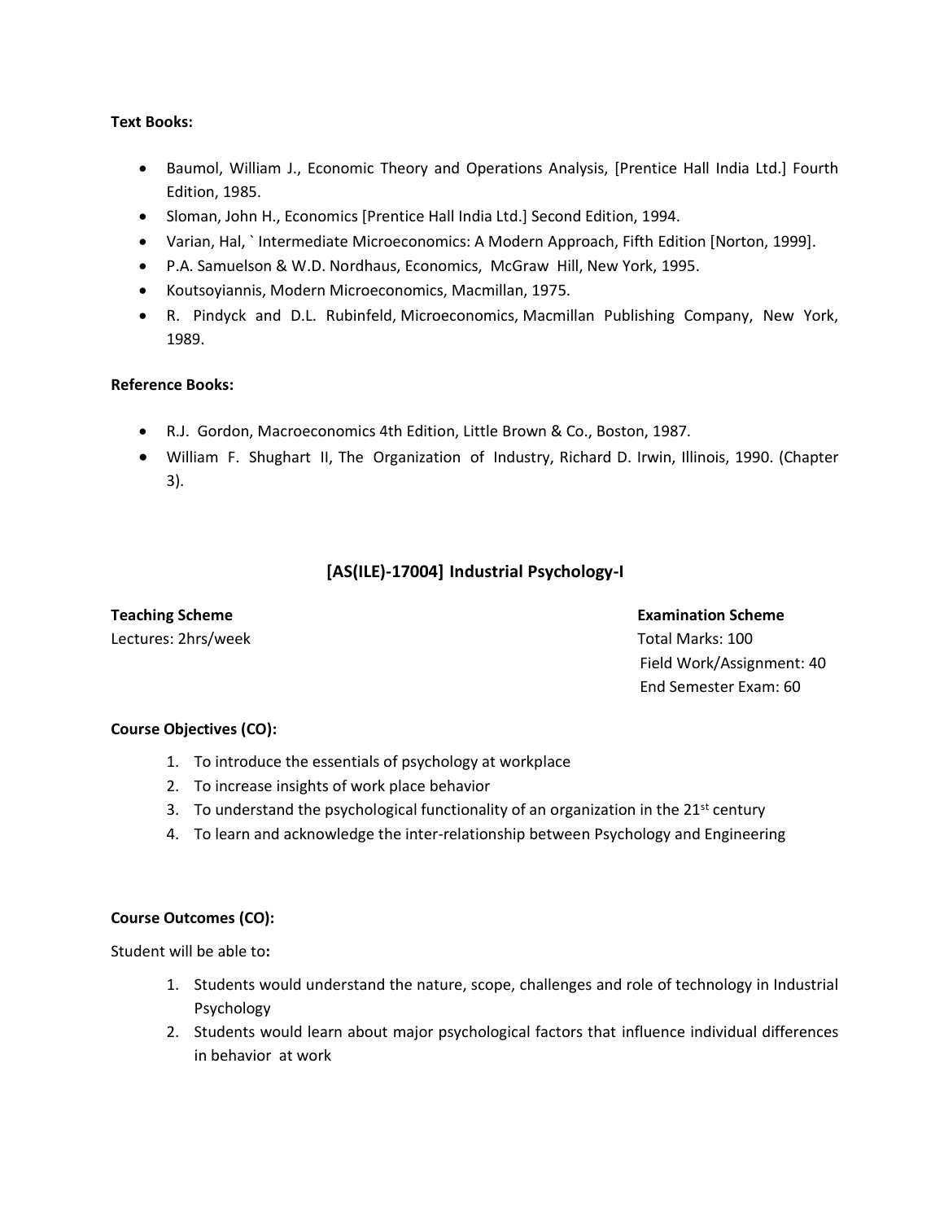**Text Books:**

- Baumol, William J., Economic Theory and Operations Analysis, [Prentice Hall India Ltd.] Fourth Edition, 1985.
- Sloman, John H., Economics [Prentice Hall India Ltd.] Second Edition, 1994.
- Varian, Hal, ` Intermediate Microeconomics: A Modern Approach, Fifth Edition [Norton, 1999].
- P.A. Samuelson & W.D. Nordhaus, Economics, McGraw Hill, New York, 1995.
- Koutsoyiannis, Modern Microeconomics, Macmillan, 1975.
- R. Pindyck and D.L. Rubinfeld, Microeconomics, Macmillan Publishing Company, New York, 1989.

**Reference Books:**

- R.J. Gordon, Macroeconomics 4th Edition, Little Brown & Co., Boston, 1987.
- William F. Shughart II, The Organization of Industry, Richard D. Irwin, Illinois, 1990. (Chapter 3).

## [AS(ILE)-17004] Industrial Psychology-I

**Teaching Scheme**

Lectures: 2hrs/week

**Examination Scheme**

Total Marks: 100

Field Work/Assignment: 40

End Semester Exam: 60

**Course Objectives (CO):**

1. To introduce the essentials of psychology at workplace
2. To increase insights of work place behavior
3. To understand the psychological functionality of an organization in the 21st century
4. To learn and acknowledge the inter-relationship between Psychology and Engineering

**Course Outcomes (CO):**

Student will be able to**:**

1. Students would understand the nature, scope, challenges and role of technology in Industrial Psychology
2. Students would learn about major psychological factors that influence individual differences in behavior at work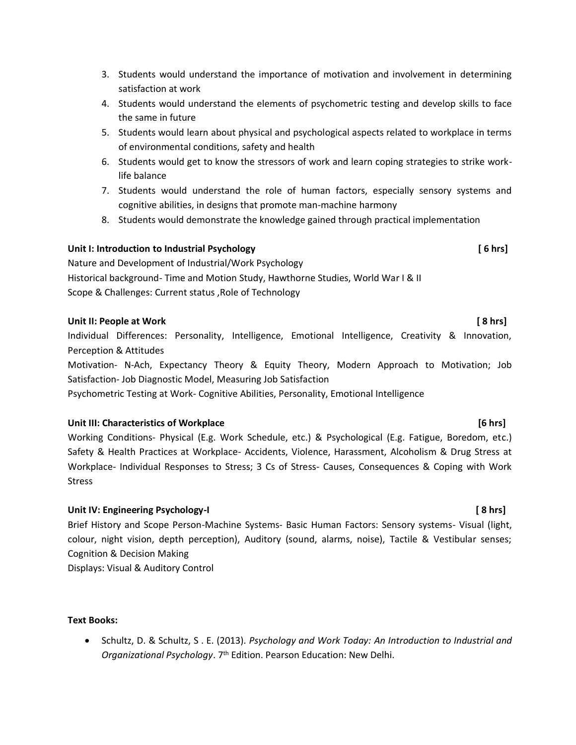3. Students would understand the importance of motivation and involvement in determining satisfaction at work
4. Students would understand the elements of psychometric testing and develop skills to face the same in future
5. Students would learn about physical and psychological aspects related to workplace in terms of environmental conditions, safety and health
6. Students would get to know the stressors of work and learn coping strategies to strike work-life balance
7. Students would understand the role of human factors, especially sensory systems and cognitive abilities, in designs that promote man-machine harmony
8. Students would demonstrate the knowledge gained through practical implementation

**Unit I: Introduction to Industrial Psychology** **[ 6 hrs]**

Nature and Development of Industrial/Work Psychology
Historical background- Time and Motion Study, Hawthorne Studies, World War I & II
Scope & Challenges: Current status ,Role of Technology

**Unit II: People at Work** **[ 8 hrs]**

Individual Differences: Personality, Intelligence, Emotional Intelligence, Creativity & Innovation, Perception & Attitudes
Motivation- N-Ach, Expectancy Theory & Equity Theory, Modern Approach to Motivation; Job Satisfaction- Job Diagnostic Model, Measuring Job Satisfaction
Psychometric Testing at Work- Cognitive Abilities, Personality, Emotional Intelligence

**Unit III: Characteristics of Workplace** **[6 hrs]**

Working Conditions- Physical (E.g. Work Schedule, etc.) & Psychological (E.g. Fatigue, Boredom, etc.) Safety & Health Practices at Workplace- Accidents, Violence, Harassment, Alcoholism & Drug Stress at Workplace- Individual Responses to Stress; 3 Cs of Stress- Causes, Consequences & Coping with Work Stress

**Unit IV: Engineering Psychology-I** **[ 8 hrs]**

Brief History and Scope Person-Machine Systems- Basic Human Factors: Sensory systems- Visual (light, colour, night vision, depth perception), Auditory (sound, alarms, noise), Tactile & Vestibular senses; Cognition & Decision Making
Displays: Visual & Auditory Control

**Text Books:**

- Schultz, D. & Schultz, S . E. (2013). *Psychology and Work Today: An Introduction to Industrial and Organizational Psychology*. 7th Edition. Pearson Education: New Delhi.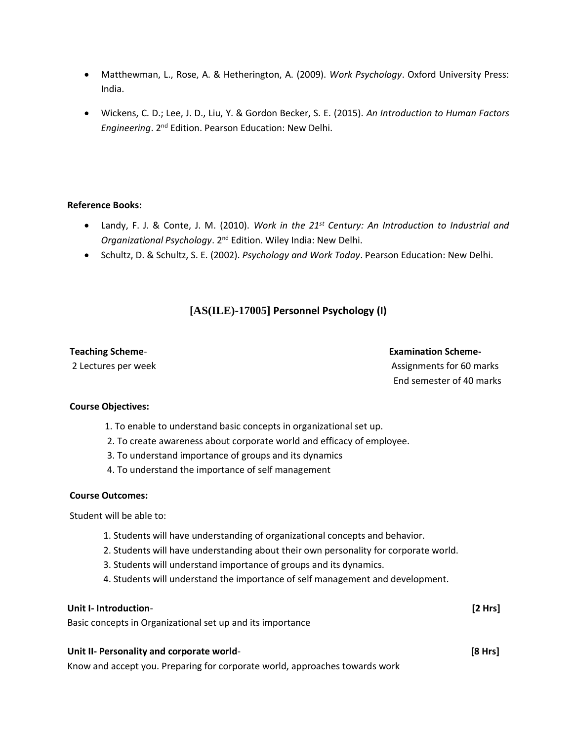- Matthewman, L., Rose, A. & Hetherington, A. (2009). *Work Psychology*. Oxford University Press: India.
- Wickens, C. D.; Lee, J. D., Liu, Y. & Gordon Becker, S. E. (2015). *An Introduction to Human Factors Engineering*. 2nd Edition. Pearson Education: New Delhi.

**Reference Books:**

- Landy, F. J. & Conte, J. M. (2010). *Work in the 21st Century: An Introduction to Industrial and Organizational Psychology*. 2nd Edition. Wiley India: New Delhi.
- Schultz, D. & Schultz, S. E. (2002). *Psychology and Work Today*. Pearson Education: New Delhi.

## [AS(ILE)-17005] Personnel Psychology (I)

**Teaching Scheme**-
2 Lectures per week

**Examination Scheme-**
Assignments for 60 marks
End semester of 40 marks

**Course Objectives:**

1. To enable to understand basic concepts in organizational set up.
2. To create awareness about corporate world and efficacy of employee.
3. To understand importance of groups and its dynamics
4. To understand the importance of self management

**Course Outcomes:**

Student will be able to:

1. Students will have understanding of organizational concepts and behavior.
2. Students will have understanding about their own personality for corporate world.
3. Students will understand importance of groups and its dynamics.
4. Students will understand the importance of self management and development.

**Unit I- Introduction**- **[2 Hrs]**
Basic concepts in Organizational set up and its importance

**Unit II- Personality and corporate world**- **[8 Hrs]**
Know and accept you. Preparing for corporate world, approaches towards work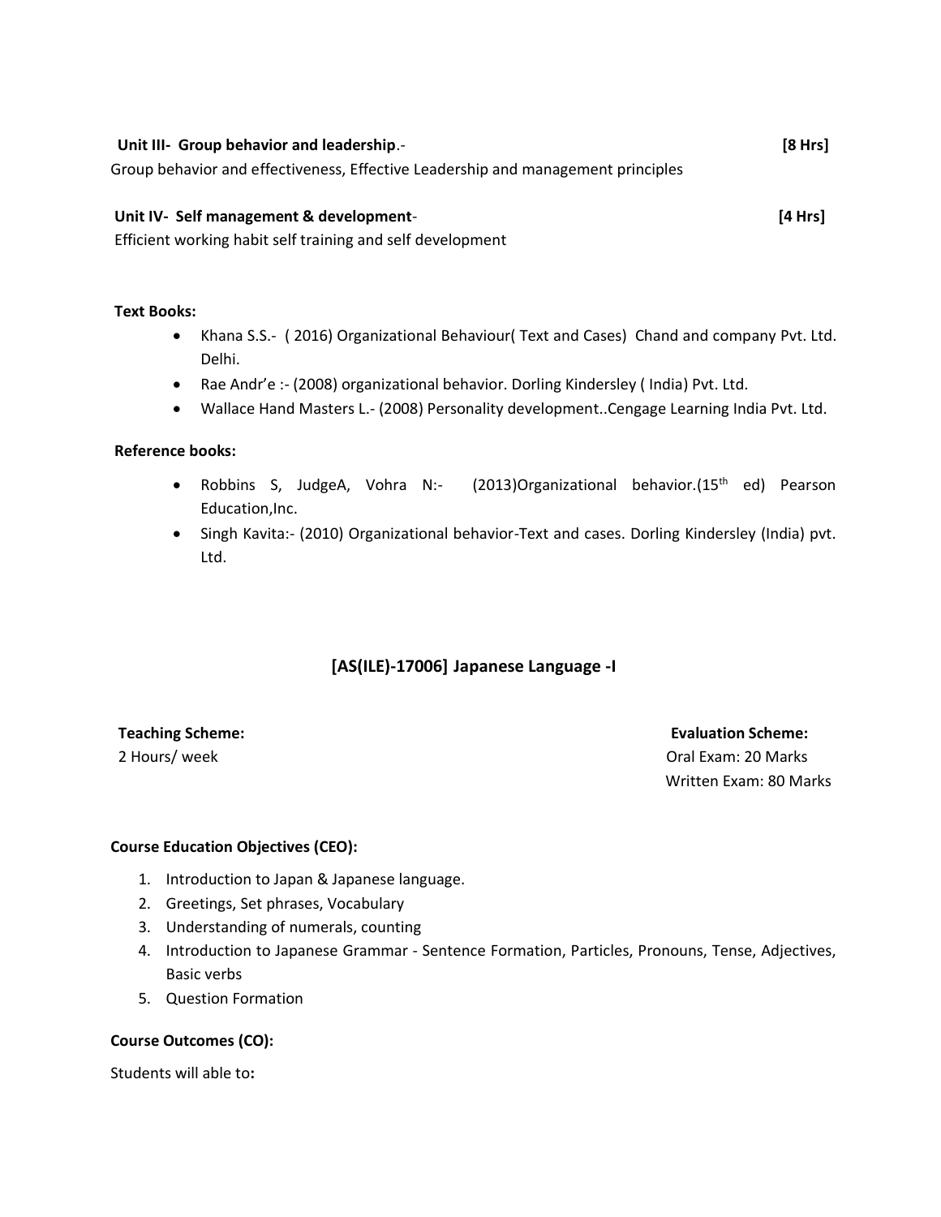**Unit III- Group behavior and leadership.- [8 Hrs]**

Group behavior and effectiveness, Effective Leadership and management principles

**Unit IV- Self management & development- [4 Hrs]**

Efficient working habit self training and self development

**Text Books:**

- Khana S.S.- ( 2016) Organizational Behaviour( Text and Cases) Chand and company Pvt. Ltd. Delhi.
- Rae Andr'e :- (2008) organizational behavior. Dorling Kindersley ( India) Pvt. Ltd.
- Wallace Hand Masters L.- (2008) Personality development..Cengage Learning India Pvt. Ltd.

**Reference books:**

- Robbins S, JudgeA, Vohra N:- (2013)Organizational behavior.(15th ed) Pearson Education,Inc.
- Singh Kavita:- (2010) Organizational behavior-Text and cases. Dorling Kindersley (India) pvt. Ltd.

## [AS(ILE)-17006] Japanese Language -I

**Teaching Scheme:**
2 Hours/ week

**Evaluation Scheme:**
Oral Exam: 20 Marks
Written Exam: 80 Marks

**Course Education Objectives (CEO):**

1. Introduction to Japan & Japanese language.
2. Greetings, Set phrases, Vocabulary
3. Understanding of numerals, counting
4. Introduction to Japanese Grammar - Sentence Formation, Particles, Pronouns, Tense, Adjectives, Basic verbs
5. Question Formation

**Course Outcomes (CO):**

Students will able to**:**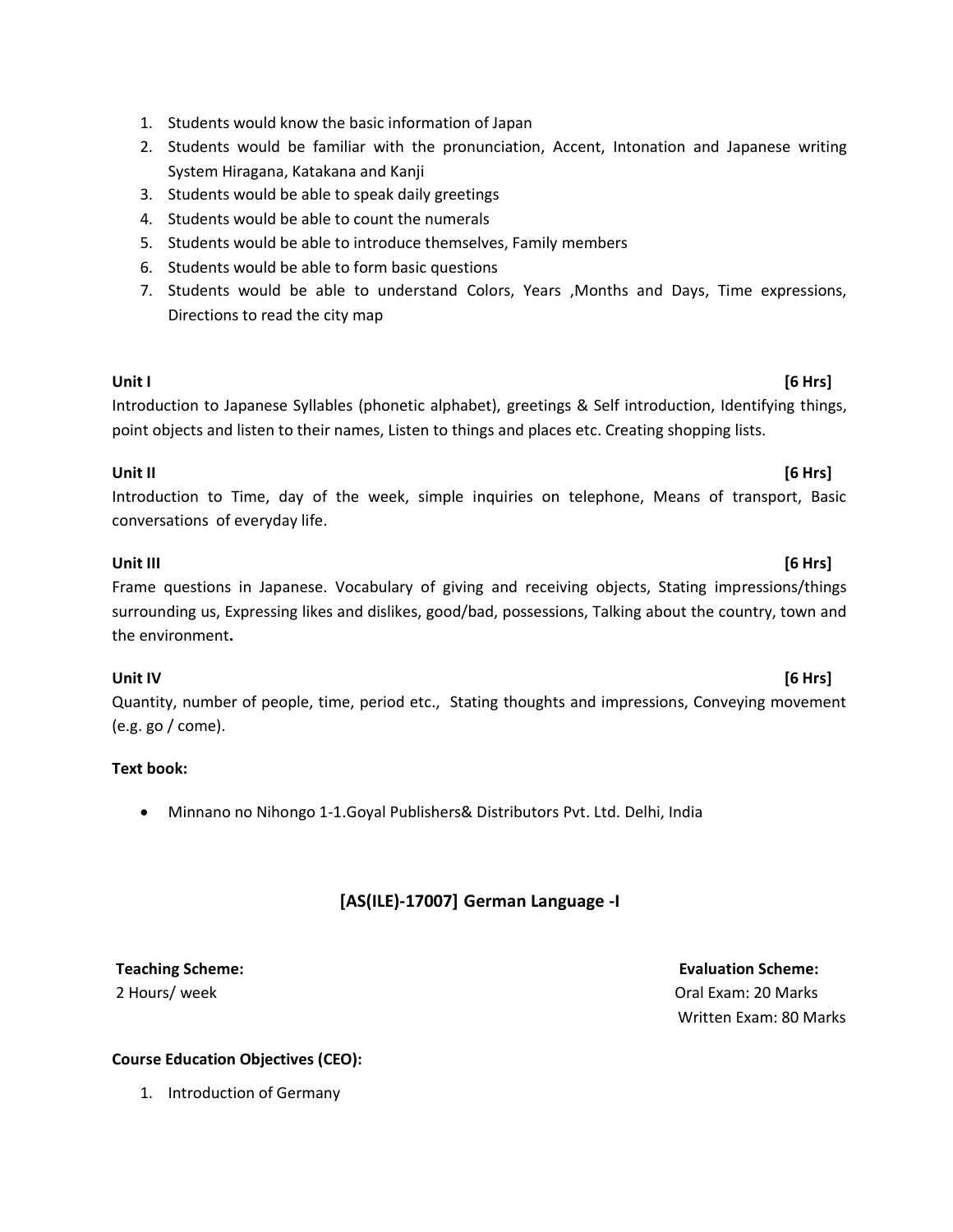1. Students would know the basic information of Japan
2. Students would be familiar with the pronunciation, Accent, Intonation and Japanese writing System Hiragana, Katakana and Kanji
3. Students would be able to speak daily greetings
4. Students would be able to count the numerals
5. Students would be able to introduce themselves, Family members
6. Students would be able to form basic questions
7. Students would be able to understand Colors, Years ,Months and Days, Time expressions, Directions to read the city map

**Unit I** **[6 Hrs]**

Introduction to Japanese Syllables (phonetic alphabet), greetings & Self introduction, Identifying things, point objects and listen to their names, Listen to things and places etc. Creating shopping lists.

**Unit II** **[6 Hrs]**

Introduction to Time, day of the week, simple inquiries on telephone, Means of transport, Basic conversations of everyday life.

**Unit III** **[6 Hrs]**

Frame questions in Japanese. Vocabulary of giving and receiving objects, Stating impressions/things surrounding us, Expressing likes and dislikes, good/bad, possessions, Talking about the country, town and the environment**.**

**Unit IV** **[6 Hrs]**

Quantity, number of people, time, period etc., Stating thoughts and impressions, Conveying movement (e.g. go / come).

**Text book:**

- Minnano no Nihongo 1-1.Goyal Publishers& Distributors Pvt. Ltd. Delhi, India

## [AS(ILE)-17007] German Language -I

**Teaching Scheme:**
2 Hours/ week

**Evaluation Scheme:**
Oral Exam: 20 Marks
Written Exam: 80 Marks

**Course Education Objectives (CEO):**

1. Introduction of Germany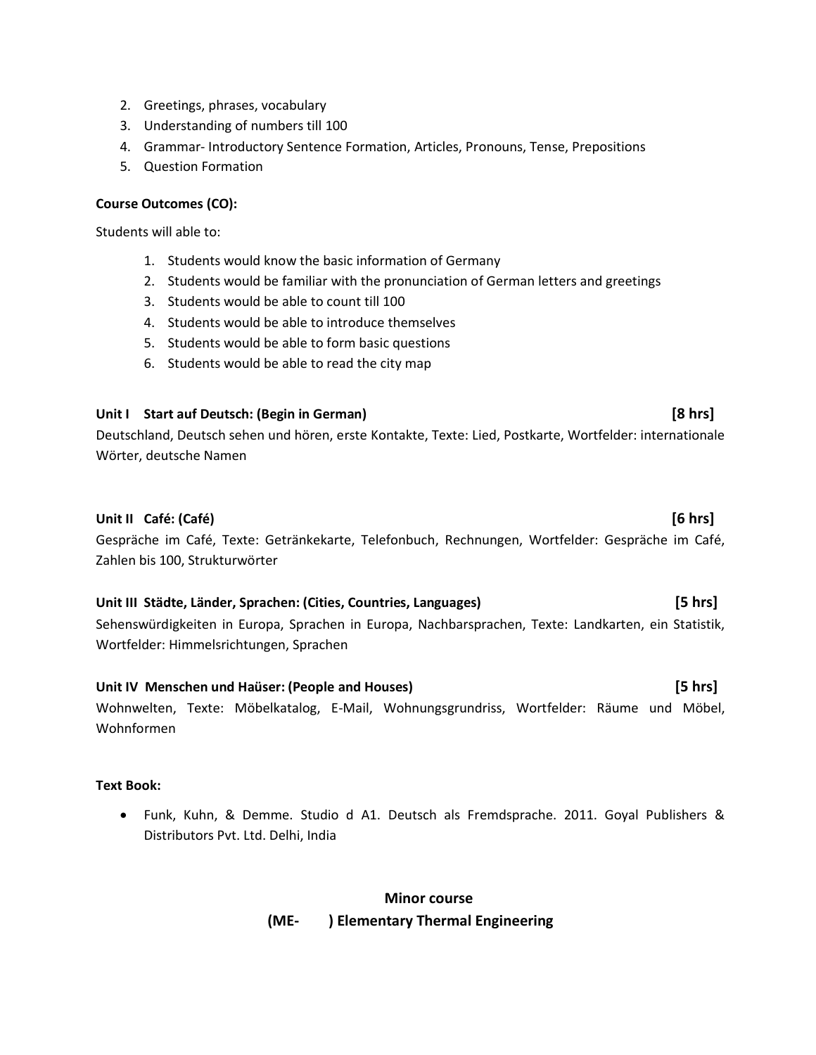2. Greetings, phrases, vocabulary
3. Understanding of numbers till 100
4. Grammar- Introductory Sentence Formation, Articles, Pronouns, Tense, Prepositions
5. Question Formation

**Course Outcomes (CO):**

Students will able to:

1. Students would know the basic information of Germany
2. Students would be familiar with the pronunciation of German letters and greetings
3. Students would be able to count till 100
4. Students would be able to introduce themselves
5. Students would be able to form basic questions
6. Students would be able to read the city map

**Unit I Start auf Deutsch: (Begin in German) [8 hrs]**

Deutschland, Deutsch sehen und hören, erste Kontakte, Texte: Lied, Postkarte, Wortfelder: internationale Wörter, deutsche Namen

**Unit II Café: (Café) [6 hrs]**

Gespräche im Café, Texte: Getränkekarte, Telefonbuch, Rechnungen, Wortfelder: Gespräche im Café, Zahlen bis 100, Strukturwörter

**Unit III Städte, Länder, Sprachen: (Cities, Countries, Languages) [5 hrs]**

Sehenswürdigkeiten in Europa, Sprachen in Europa, Nachbarsprachen, Texte: Landkarten, ein Statistik, Wortfelder: Himmelsrichtungen, Sprachen

**Unit IV Menschen und Haüser: (People and Houses) [5 hrs]**

Wohnwelten, Texte: Möbelkatalog, E-Mail, Wohnungsgrundriss, Wortfelder: Räume und Möbel, Wohnformen

**Text Book:**

- Funk, Kuhn, & Demme. Studio d A1. Deutsch als Fremdsprache. 2011. Goyal Publishers & Distributors Pvt. Ltd. Delhi, India

**Minor course**

**(ME- ) Elementary Thermal Engineering**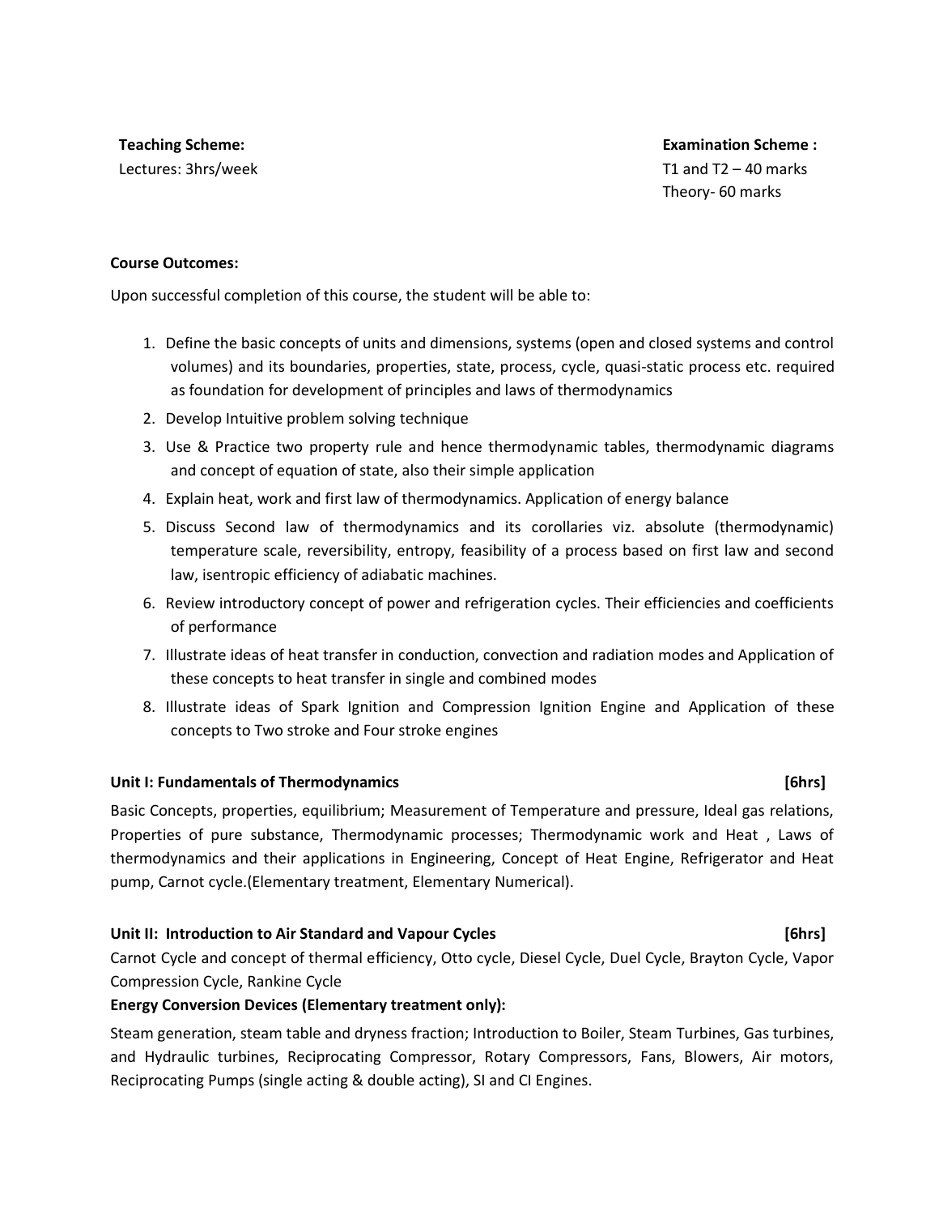**Teaching Scheme:**
Lectures: 3hrs/week

**Examination Scheme :**
T1 and T2 – 40 marks
Theory- 60 marks

**Course Outcomes:**

Upon successful completion of this course, the student will be able to:

1. Define the basic concepts of units and dimensions, systems (open and closed systems and control volumes) and its boundaries, properties, state, process, cycle, quasi-static process etc. required as foundation for development of principles and laws of thermodynamics
2. Develop Intuitive problem solving technique
3. Use & Practice two property rule and hence thermodynamic tables, thermodynamic diagrams and concept of equation of state, also their simple application
4. Explain heat, work and first law of thermodynamics. Application of energy balance
5. Discuss Second law of thermodynamics and its corollaries viz. absolute (thermodynamic) temperature scale, reversibility, entropy, feasibility of a process based on first law and second law, isentropic efficiency of adiabatic machines.
6. Review introductory concept of power and refrigeration cycles. Their efficiencies and coefficients of performance
7. Illustrate ideas of heat transfer in conduction, convection and radiation modes and Application of these concepts to heat transfer in single and combined modes
8. Illustrate ideas of Spark Ignition and Compression Ignition Engine and Application of these concepts to Two stroke and Four stroke engines

**Unit I: Fundamentals of Thermodynamics [6hrs]**

Basic Concepts, properties, equilibrium; Measurement of Temperature and pressure, Ideal gas relations, Properties of pure substance, Thermodynamic processes; Thermodynamic work and Heat , Laws of thermodynamics and their applications in Engineering, Concept of Heat Engine, Refrigerator and Heat pump, Carnot cycle.(Elementary treatment, Elementary Numerical).

**Unit II: Introduction to Air Standard and Vapour Cycles [6hrs]**

Carnot Cycle and concept of thermal efficiency, Otto cycle, Diesel Cycle, Duel Cycle, Brayton Cycle, Vapor Compression Cycle, Rankine Cycle

**Energy Conversion Devices (Elementary treatment only):**

Steam generation, steam table and dryness fraction; Introduction to Boiler, Steam Turbines, Gas turbines, and Hydraulic turbines, Reciprocating Compressor, Rotary Compressors, Fans, Blowers, Air motors, Reciprocating Pumps (single acting & double acting), SI and CI Engines.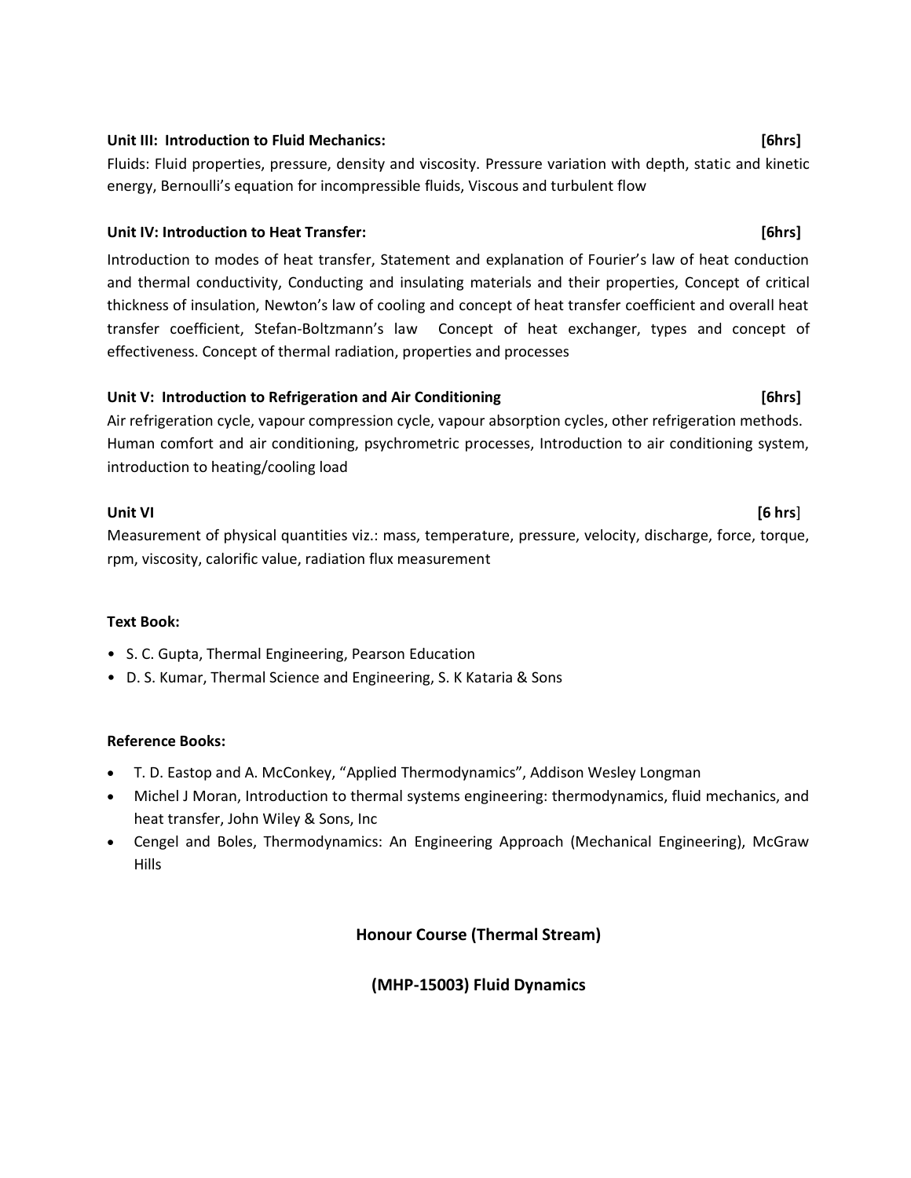**Unit III: Introduction to Fluid Mechanics: [6hrs]**

Fluids: Fluid properties, pressure, density and viscosity. Pressure variation with depth, static and kinetic energy, Bernoulli's equation for incompressible fluids, Viscous and turbulent flow

**Unit IV: Introduction to Heat Transfer: [6hrs]**

Introduction to modes of heat transfer, Statement and explanation of Fourier's law of heat conduction and thermal conductivity, Conducting and insulating materials and their properties, Concept of critical thickness of insulation, Newton's law of cooling and concept of heat transfer coefficient and overall heat transfer coefficient, Stefan-Boltzmann's law Concept of heat exchanger, types and concept of effectiveness. Concept of thermal radiation, properties and processes

**Unit V: Introduction to Refrigeration and Air Conditioning [6hrs]**

Air refrigeration cycle, vapour compression cycle, vapour absorption cycles, other refrigeration methods. Human comfort and air conditioning, psychrometric processes, Introduction to air conditioning system, introduction to heating/cooling load

**Unit VI [6 hrs]**

Measurement of physical quantities viz.: mass, temperature, pressure, velocity, discharge, force, torque, rpm, viscosity, calorific value, radiation flux measurement

**Text Book:**

- S. C. Gupta, Thermal Engineering, Pearson Education
- D. S. Kumar, Thermal Science and Engineering, S. K Kataria & Sons

**Reference Books:**

- T. D. Eastop and A. McConkey, "Applied Thermodynamics", Addison Wesley Longman
- Michel J Moran, Introduction to thermal systems engineering: thermodynamics, fluid mechanics, and heat transfer, John Wiley & Sons, Inc
- Cengel and Boles, Thermodynamics: An Engineering Approach (Mechanical Engineering), McGraw Hills

## Honour Course (Thermal Stream)

## (MHP-15003) Fluid Dynamics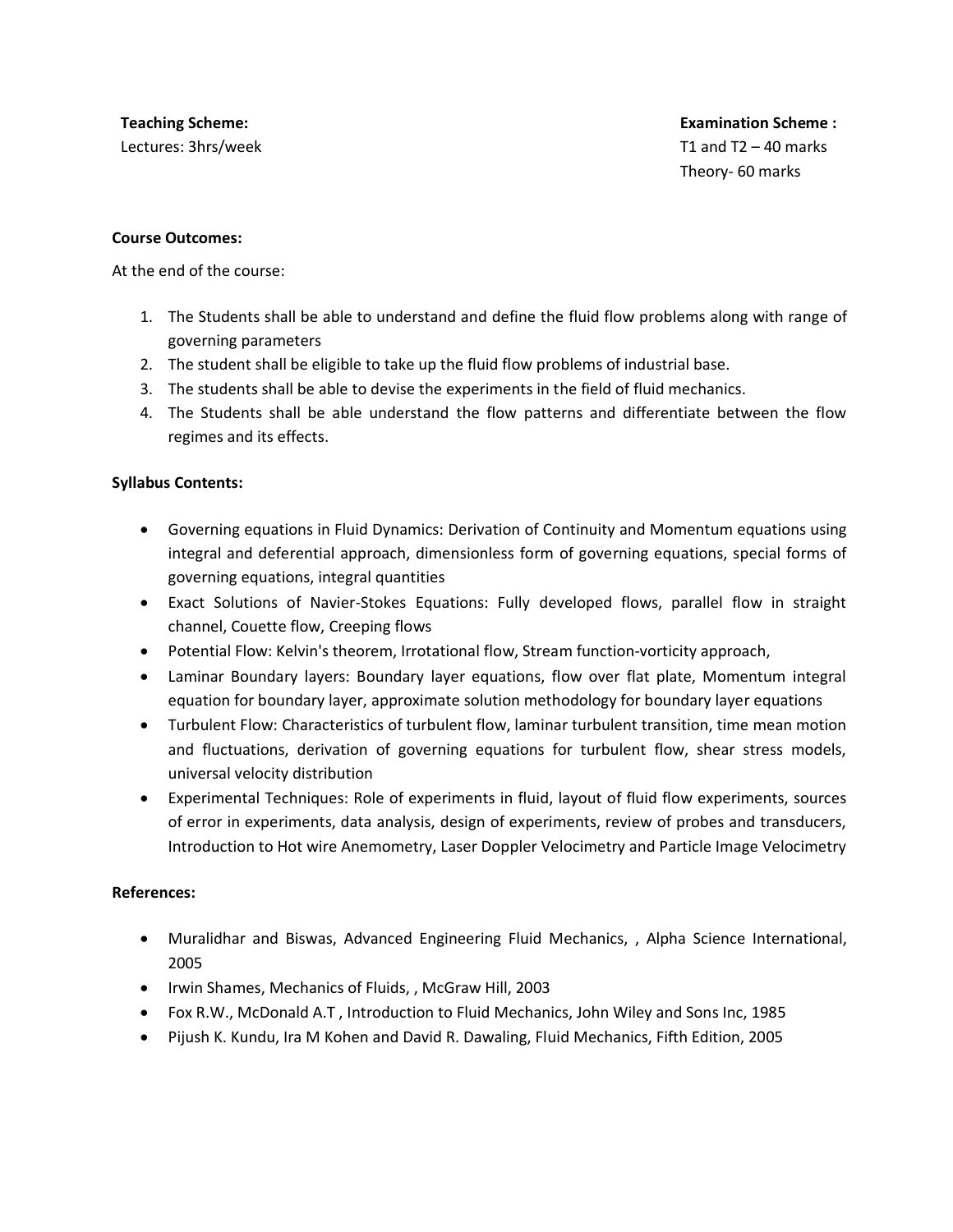**Teaching Scheme:**
Lectures: 3hrs/week

**Examination Scheme :**
T1 and T2 – 40 marks
Theory- 60 marks

**Course Outcomes:**

At the end of the course:

1. The Students shall be able to understand and define the fluid flow problems along with range of governing parameters
2. The student shall be eligible to take up the fluid flow problems of industrial base.
3. The students shall be able to devise the experiments in the field of fluid mechanics.
4. The Students shall be able understand the flow patterns and differentiate between the flow regimes and its effects.

**Syllabus Contents:**

- Governing equations in Fluid Dynamics: Derivation of Continuity and Momentum equations using integral and deferential approach, dimensionless form of governing equations, special forms of governing equations, integral quantities
- Exact Solutions of Navier-Stokes Equations: Fully developed flows, parallel flow in straight channel, Couette flow, Creeping flows
- Potential Flow: Kelvin's theorem, Irrotational flow, Stream function-vorticity approach,
- Laminar Boundary layers: Boundary layer equations, flow over flat plate, Momentum integral equation for boundary layer, approximate solution methodology for boundary layer equations
- Turbulent Flow: Characteristics of turbulent flow, laminar turbulent transition, time mean motion and fluctuations, derivation of governing equations for turbulent flow, shear stress models, universal velocity distribution
- Experimental Techniques: Role of experiments in fluid, layout of fluid flow experiments, sources of error in experiments, data analysis, design of experiments, review of probes and transducers, Introduction to Hot wire Anemometry, Laser Doppler Velocimetry and Particle Image Velocimetry

**References:**

- Muralidhar and Biswas, Advanced Engineering Fluid Mechanics, , Alpha Science International, 2005
- Irwin Shames, Mechanics of Fluids, , McGraw Hill, 2003
- Fox R.W., McDonald A.T , Introduction to Fluid Mechanics, John Wiley and Sons Inc, 1985
- Pijush K. Kundu, Ira M Kohen and David R. Dawaling, Fluid Mechanics, Fifth Edition, 2005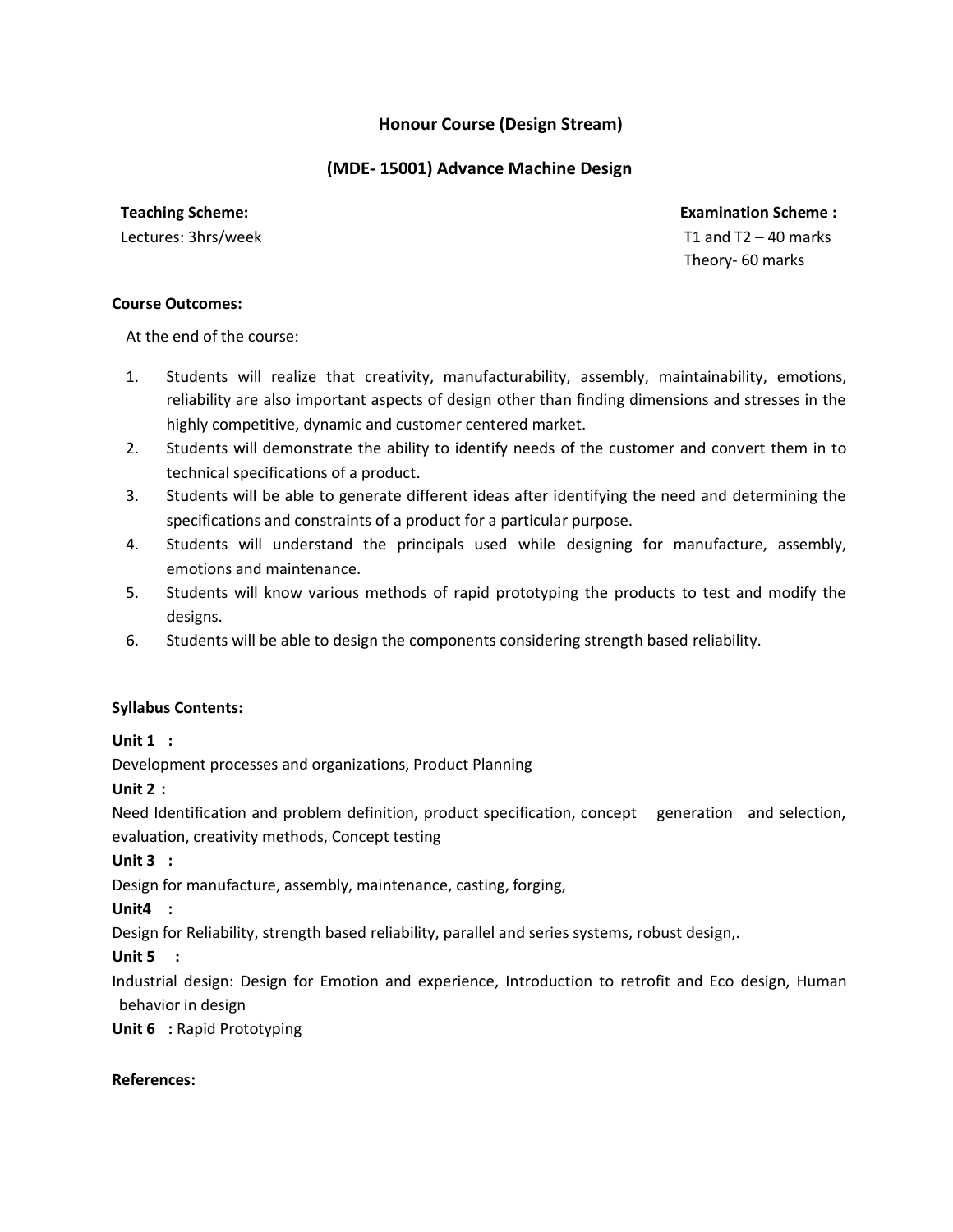## Honour Course (Design Stream)

## (MDE- 15001) Advance Machine Design

**Teaching Scheme:**
Lectures: 3hrs/week

**Examination Scheme :**
T1 and T2 – 40 marks
Theory- 60 marks

**Course Outcomes:**

At the end of the course:

1. Students will realize that creativity, manufacturability, assembly, maintainability, emotions, reliability are also important aspects of design other than finding dimensions and stresses in the highly competitive, dynamic and customer centered market.
2. Students will demonstrate the ability to identify needs of the customer and convert them in to technical specifications of a product.
3. Students will be able to generate different ideas after identifying the need and determining the specifications and constraints of a product for a particular purpose.
4. Students will understand the principals used while designing for manufacture, assembly, emotions and maintenance.
5. Students will know various methods of rapid prototyping the products to test and modify the designs.
6. Students will be able to design the components considering strength based reliability.

**Syllabus Contents:**

**Unit 1 :**
Development processes and organizations, Product Planning

**Unit 2 :**
Need Identification and problem definition, product specification, concept generation and selection, evaluation, creativity methods, Concept testing

**Unit 3 :**
Design for manufacture, assembly, maintenance, casting, forging,

**Unit4 :**
Design for Reliability, strength based reliability, parallel and series systems, robust design,.

**Unit 5 :**
Industrial design: Design for Emotion and experience, Introduction to retrofit and Eco design, Human behavior in design

**Unit 6 :** Rapid Prototyping

**References:**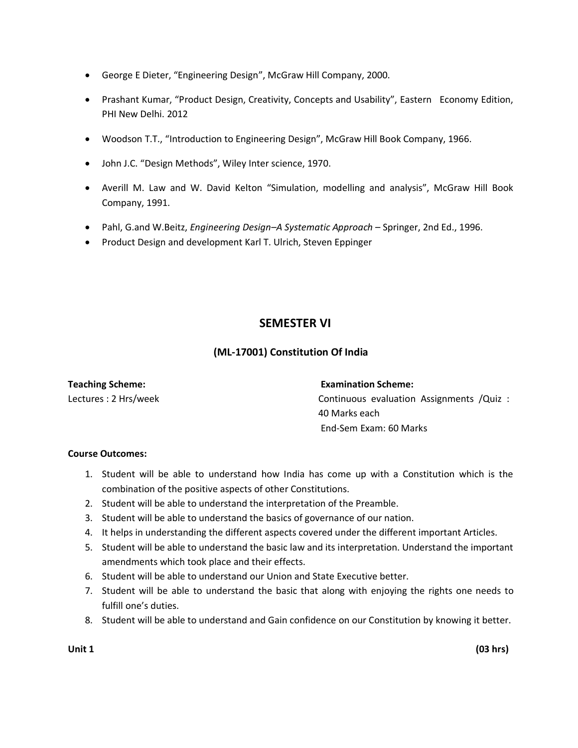- George E Dieter, “Engineering Design”, McGraw Hill Company, 2000.
- Prashant Kumar, “Product Design, Creativity, Concepts and Usability”, Eastern Economy Edition, PHI New Delhi. 2012
- Woodson T.T., “Introduction to Engineering Design”, McGraw Hill Book Company, 1966.
- John J.C. “Design Methods”, Wiley Inter science, 1970.
- Averill M. Law and W. David Kelton “Simulation, modelling and analysis”, McGraw Hill Book Company, 1991.
- Pahl, G.and W.Beitz, *Engineering Design–A Systematic Approach* – Springer, 2nd Ed., 1996.
- Product Design and development Karl T. Ulrich, Steven Eppinger

## SEMESTER VI

### (ML-17001) Constitution Of India

**Teaching Scheme:**
Lectures : 2 Hrs/week

**Examination Scheme:**
Continuous evaluation Assignments /Quiz : 40 Marks each
End-Sem Exam: 60 Marks

**Course Outcomes:**

1. Student will be able to understand how India has come up with a Constitution which is the combination of the positive aspects of other Constitutions.
2. Student will be able to understand the interpretation of the Preamble.
3. Student will be able to understand the basics of governance of our nation.
4. It helps in understanding the different aspects covered under the different important Articles.
5. Student will be able to understand the basic law and its interpretation. Understand the important amendments which took place and their effects.
6. Student will be able to understand our Union and State Executive better.
7. Student will be able to understand the basic that along with enjoying the rights one needs to fulfill one’s duties.
8. Student will be able to understand and Gain confidence on our Constitution by knowing it better.

**Unit 1** **(03 hrs)**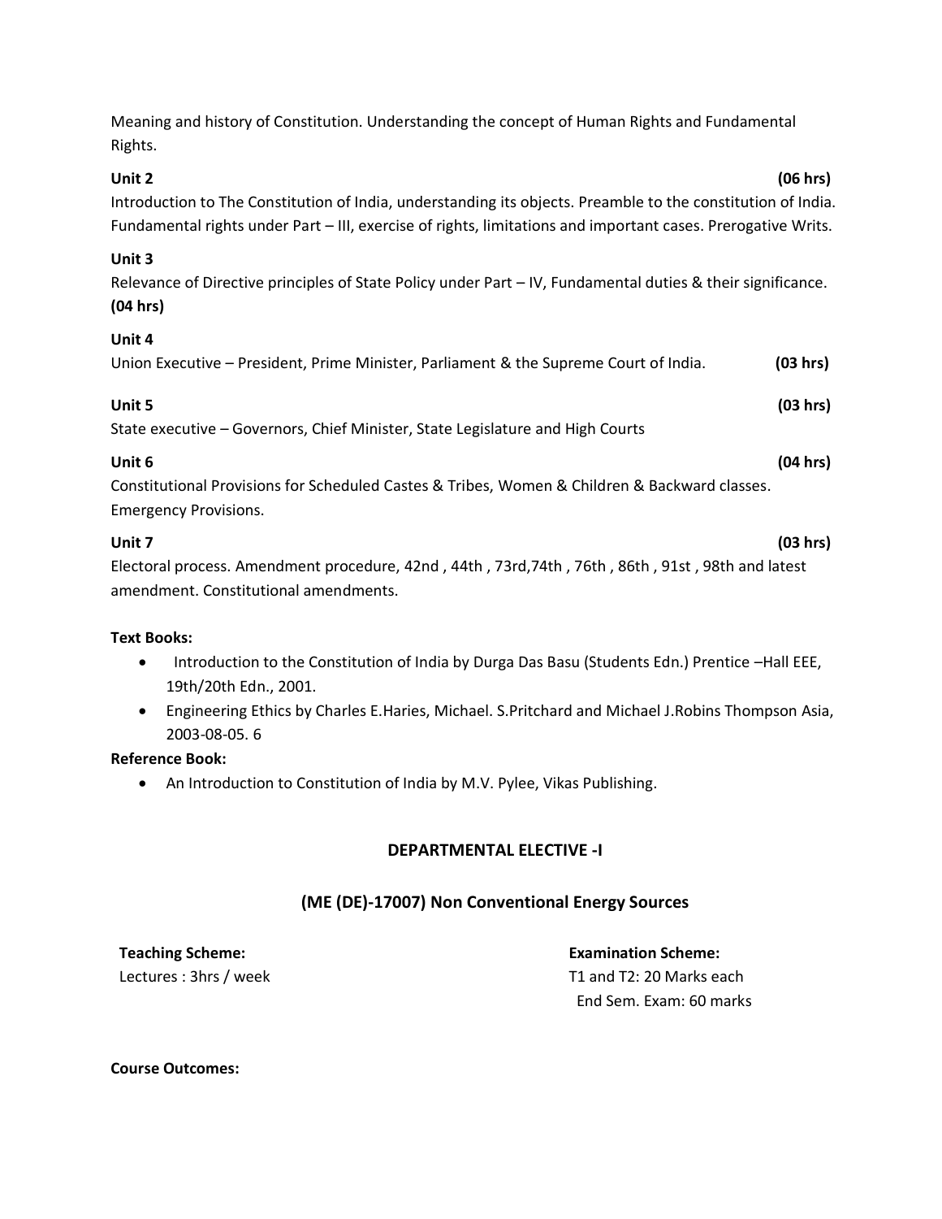Meaning and history of Constitution. Understanding the concept of Human Rights and Fundamental Rights.

**Unit 2** **(06 hrs)**

Introduction to The Constitution of India, understanding its objects. Preamble to the constitution of India. Fundamental rights under Part – III, exercise of rights, limitations and important cases. Prerogative Writs.

**Unit 3**

Relevance of Directive principles of State Policy under Part – IV, Fundamental duties & their significance. **(04 hrs)**

**Unit 4**

Union Executive – President, Prime Minister, Parliament & the Supreme Court of India. **(03 hrs)**

**Unit 5** **(03 hrs)**

State executive – Governors, Chief Minister, State Legislature and High Courts

**Unit 6** **(04 hrs)**

Constitutional Provisions for Scheduled Castes & Tribes, Women & Children & Backward classes. Emergency Provisions.

**Unit 7** **(03 hrs)**

Electoral process. Amendment procedure, 42nd , 44th , 73rd,74th , 76th , 86th , 91st , 98th and latest amendment. Constitutional amendments.

**Text Books:**

- Introduction to the Constitution of India by Durga Das Basu (Students Edn.) Prentice –Hall EEE, 19th/20th Edn., 2001.
- Engineering Ethics by Charles E.Haries, Michael. S.Pritchard and Michael J.Robins Thompson Asia, 2003-08-05. 6

**Reference Book:**

- An Introduction to Constitution of India by M.V. Pylee, Vikas Publishing.

## DEPARTMENTAL ELECTIVE -I

## (ME (DE)-17007) Non Conventional Energy Sources

**Teaching Scheme:**
Lectures : 3hrs / week

**Examination Scheme:**
T1 and T2: 20 Marks each
End Sem. Exam: 60 marks

**Course Outcomes:**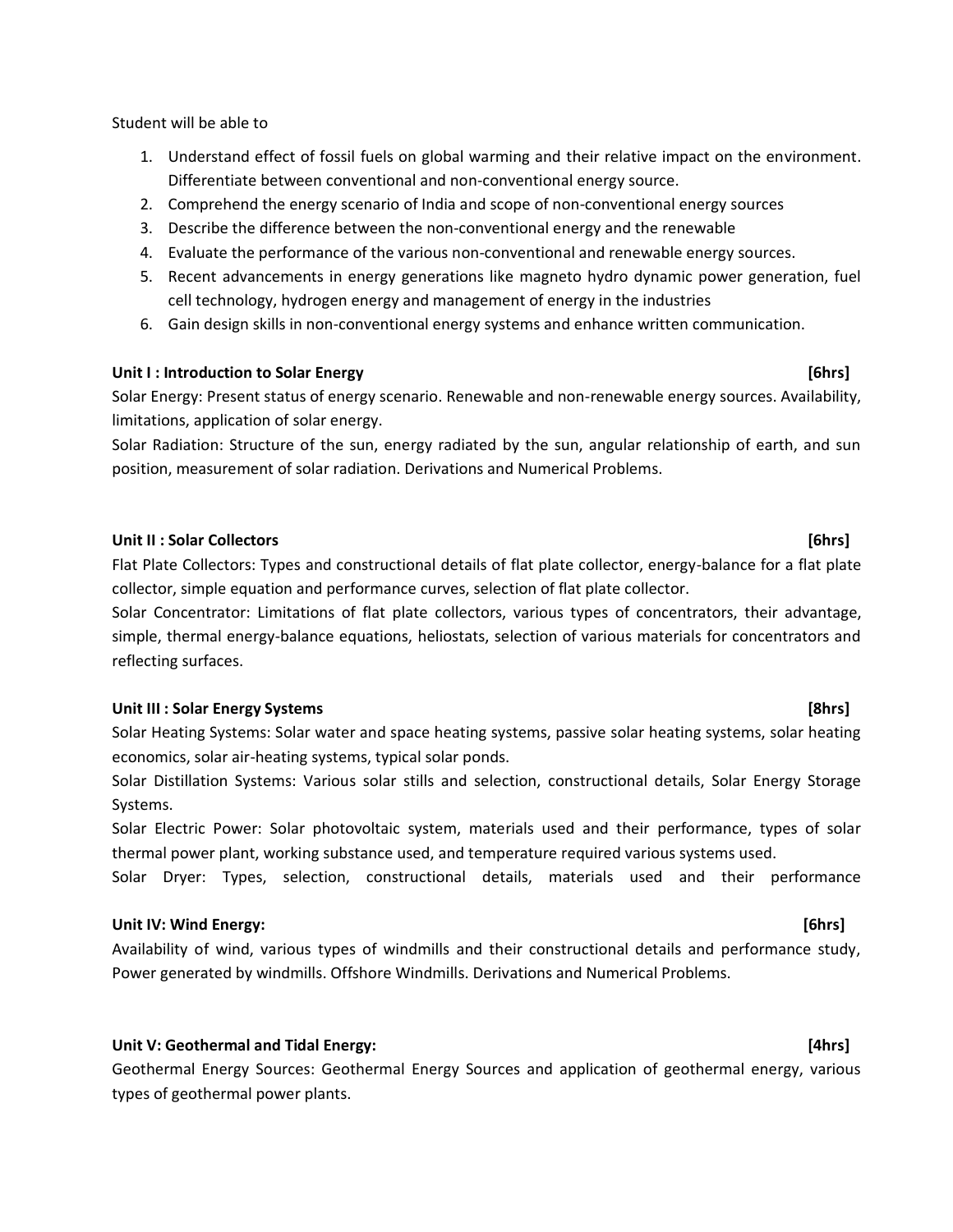Student will be able to

1. Understand effect of fossil fuels on global warming and their relative impact on the environment. Differentiate between conventional and non-conventional energy source.
2. Comprehend the energy scenario of India and scope of non-conventional energy sources
3. Describe the difference between the non-conventional energy and the renewable
4. Evaluate the performance of the various non-conventional and renewable energy sources.
5. Recent advancements in energy generations like magneto hydro dynamic power generation, fuel cell technology, hydrogen energy and management of energy in the industries
6. Gain design skills in non-conventional energy systems and enhance written communication.

**Unit I : Introduction to Solar Energy [6hrs]**

Solar Energy: Present status of energy scenario. Renewable and non-renewable energy sources. Availability, limitations, application of solar energy.

Solar Radiation: Structure of the sun, energy radiated by the sun, angular relationship of earth, and sun position, measurement of solar radiation. Derivations and Numerical Problems.

**Unit II : Solar Collectors [6hrs]**

Flat Plate Collectors: Types and constructional details of flat plate collector, energy-balance for a flat plate collector, simple equation and performance curves, selection of flat plate collector.

Solar Concentrator: Limitations of flat plate collectors, various types of concentrators, their advantage, simple, thermal energy-balance equations, heliostats, selection of various materials for concentrators and reflecting surfaces.

**Unit III : Solar Energy Systems [8hrs]**

Solar Heating Systems: Solar water and space heating systems, passive solar heating systems, solar heating economics, solar air-heating systems, typical solar ponds.

Solar Distillation Systems: Various solar stills and selection, constructional details, Solar Energy Storage Systems.

Solar Electric Power: Solar photovoltaic system, materials used and their performance, types of solar thermal power plant, working substance used, and temperature required various systems used.

Solar Dryer: Types, selection, constructional details, materials used and their performance

**Unit IV: Wind Energy: [6hrs]**

Availability of wind, various types of windmills and their constructional details and performance study, Power generated by windmills. Offshore Windmills. Derivations and Numerical Problems.

**Unit V: Geothermal and Tidal Energy: [4hrs]**

Geothermal Energy Sources: Geothermal Energy Sources and application of geothermal energy, various types of geothermal power plants.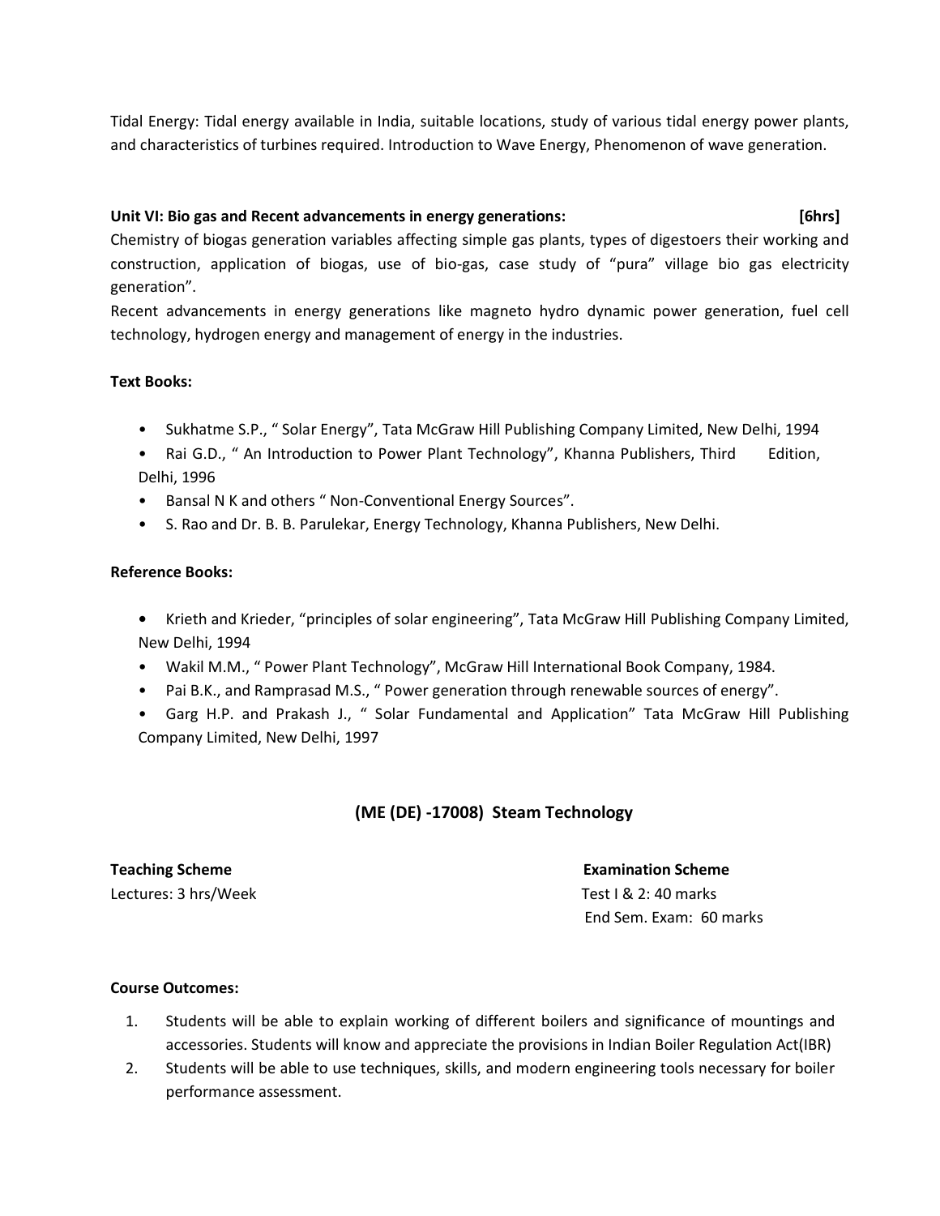Tidal Energy: Tidal energy available in India, suitable locations, study of various tidal energy power plants, and characteristics of turbines required. Introduction to Wave Energy, Phenomenon of wave generation.

**Unit VI: Bio gas and Recent advancements in energy generations: [6hrs]**

Chemistry of biogas generation variables affecting simple gas plants, types of digestoers their working and construction, application of biogas, use of bio-gas, case study of "pura" village bio gas electricity generation".

Recent advancements in energy generations like magneto hydro dynamic power generation, fuel cell technology, hydrogen energy and management of energy in the industries.

**Text Books:**

- Sukhatme S.P., " Solar Energy", Tata McGraw Hill Publishing Company Limited, New Delhi, 1994
- Rai G.D., " An Introduction to Power Plant Technology", Khanna Publishers, Third Edition, Delhi, 1996
- Bansal N K and others " Non-Conventional Energy Sources".
- S. Rao and Dr. B. B. Parulekar, Energy Technology, Khanna Publishers, New Delhi.

**Reference Books:**

- Krieth and Krieder, "principles of solar engineering", Tata McGraw Hill Publishing Company Limited, New Delhi, 1994
- Wakil M.M., " Power Plant Technology", McGraw Hill International Book Company, 1984.
- Pai B.K., and Ramprasad M.S., " Power generation through renewable sources of energy".
- Garg H.P. and Prakash J., " Solar Fundamental and Application" Tata McGraw Hill Publishing Company Limited, New Delhi, 1997

## (ME (DE) -17008) Steam Technology

**Teaching Scheme**
Lectures: 3 hrs/Week

**Examination Scheme**
Test I & 2: 40 marks
End Sem. Exam: 60 marks

**Course Outcomes:**

1. Students will be able to explain working of different boilers and significance of mountings and accessories. Students will know and appreciate the provisions in Indian Boiler Regulation Act(IBR)
2. Students will be able to use techniques, skills, and modern engineering tools necessary for boiler performance assessment.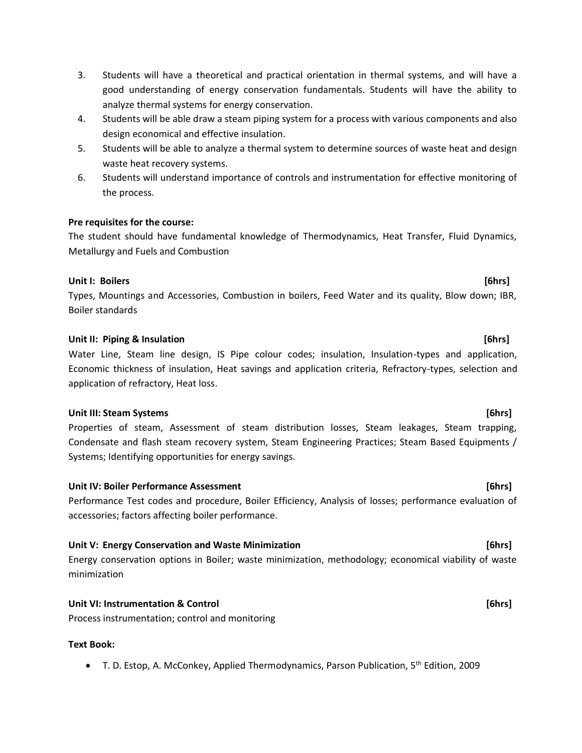3. Students will have a theoretical and practical orientation in thermal systems, and will have a good understanding of energy conservation fundamentals. Students will have the ability to analyze thermal systems for energy conservation.
4. Students will be able draw a steam piping system for a process with various components and also design economical and effective insulation.
5. Students will be able to analyze a thermal system to determine sources of waste heat and design waste heat recovery systems.
6. Students will understand importance of controls and instrumentation for effective monitoring of the process.

**Pre requisites for the course:**

The student should have fundamental knowledge of Thermodynamics, Heat Transfer, Fluid Dynamics, Metallurgy and Fuels and Combustion

**Unit I: Boilers [6hrs]**

Types, Mountings and Accessories, Combustion in boilers, Feed Water and its quality, Blow down; IBR, Boiler standards

**Unit II: Piping & Insulation [6hrs]**

Water Line, Steam line design, IS Pipe colour codes; insulation, Insulation-types and application, Economic thickness of insulation, Heat savings and application criteria, Refractory-types, selection and application of refractory, Heat loss.

**Unit III: Steam Systems [6hrs]**

Properties of steam, Assessment of steam distribution losses, Steam leakages, Steam trapping, Condensate and flash steam recovery system, Steam Engineering Practices; Steam Based Equipments / Systems; Identifying opportunities for energy savings.

**Unit IV: Boiler Performance Assessment [6hrs]**

Performance Test codes and procedure, Boiler Efficiency, Analysis of losses; performance evaluation of accessories; factors affecting boiler performance.

**Unit V: Energy Conservation and Waste Minimization [6hrs]**

Energy conservation options in Boiler; waste minimization, methodology; economical viability of waste minimization

**Unit VI: Instrumentation & Control [6hrs]**

Process instrumentation; control and monitoring

**Text Book:**

- T. D. Estop, A. McConkey, Applied Thermodynamics, Parson Publication, 5th Edition, 2009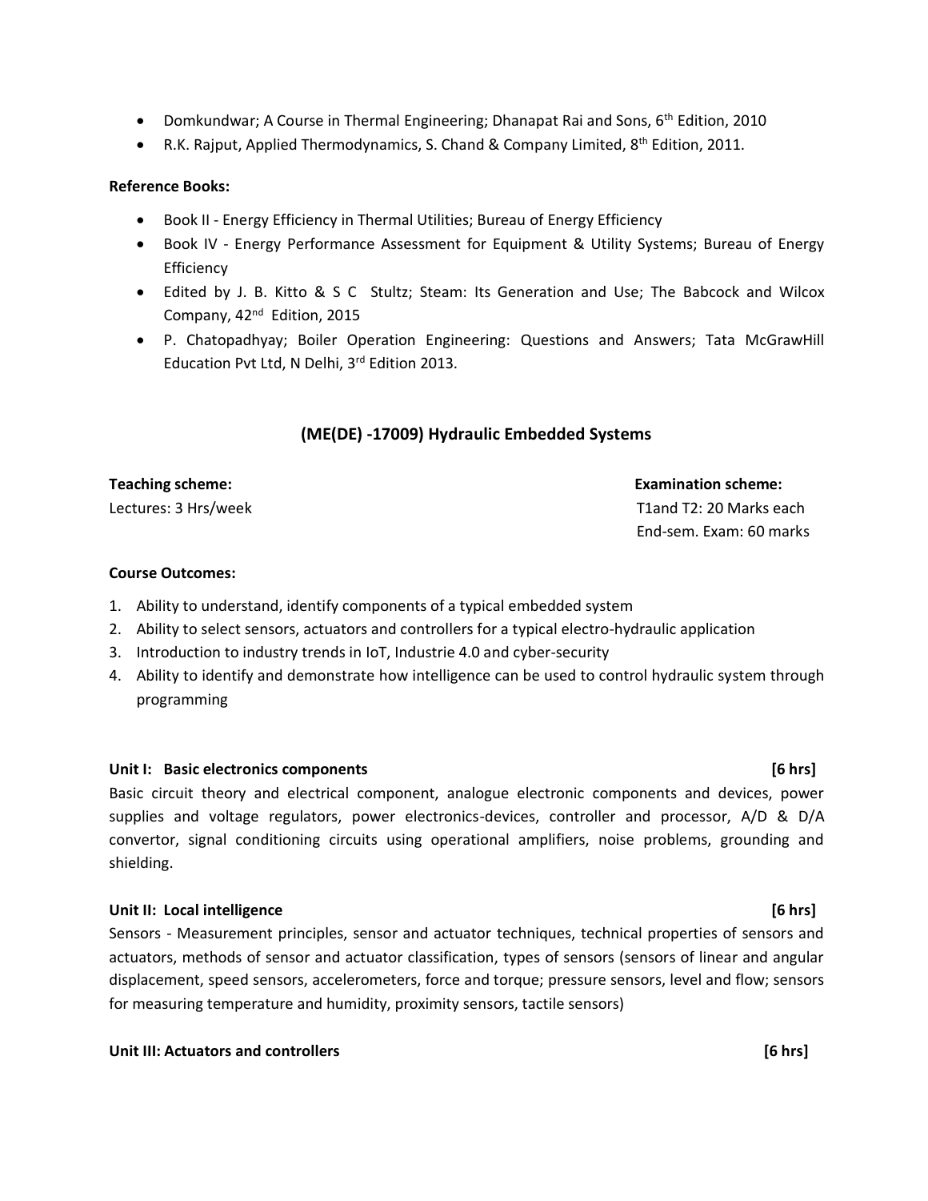- Domkundwar; A Course in Thermal Engineering; Dhanapat Rai and Sons, 6th Edition, 2010
- R.K. Rajput, Applied Thermodynamics, S. Chand & Company Limited, 8th Edition, 2011.

**Reference Books:**

- Book II - Energy Efficiency in Thermal Utilities; Bureau of Energy Efficiency
- Book IV - Energy Performance Assessment for Equipment & Utility Systems; Bureau of Energy Efficiency
- Edited by J. B. Kitto & S C Stultz; Steam: Its Generation and Use; The Babcock and Wilcox Company, 42nd Edition, 2015
- P. Chatopadhyay; Boiler Operation Engineering: Questions and Answers; Tata McGrawHill Education Pvt Ltd, N Delhi, 3rd Edition 2013.

## (ME(DE) -17009) Hydraulic Embedded Systems

**Teaching scheme:**
Lectures: 3 Hrs/week

**Examination scheme:**
T1and T2: 20 Marks each
End-sem. Exam: 60 marks

**Course Outcomes:**

1. Ability to understand, identify components of a typical embedded system
2. Ability to select sensors, actuators and controllers for a typical electro-hydraulic application
3. Introduction to industry trends in IoT, Industrie 4.0 and cyber-security
4. Ability to identify and demonstrate how intelligence can be used to control hydraulic system through programming

**Unit I: Basic electronics components [6 hrs]**

Basic circuit theory and electrical component, analogue electronic components and devices, power supplies and voltage regulators, power electronics-devices, controller and processor, A/D & D/A convertor, signal conditioning circuits using operational amplifiers, noise problems, grounding and shielding.

**Unit II: Local intelligence [6 hrs]**

Sensors - Measurement principles, sensor and actuator techniques, technical properties of sensors and actuators, methods of sensor and actuator classification, types of sensors (sensors of linear and angular displacement, speed sensors, accelerometers, force and torque; pressure sensors, level and flow; sensors for measuring temperature and humidity, proximity sensors, tactile sensors)

**Unit III: Actuators and controllers [6 hrs]**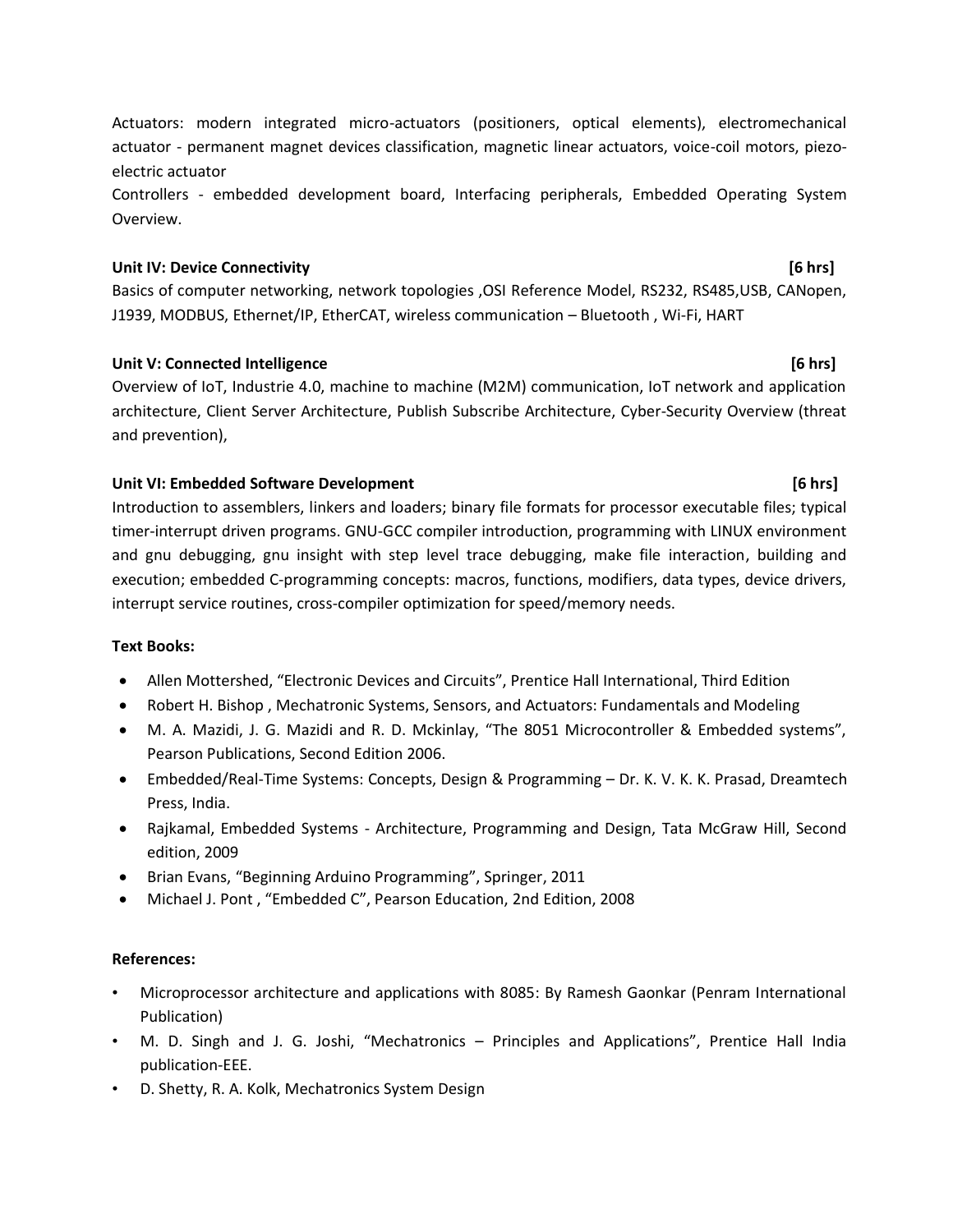Actuators: modern integrated micro-actuators (positioners, optical elements), electromechanical actuator - permanent magnet devices classification, magnetic linear actuators, voice-coil motors, piezo-electric actuator

Controllers - embedded development board, Interfacing peripherals, Embedded Operating System Overview.

**Unit IV: Device Connectivity [6 hrs]**

Basics of computer networking, network topologies ,OSI Reference Model, RS232, RS485,USB, CANopen, J1939, MODBUS, Ethernet/IP, EtherCAT, wireless communication – Bluetooth , Wi-Fi, HART

**Unit V: Connected Intelligence [6 hrs]**

Overview of IoT, Industrie 4.0, machine to machine (M2M) communication, IoT network and application architecture, Client Server Architecture, Publish Subscribe Architecture, Cyber-Security Overview (threat and prevention),

**Unit VI: Embedded Software Development [6 hrs]**

Introduction to assemblers, linkers and loaders; binary file formats for processor executable files; typical timer-interrupt driven programs. GNU-GCC compiler introduction, programming with LINUX environment and gnu debugging, gnu insight with step level trace debugging, make file interaction, building and execution; embedded C-programming concepts: macros, functions, modifiers, data types, device drivers, interrupt service routines, cross-compiler optimization for speed/memory needs.

**Text Books:**

- Allen Mottershed, "Electronic Devices and Circuits", Prentice Hall International, Third Edition
- Robert H. Bishop , Mechatronic Systems, Sensors, and Actuators: Fundamentals and Modeling
- M. A. Mazidi, J. G. Mazidi and R. D. Mckinlay, "The 8051 Microcontroller & Embedded systems", Pearson Publications, Second Edition 2006.
- Embedded/Real-Time Systems: Concepts, Design & Programming – Dr. K. V. K. K. Prasad, Dreamtech Press, India.
- Rajkamal, Embedded Systems - Architecture, Programming and Design, Tata McGraw Hill, Second edition, 2009
- Brian Evans, "Beginning Arduino Programming", Springer, 2011
- Michael J. Pont , "Embedded C", Pearson Education, 2nd Edition, 2008

**References:**

- Microprocessor architecture and applications with 8085: By Ramesh Gaonkar (Penram International Publication)
- M. D. Singh and J. G. Joshi, "Mechatronics – Principles and Applications", Prentice Hall India publication-EEE.
- D. Shetty, R. A. Kolk, Mechatronics System Design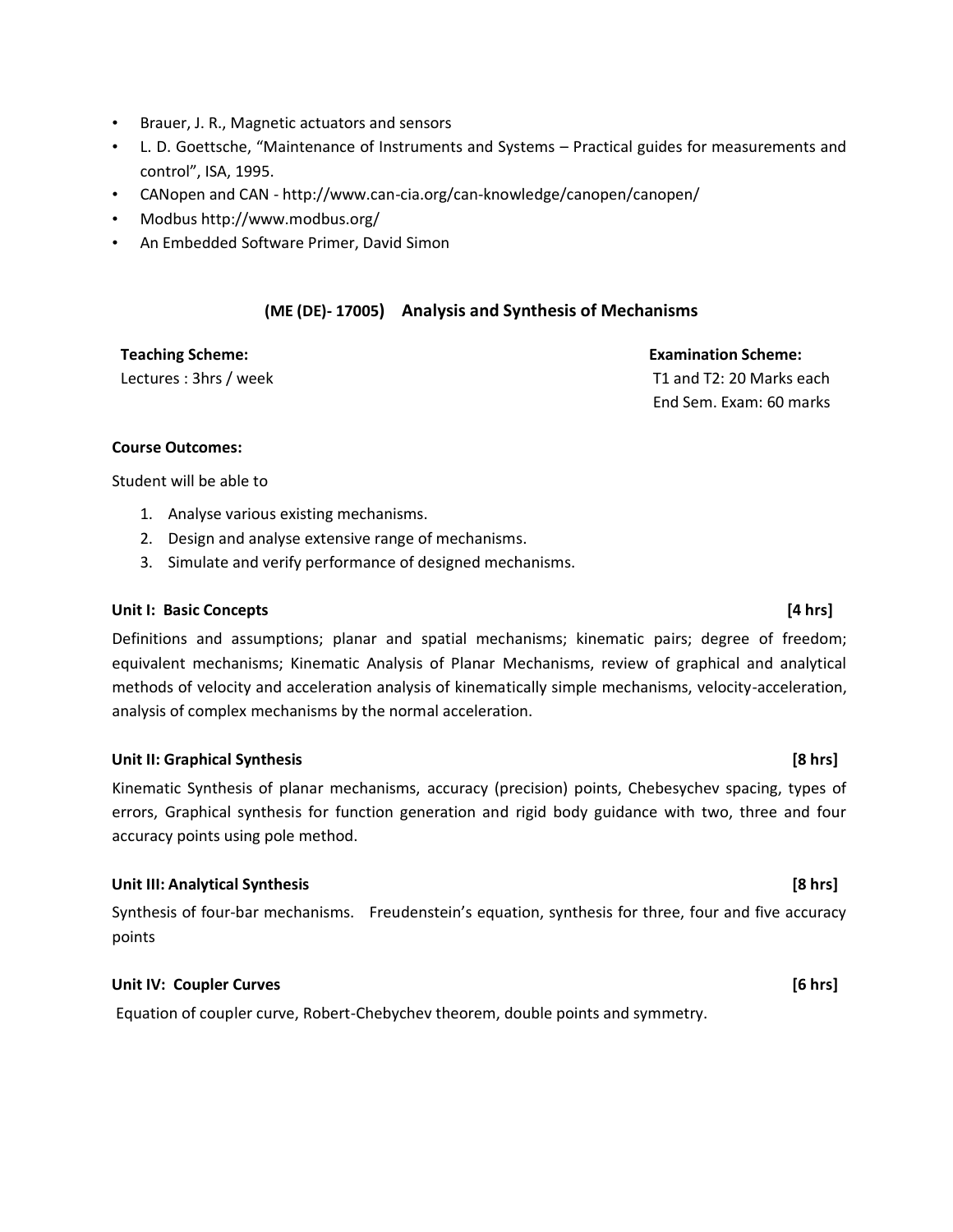- Brauer, J. R., Magnetic actuators and sensors
- L. D. Goettsche, "Maintenance of Instruments and Systems – Practical guides for measurements and control", ISA, 1995.
- CANopen and CAN - http://www.can-cia.org/can-knowledge/canopen/canopen/
- Modbus http://www.modbus.org/
- An Embedded Software Primer, David Simon

## (ME (DE)- 17005) Analysis and Synthesis of Mechanisms

**Teaching Scheme:**
Lectures : 3hrs / week

**Examination Scheme:**
T1 and T2: 20 Marks each
End Sem. Exam: 60 marks

**Course Outcomes:**

Student will be able to

1. Analyse various existing mechanisms.
2. Design and analyse extensive range of mechanisms.
3. Simulate and verify performance of designed mechanisms.

**Unit I: Basic Concepts [4 hrs]**

Definitions and assumptions; planar and spatial mechanisms; kinematic pairs; degree of freedom; equivalent mechanisms; Kinematic Analysis of Planar Mechanisms, review of graphical and analytical methods of velocity and acceleration analysis of kinematically simple mechanisms, velocity-acceleration, analysis of complex mechanisms by the normal acceleration.

**Unit II: Graphical Synthesis [8 hrs]**

Kinematic Synthesis of planar mechanisms, accuracy (precision) points, Chebesychev spacing, types of errors, Graphical synthesis for function generation and rigid body guidance with two, three and four accuracy points using pole method.

**Unit III: Analytical Synthesis [8 hrs]**

Synthesis of four-bar mechanisms. Freudenstein's equation, synthesis for three, four and five accuracy points

**Unit IV: Coupler Curves [6 hrs]**

Equation of coupler curve, Robert-Chebychev theorem, double points and symmetry.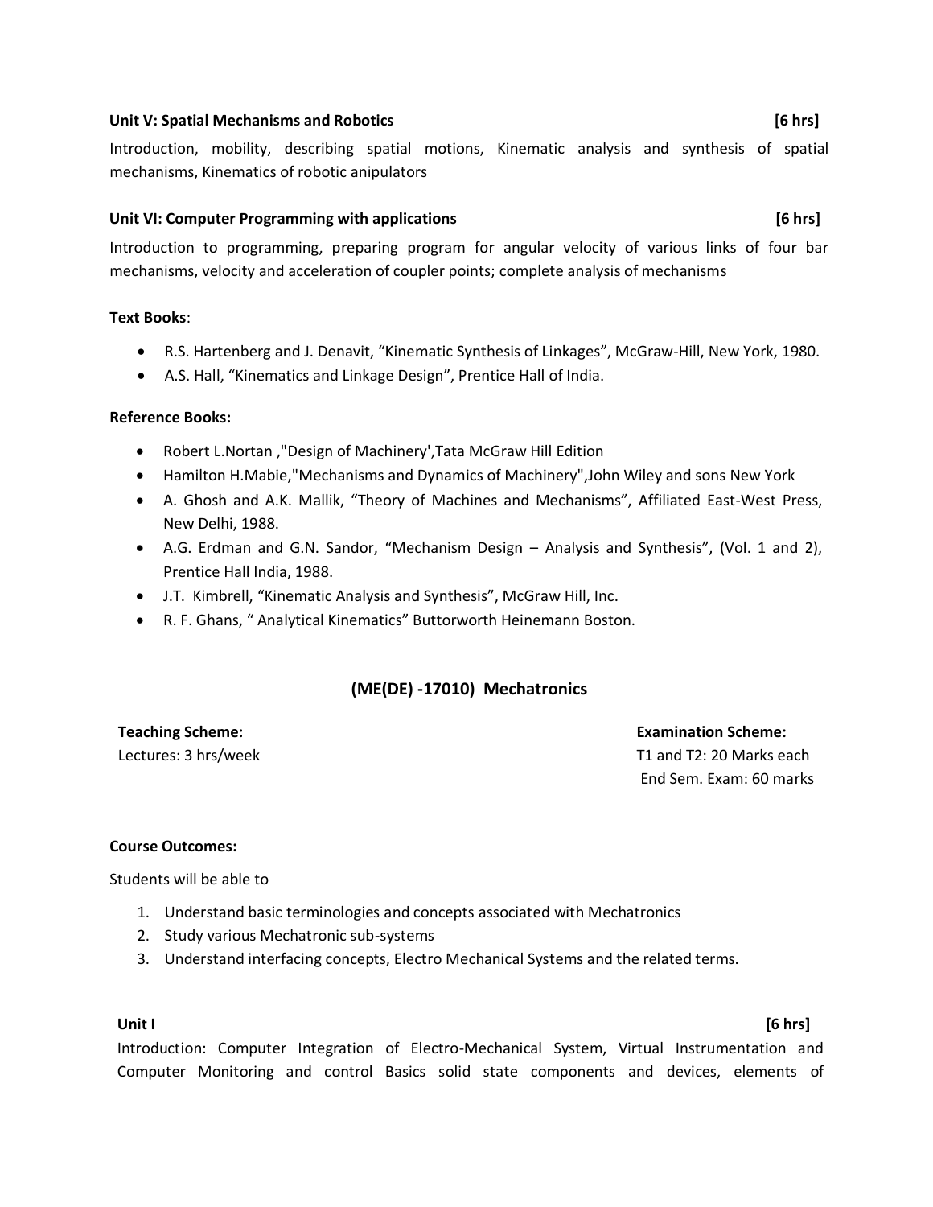**Unit V: Spatial Mechanisms and Robotics** **[6 hrs]**

Introduction, mobility, describing spatial motions, Kinematic analysis and synthesis of spatial mechanisms, Kinematics of robotic anipulators

**Unit VI: Computer Programming with applications** **[6 hrs]**

Introduction to programming, preparing program for angular velocity of various links of four bar mechanisms, velocity and acceleration of coupler points; complete analysis of mechanisms

**Text Books**:

- R.S. Hartenberg and J. Denavit, "Kinematic Synthesis of Linkages", McGraw-Hill, New York, 1980.
- A.S. Hall, "Kinematics and Linkage Design", Prentice Hall of India.

**Reference Books:**

- Robert L.Nortan ,"Design of Machinery',Tata McGraw Hill Edition
- Hamilton H.Mabie,"Mechanisms and Dynamics of Machinery",John Wiley and sons New York
- A. Ghosh and A.K. Mallik, "Theory of Machines and Mechanisms", Affiliated East-West Press, New Delhi, 1988.
- A.G. Erdman and G.N. Sandor, "Mechanism Design – Analysis and Synthesis", (Vol. 1 and 2), Prentice Hall India, 1988.
- J.T. Kimbrell, "Kinematic Analysis and Synthesis", McGraw Hill, Inc.
- R. F. Ghans, " Analytical Kinematics" Buttorworth Heinemann Boston.

## (ME(DE) -17010) Mechatronics

**Teaching Scheme:**
Lectures: 3 hrs/week

**Examination Scheme:**
T1 and T2: 20 Marks each
End Sem. Exam: 60 marks

**Course Outcomes:**

Students will be able to

1. Understand basic terminologies and concepts associated with Mechatronics
2. Study various Mechatronic sub-systems
3. Understand interfacing concepts, Electro Mechanical Systems and the related terms.

**Unit I** **[6 hrs]**

Introduction: Computer Integration of Electro-Mechanical System, Virtual Instrumentation and Computer Monitoring and control Basics solid state components and devices, elements of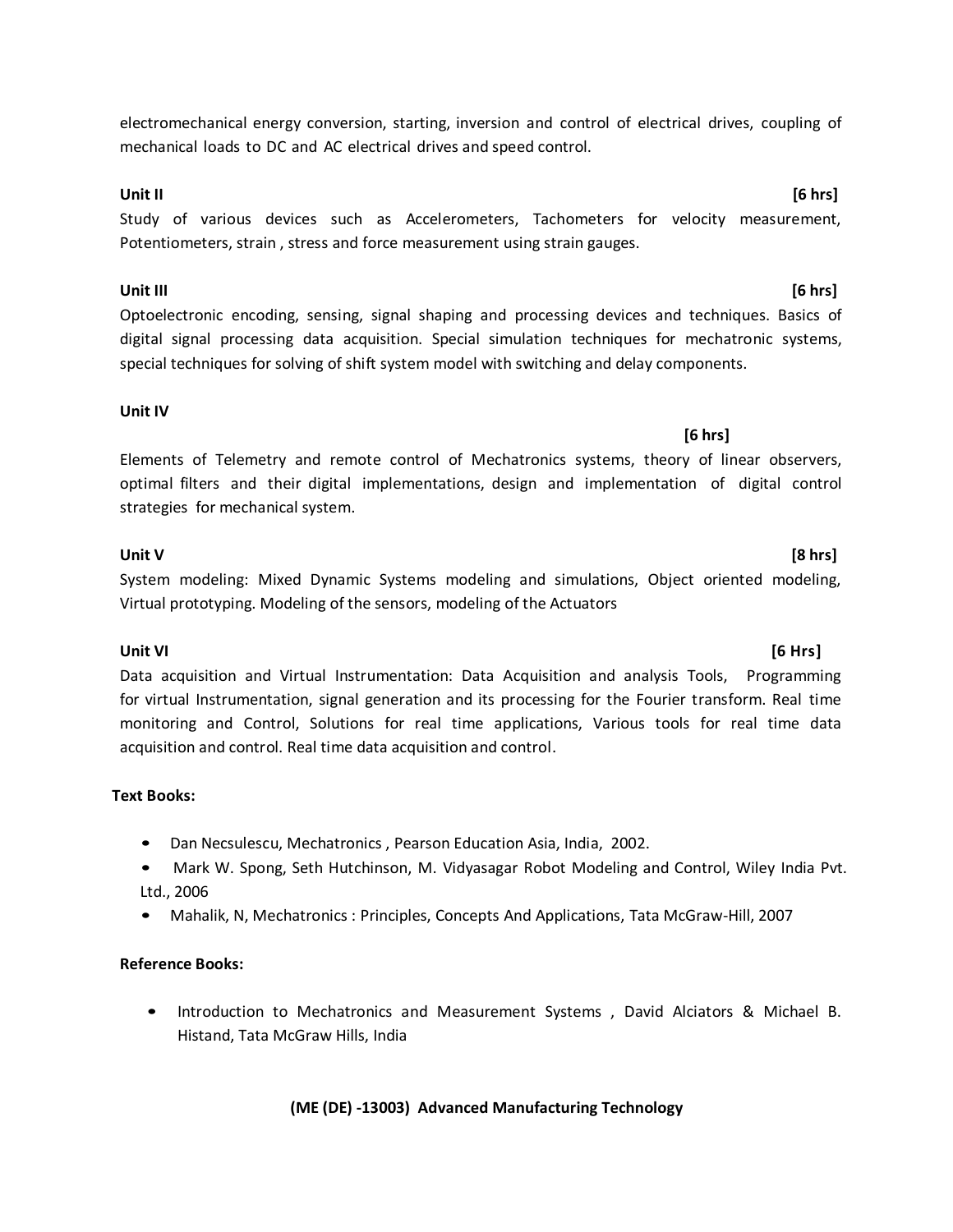electromechanical energy conversion, starting, inversion and control of electrical drives, coupling of mechanical loads to DC and AC electrical drives and speed control.

**Unit II** **[6 hrs]**

Study of various devices such as Accelerometers, Tachometers for velocity measurement, Potentiometers, strain , stress and force measurement using strain gauges.

**Unit III** **[6 hrs]**

Optoelectronic encoding, sensing, signal shaping and processing devices and techniques. Basics of digital signal processing data acquisition. Special simulation techniques for mechatronic systems, special techniques for solving of shift system model with switching and delay components.

**Unit IV** **[6 hrs]**

Elements of Telemetry and remote control of Mechatronics systems, theory of linear observers, optimal filters and their digital implementations, design and implementation of digital control strategies for mechanical system.

**Unit V** **[8 hrs]**

System modeling: Mixed Dynamic Systems modeling and simulations, Object oriented modeling, Virtual prototyping. Modeling of the sensors, modeling of the Actuators

**Unit VI** **[6 Hrs]**

Data acquisition and Virtual Instrumentation: Data Acquisition and analysis Tools, Programming for virtual Instrumentation, signal generation and its processing for the Fourier transform. Real time monitoring and Control, Solutions for real time applications, Various tools for real time data acquisition and control. Real time data acquisition and control.

**Text Books:**

- Dan Necsulescu, Mechatronics , Pearson Education Asia, India, 2002.
- Mark W. Spong, Seth Hutchinson, M. Vidyasagar Robot Modeling and Control, Wiley India Pvt. Ltd., 2006
- Mahalik, N, Mechatronics : Principles, Concepts And Applications, Tata McGraw-Hill, 2007

**Reference Books:**

- Introduction to Mechatronics and Measurement Systems , David Alciators & Michael B. Histand, Tata McGraw Hills, India

**(ME (DE) -13003) Advanced Manufacturing Technology**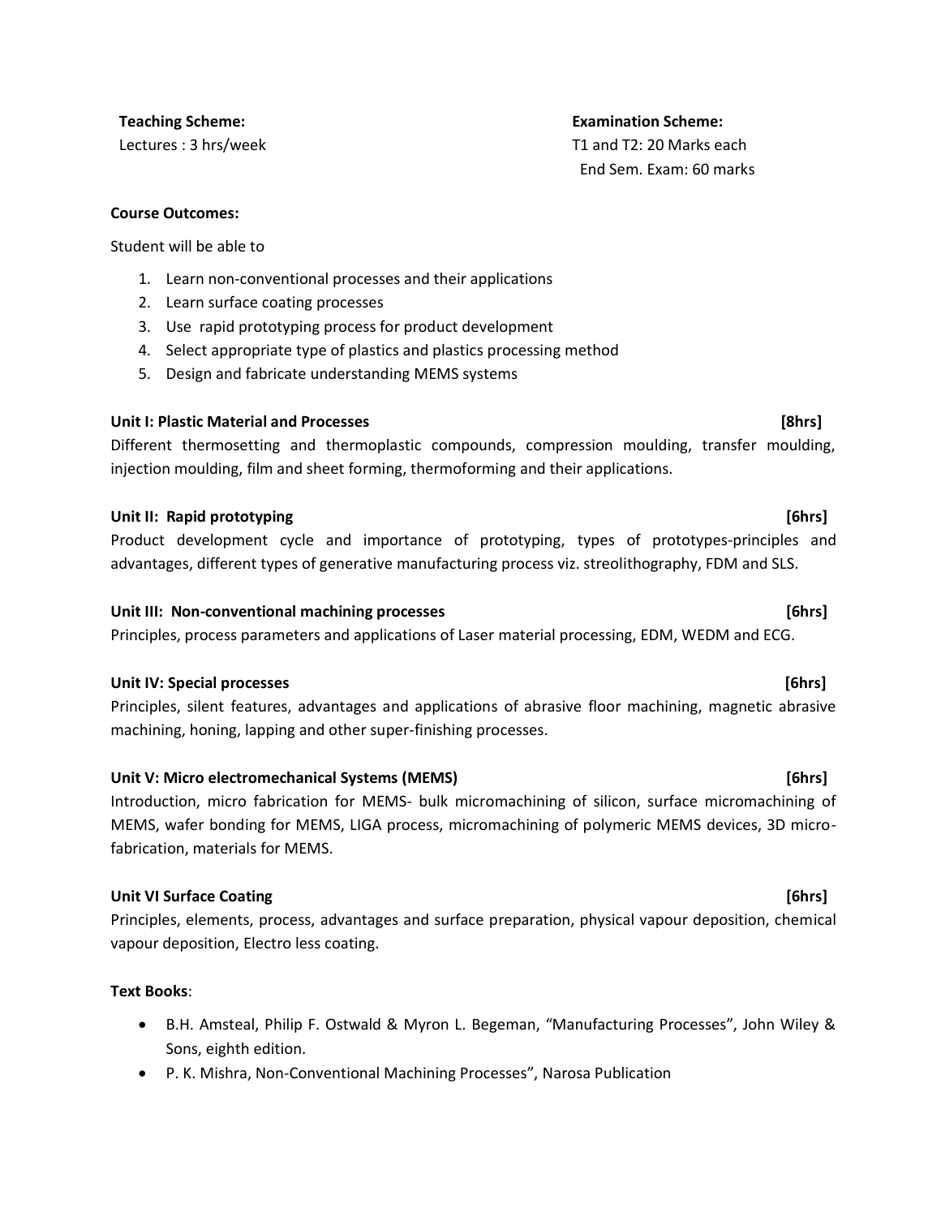**Teaching Scheme:**
Lectures : 3 hrs/week

**Examination Scheme:**
T1 and T2: 20 Marks each
End Sem. Exam: 60 marks

**Course Outcomes:**

Student will be able to

1. Learn non-conventional processes and their applications
2. Learn surface coating processes
3. Use rapid prototyping process for product development
4. Select appropriate type of plastics and plastics processing method
5. Design and fabricate understanding MEMS systems

**Unit I: Plastic Material and Processes [8hrs]**

Different thermosetting and thermoplastic compounds, compression moulding, transfer moulding, injection moulding, film and sheet forming, thermoforming and their applications.

**Unit II: Rapid prototyping [6hrs]**

Product development cycle and importance of prototyping, types of prototypes-principles and advantages, different types of generative manufacturing process viz. streolithography, FDM and SLS.

**Unit III: Non-conventional machining processes [6hrs]**

Principles, process parameters and applications of Laser material processing, EDM, WEDM and ECG.

**Unit IV: Special processes [6hrs]**

Principles, silent features, advantages and applications of abrasive floor machining, magnetic abrasive machining, honing, lapping and other super-finishing processes.

**Unit V: Micro electromechanical Systems (MEMS) [6hrs]**

Introduction, micro fabrication for MEMS- bulk micromachining of silicon, surface micromachining of MEMS, wafer bonding for MEMS, LIGA process, micromachining of polymeric MEMS devices, 3D micro-fabrication, materials for MEMS.

**Unit VI Surface Coating [6hrs]**

Principles, elements, process, advantages and surface preparation, physical vapour deposition, chemical vapour deposition, Electro less coating.

**Text Books**:

- B.H. Amsteal, Philip F. Ostwald & Myron L. Begeman, "Manufacturing Processes", John Wiley & Sons, eighth edition.
- P. K. Mishra, Non-Conventional Machining Processes", Narosa Publication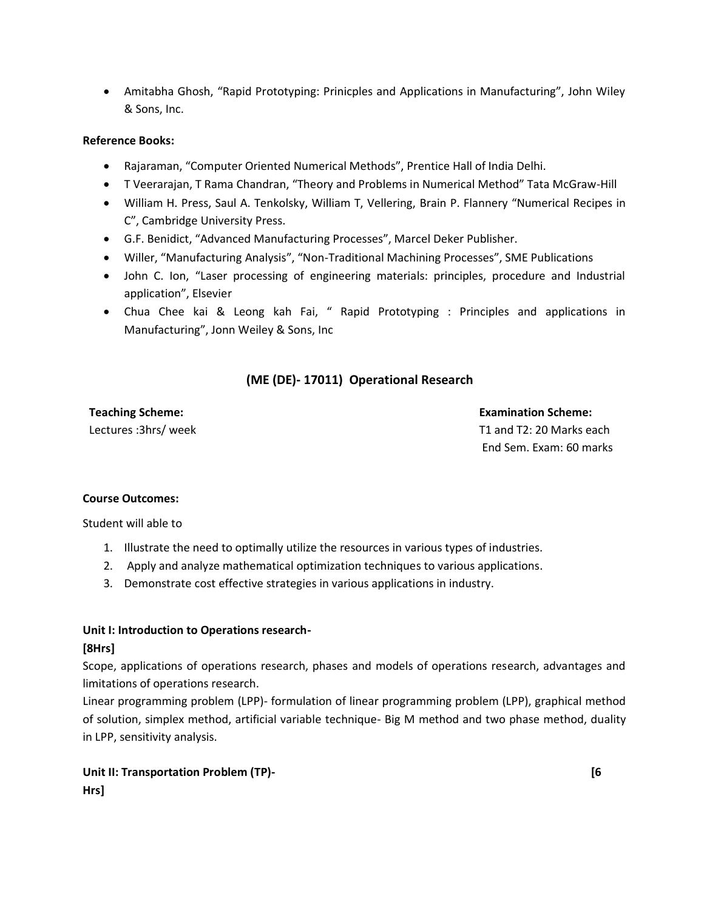- Amitabha Ghosh, "Rapid Prototyping: Prinicples and Applications in Manufacturing", John Wiley & Sons, Inc.

**Reference Books:**

- Rajaraman, "Computer Oriented Numerical Methods", Prentice Hall of India Delhi.
- T Veerarajan, T Rama Chandran, "Theory and Problems in Numerical Method" Tata McGraw-Hill
- William H. Press, Saul A. Tenkolsky, William T, Vellering, Brain P. Flannery "Numerical Recipes in C", Cambridge University Press.
- G.F. Benidict, "Advanced Manufacturing Processes", Marcel Deker Publisher.
- Willer, "Manufacturing Analysis", "Non-Traditional Machining Processes", SME Publications
- John C. Ion, "Laser processing of engineering materials: principles, procedure and Industrial application", Elsevier
- Chua Chee kai & Leong kah Fai, " Rapid Prototyping : Principles and applications in Manufacturing", Jonn Weiley & Sons, Inc

## (ME (DE)- 17011) Operational Research

**Teaching Scheme:**
Lectures :3hrs/ week

**Examination Scheme:**
T1 and T2: 20 Marks each
End Sem. Exam: 60 marks

**Course Outcomes:**

Student will able to

1. Illustrate the need to optimally utilize the resources in various types of industries.
2. Apply and analyze mathematical optimization techniques to various applications.
3. Demonstrate cost effective strategies in various applications in industry.

**Unit I: Introduction to Operations research-**
**[8Hrs]**

Scope, applications of operations research, phases and models of operations research, advantages and limitations of operations research.

Linear programming problem (LPP)- formulation of linear programming problem (LPP), graphical method of solution, simplex method, artificial variable technique- Big M method and two phase method, duality in LPP, sensitivity analysis.

**Unit II: Transportation Problem (TP)- [6 Hrs]**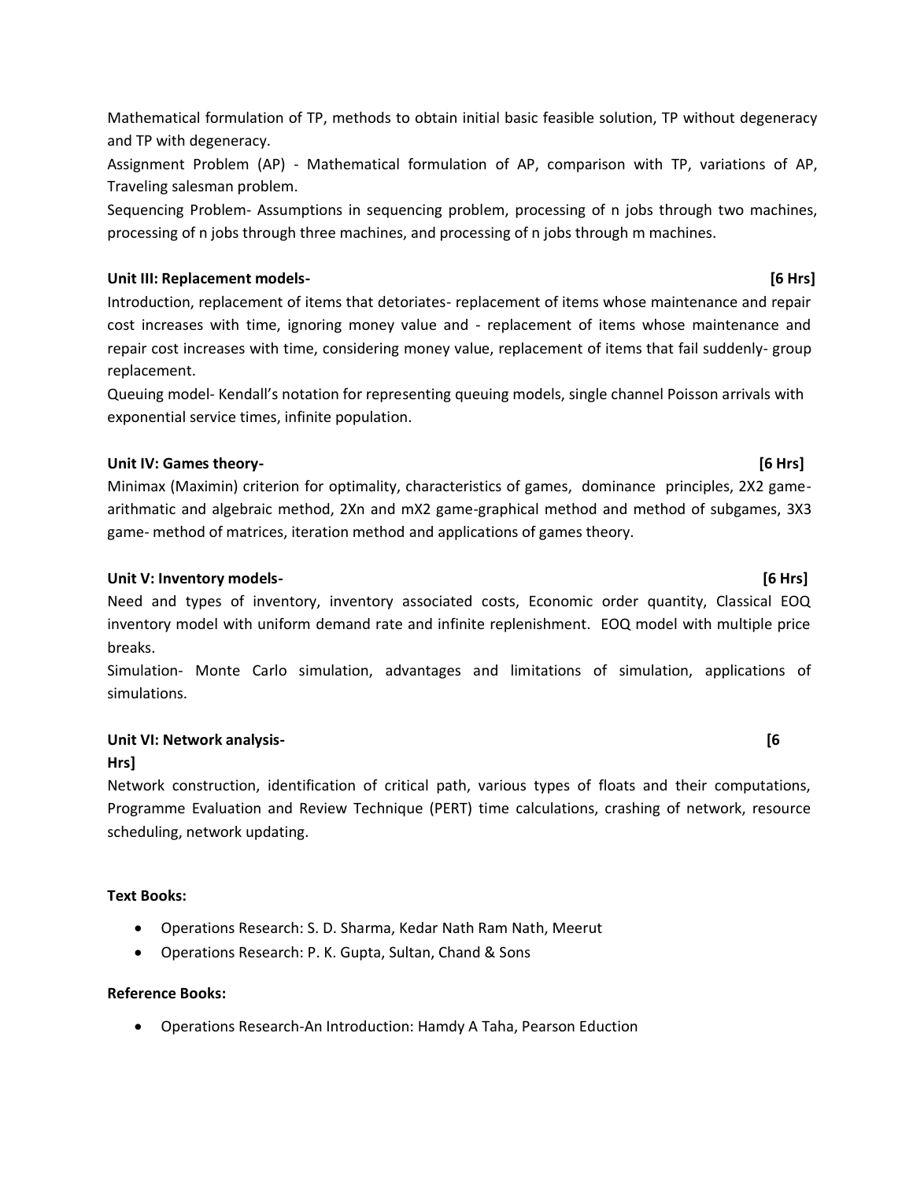Mathematical formulation of TP, methods to obtain initial basic feasible solution, TP without degeneracy and TP with degeneracy.

Assignment Problem (AP) - Mathematical formulation of AP, comparison with TP, variations of AP, Traveling salesman problem.

Sequencing Problem- Assumptions in sequencing problem, processing of n jobs through two machines, processing of n jobs through three machines, and processing of n jobs through m machines.

**Unit III: Replacement models- [6 Hrs]**

Introduction, replacement of items that detoriates- replacement of items whose maintenance and repair cost increases with time, ignoring money value and - replacement of items whose maintenance and repair cost increases with time, considering money value, replacement of items that fail suddenly- group replacement.

Queuing model- Kendall's notation for representing queuing models, single channel Poisson arrivals with exponential service times, infinite population.

**Unit IV: Games theory- [6 Hrs]**

Minimax (Maximin) criterion for optimality, characteristics of games, dominance principles, 2X2 game-arithmatic and algebraic method, 2Xn and mX2 game-graphical method and method of subgames, 3X3 game- method of matrices, iteration method and applications of games theory.

**Unit V: Inventory models- [6 Hrs]**

Need and types of inventory, inventory associated costs, Economic order quantity, Classical EOQ inventory model with uniform demand rate and infinite replenishment. EOQ model with multiple price breaks.

Simulation- Monte Carlo simulation, advantages and limitations of simulation, applications of simulations.

**Unit VI: Network analysis- [6 Hrs]**

Network construction, identification of critical path, various types of floats and their computations, Programme Evaluation and Review Technique (PERT) time calculations, crashing of network, resource scheduling, network updating.

**Text Books:**

- Operations Research: S. D. Sharma, Kedar Nath Ram Nath, Meerut
- Operations Research: P. K. Gupta, Sultan, Chand & Sons

**Reference Books:**

- Operations Research-An Introduction: Hamdy A Taha, Pearson Eduction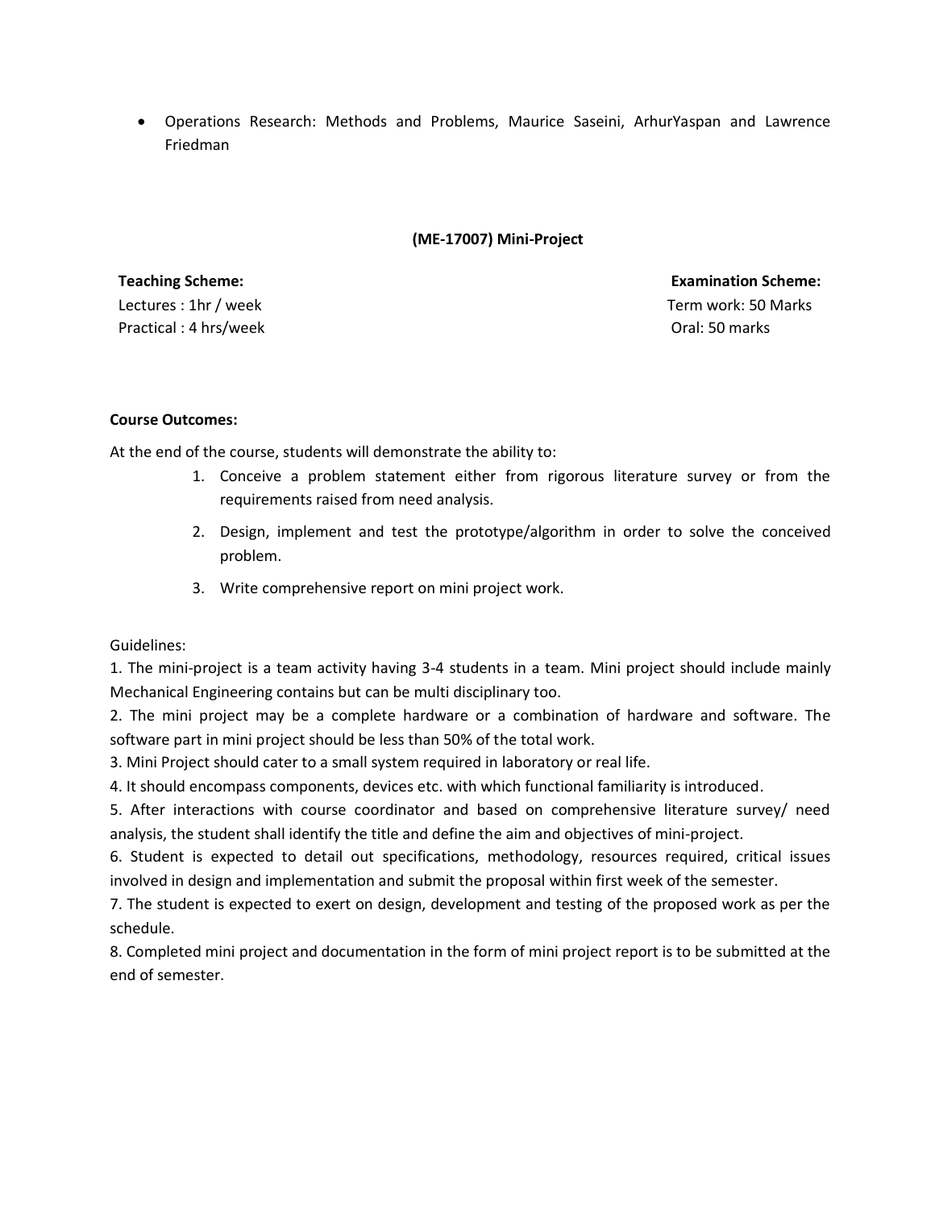- Operations Research: Methods and Problems, Maurice Saseini, ArhurYaspan and Lawrence Friedman

## (ME-17007) Mini-Project

| **Teaching Scheme:** | **Examination Scheme:** |
|---|---|
| Lectures : 1hr / week | Term work: 50 Marks |
| Practical : 4 hrs/week | Oral: 50 marks |

**Course Outcomes:**

At the end of the course, students will demonstrate the ability to:

1. Conceive a problem statement either from rigorous literature survey or from the requirements raised from need analysis.
2. Design, implement and test the prototype/algorithm in order to solve the conceived problem.
3. Write comprehensive report on mini project work.

Guidelines:

1. The mini-project is a team activity having 3-4 students in a team. Mini project should include mainly Mechanical Engineering contains but can be multi disciplinary too.
2. The mini project may be a complete hardware or a combination of hardware and software. The software part in mini project should be less than 50% of the total work.
3. Mini Project should cater to a small system required in laboratory or real life.
4. It should encompass components, devices etc. with which functional familiarity is introduced.
5. After interactions with course coordinator and based on comprehensive literature survey/ need analysis, the student shall identify the title and define the aim and objectives of mini-project.
6. Student is expected to detail out specifications, methodology, resources required, critical issues involved in design and implementation and submit the proposal within first week of the semester.
7. The student is expected to exert on design, development and testing of the proposed work as per the schedule.
8. Completed mini project and documentation in the form of mini project report is to be submitted at the end of semester.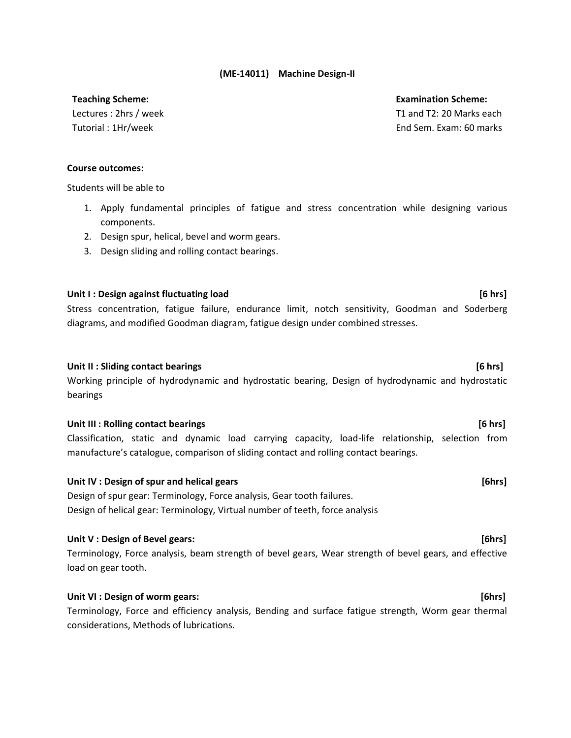# (ME-14011) Machine Design-II

**Teaching Scheme:**
Lectures : 2hrs / week
Tutorial : 1Hr/week

**Examination Scheme:**
T1 and T2: 20 Marks each
End Sem. Exam: 60 marks

**Course outcomes:**

Students will be able to

1. Apply fundamental principles of fatigue and stress concentration while designing various components.
2. Design spur, helical, bevel and worm gears.
3. Design sliding and rolling contact bearings.

**Unit I : Design against fluctuating load [6 hrs]**

Stress concentration, fatigue failure, endurance limit, notch sensitivity, Goodman and Soderberg diagrams, and modified Goodman diagram, fatigue design under combined stresses.

**Unit II : Sliding contact bearings [6 hrs]**

Working principle of hydrodynamic and hydrostatic bearing, Design of hydrodynamic and hydrostatic bearings

**Unit III : Rolling contact bearings [6 hrs]**

Classification, static and dynamic load carrying capacity, load-life relationship, selection from manufacture's catalogue, comparison of sliding contact and rolling contact bearings.

**Unit IV : Design of spur and helical gears [6hrs]**

Design of spur gear: Terminology, Force analysis, Gear tooth failures.
Design of helical gear: Terminology, Virtual number of teeth, force analysis

**Unit V : Design of Bevel gears: [6hrs]**

Terminology, Force analysis, beam strength of bevel gears, Wear strength of bevel gears, and effective load on gear tooth.

**Unit VI : Design of worm gears: [6hrs]**

Terminology, Force and efficiency analysis, Bending and surface fatigue strength, Worm gear thermal considerations, Methods of lubrications.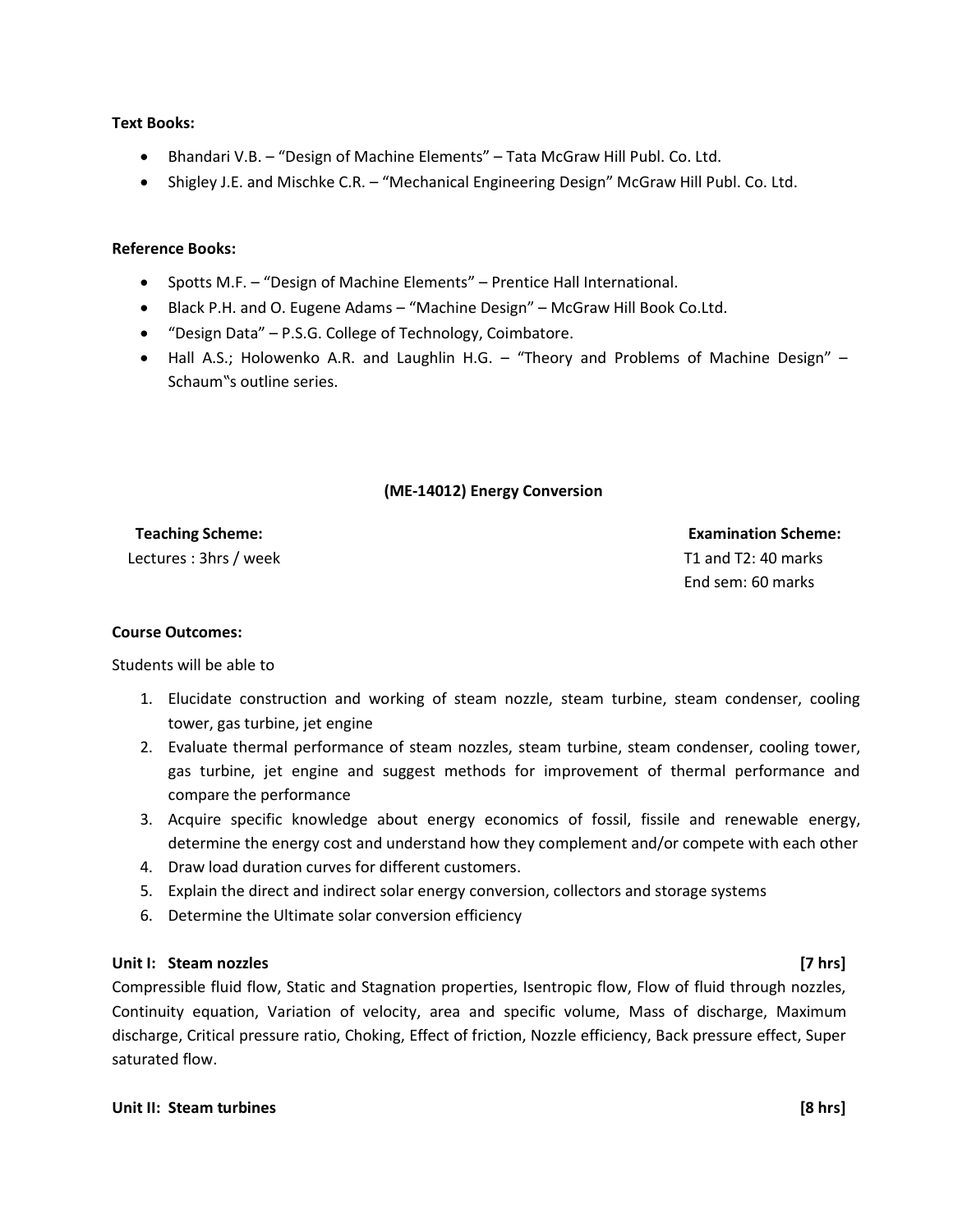**Text Books:**

- Bhandari V.B. – "Design of Machine Elements" – Tata McGraw Hill Publ. Co. Ltd.
- Shigley J.E. and Mischke C.R. – "Mechanical Engineering Design" McGraw Hill Publ. Co. Ltd.

**Reference Books:**

- Spotts M.F. – "Design of Machine Elements" – Prentice Hall International.
- Black P.H. and O. Eugene Adams – "Machine Design" – McGraw Hill Book Co.Ltd.
- "Design Data" – P.S.G. College of Technology, Coimbatore.
- Hall A.S.; Holowenko A.R. and Laughlin H.G. – "Theory and Problems of Machine Design" – Schaum‟s outline series.

## (ME-14012) Energy Conversion

**Teaching Scheme:**
Lectures : 3hrs / week

**Examination Scheme:**
T1 and T2: 40 marks
End sem: 60 marks

**Course Outcomes:**

Students will be able to

1. Elucidate construction and working of steam nozzle, steam turbine, steam condenser, cooling tower, gas turbine, jet engine
2. Evaluate thermal performance of steam nozzles, steam turbine, steam condenser, cooling tower, gas turbine, jet engine and suggest methods for improvement of thermal performance and compare the performance
3. Acquire specific knowledge about energy economics of fossil, fissile and renewable energy, determine the energy cost and understand how they complement and/or compete with each other
4. Draw load duration curves for different customers.
5. Explain the direct and indirect solar energy conversion, collectors and storage systems
6. Determine the Ultimate solar conversion efficiency

**Unit I: Steam nozzles [7 hrs]**

Compressible fluid flow, Static and Stagnation properties, Isentropic flow, Flow of fluid through nozzles, Continuity equation, Variation of velocity, area and specific volume, Mass of discharge, Maximum discharge, Critical pressure ratio, Choking, Effect of friction, Nozzle efficiency, Back pressure effect, Super saturated flow.

**Unit II: Steam turbines [8 hrs]**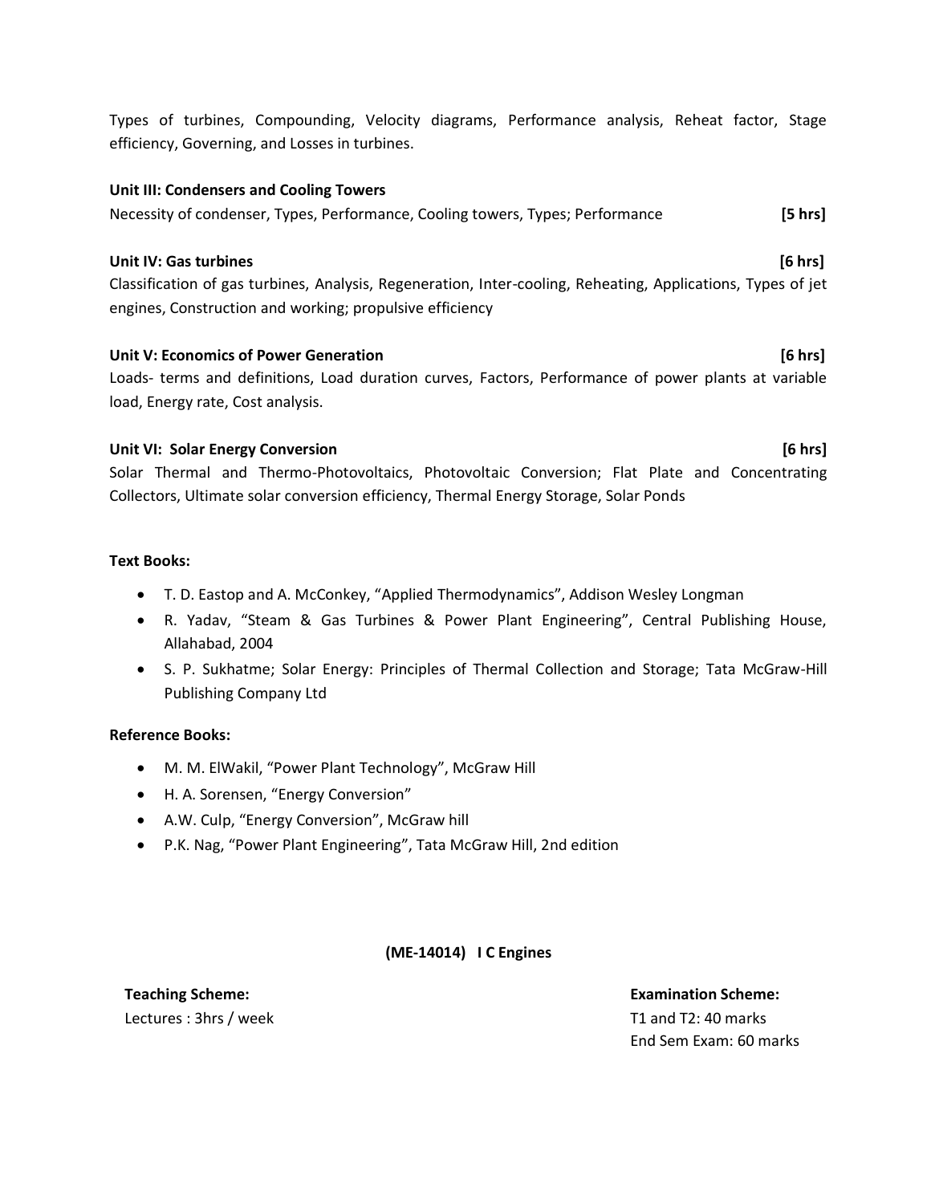Types of turbines, Compounding, Velocity diagrams, Performance analysis, Reheat factor, Stage efficiency, Governing, and Losses in turbines.

**Unit III: Condensers and Cooling Towers**

Necessity of condenser, Types, Performance, Cooling towers, Types; Performance **[5 hrs]**

**Unit IV: Gas turbines** **[6 hrs]**

Classification of gas turbines, Analysis, Regeneration, Inter-cooling, Reheating, Applications, Types of jet engines, Construction and working; propulsive efficiency

**Unit V: Economics of Power Generation** **[6 hrs]**

Loads- terms and definitions, Load duration curves, Factors, Performance of power plants at variable load, Energy rate, Cost analysis.

**Unit VI: Solar Energy Conversion** **[6 hrs]**

Solar Thermal and Thermo-Photovoltaics, Photovoltaic Conversion; Flat Plate and Concentrating Collectors, Ultimate solar conversion efficiency, Thermal Energy Storage, Solar Ponds

**Text Books:**

- T. D. Eastop and A. McConkey, "Applied Thermodynamics", Addison Wesley Longman
- R. Yadav, "Steam & Gas Turbines & Power Plant Engineering", Central Publishing House, Allahabad, 2004
- S. P. Sukhatme; Solar Energy: Principles of Thermal Collection and Storage; Tata McGraw-Hill Publishing Company Ltd

**Reference Books:**

- M. M. ElWakil, "Power Plant Technology", McGraw Hill
- H. A. Sorensen, "Energy Conversion"
- A.W. Culp, "Energy Conversion", McGraw hill
- P.K. Nag, "Power Plant Engineering", Tata McGraw Hill, 2nd edition

## (ME-14014) I C Engines

**Teaching Scheme:**
Lectures : 3hrs / week

**Examination Scheme:**
T1 and T2: 40 marks
End Sem Exam: 60 marks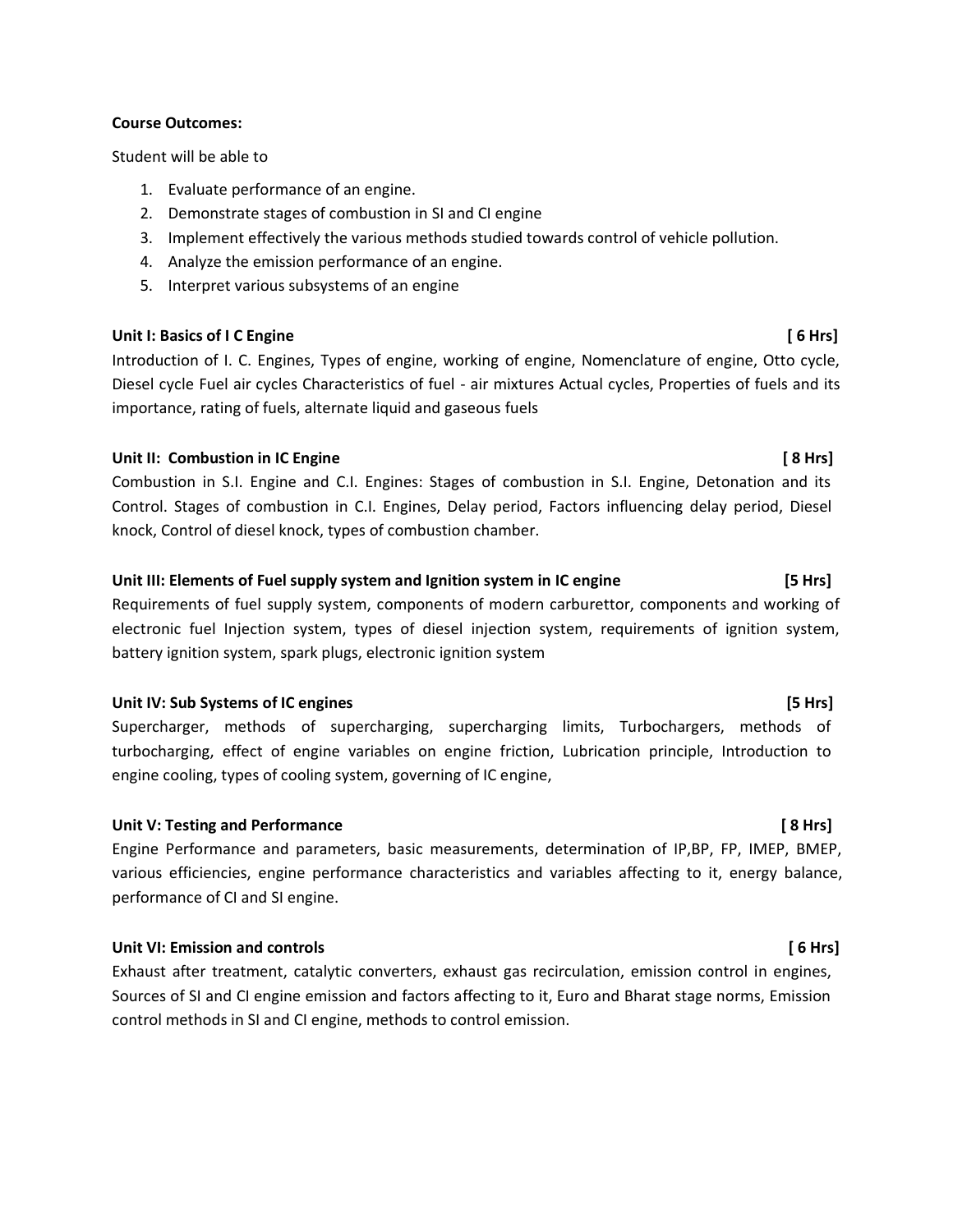**Course Outcomes:**

Student will be able to

1. Evaluate performance of an engine.
2. Demonstrate stages of combustion in SI and CI engine
3. Implement effectively the various methods studied towards control of vehicle pollution.
4. Analyze the emission performance of an engine.
5. Interpret various subsystems of an engine

**Unit I: Basics of I C Engine [ 6 Hrs]**

Introduction of I. C. Engines, Types of engine, working of engine, Nomenclature of engine, Otto cycle, Diesel cycle Fuel air cycles Characteristics of fuel - air mixtures Actual cycles, Properties of fuels and its importance, rating of fuels, alternate liquid and gaseous fuels

**Unit II: Combustion in IC Engine [ 8 Hrs]**

Combustion in S.I. Engine and C.I. Engines: Stages of combustion in S.I. Engine, Detonation and its Control. Stages of combustion in C.I. Engines, Delay period, Factors influencing delay period, Diesel knock, Control of diesel knock, types of combustion chamber.

**Unit III: Elements of Fuel supply system and Ignition system in IC engine [5 Hrs]**

Requirements of fuel supply system, components of modern carburettor, components and working of electronic fuel Injection system, types of diesel injection system, requirements of ignition system, battery ignition system, spark plugs, electronic ignition system

**Unit IV: Sub Systems of IC engines [5 Hrs]**

Supercharger, methods of supercharging, supercharging limits, Turbochargers, methods of turbocharging, effect of engine variables on engine friction, Lubrication principle, Introduction to engine cooling, types of cooling system, governing of IC engine,

**Unit V: Testing and Performance [ 8 Hrs]**

Engine Performance and parameters, basic measurements, determination of IP,BP, FP, IMEP, BMEP, various efficiencies, engine performance characteristics and variables affecting to it, energy balance, performance of CI and SI engine.

**Unit VI: Emission and controls [ 6 Hrs]**

Exhaust after treatment, catalytic converters, exhaust gas recirculation, emission control in engines, Sources of SI and CI engine emission and factors affecting to it, Euro and Bharat stage norms, Emission control methods in SI and CI engine, methods to control emission.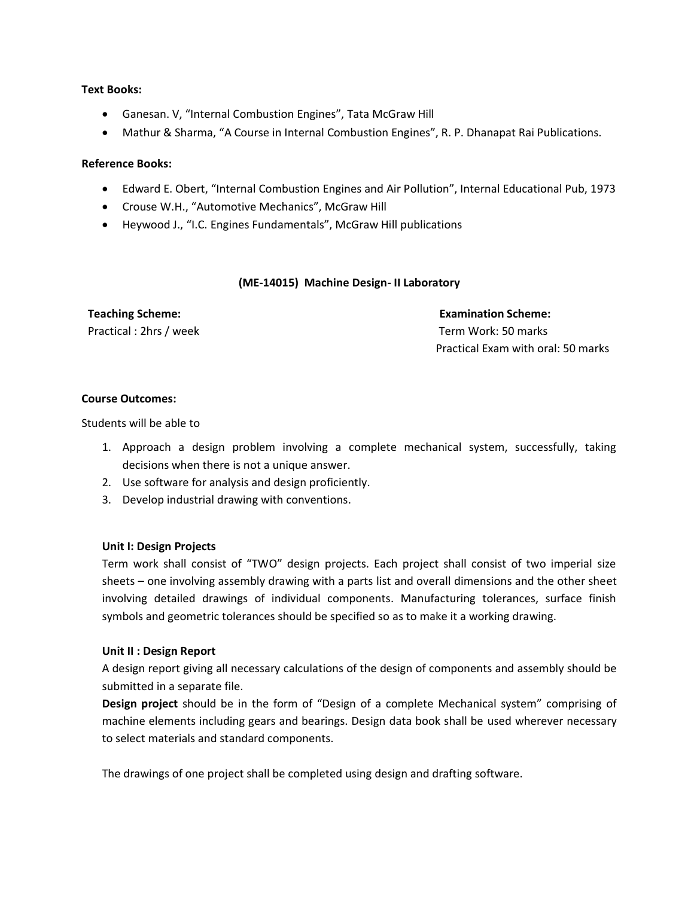**Text Books:**

- Ganesan. V, "Internal Combustion Engines", Tata McGraw Hill
- Mathur & Sharma, "A Course in Internal Combustion Engines", R. P. Dhanapat Rai Publications.

**Reference Books:**

- Edward E. Obert, "Internal Combustion Engines and Air Pollution", Internal Educational Pub, 1973
- Crouse W.H., "Automotive Mechanics", McGraw Hill
- Heywood J., "I.C. Engines Fundamentals", McGraw Hill publications

## (ME-14015) Machine Design- II Laboratory

| **Teaching Scheme:** | **Examination Scheme:** |
|---|---|
| Practical : 2hrs / week | Term Work: 50 marks |
| | Practical Exam with oral: 50 marks |

**Course Outcomes:**

Students will be able to

1. Approach a design problem involving a complete mechanical system, successfully, taking decisions when there is not a unique answer.
2. Use software for analysis and design proficiently.
3. Develop industrial drawing with conventions.

**Unit I: Design Projects**

Term work shall consist of "TWO" design projects. Each project shall consist of two imperial size sheets – one involving assembly drawing with a parts list and overall dimensions and the other sheet involving detailed drawings of individual components. Manufacturing tolerances, surface finish symbols and geometric tolerances should be specified so as to make it a working drawing.

**Unit II : Design Report**

A design report giving all necessary calculations of the design of components and assembly should be submitted in a separate file.

**Design project** should be in the form of "Design of a complete Mechanical system" comprising of machine elements including gears and bearings. Design data book shall be used wherever necessary to select materials and standard components.

The drawings of one project shall be completed using design and drafting software.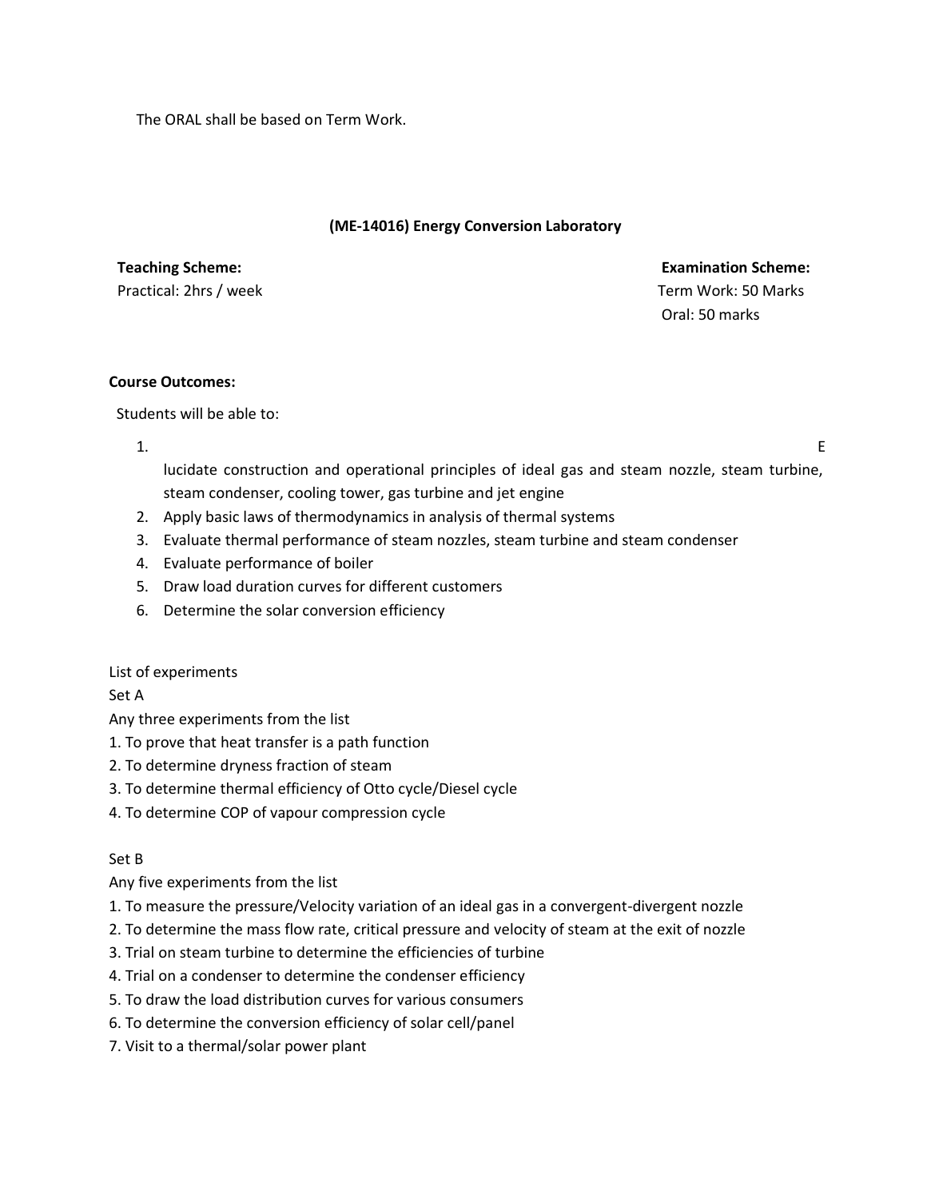The ORAL shall be based on Term Work.

## (ME-14016) Energy Conversion Laboratory

**Teaching Scheme:**
Practical: 2hrs / week

**Examination Scheme:**
Term Work: 50 Marks
Oral: 50 marks

**Course Outcomes:**

Students will be able to:

1. Elucidate construction and operational principles of ideal gas and steam nozzle, steam turbine, steam condenser, cooling tower, gas turbine and jet engine
2. Apply basic laws of thermodynamics in analysis of thermal systems
3. Evaluate thermal performance of steam nozzles, steam turbine and steam condenser
4. Evaluate performance of boiler
5. Draw load duration curves for different customers
6. Determine the solar conversion efficiency

List of experiments

Set A

Any three experiments from the list

1. To prove that heat transfer is a path function
2. To determine dryness fraction of steam
3. To determine thermal efficiency of Otto cycle/Diesel cycle
4. To determine COP of vapour compression cycle

Set B

Any five experiments from the list

1. To measure the pressure/Velocity variation of an ideal gas in a convergent-divergent nozzle
2. To determine the mass flow rate, critical pressure and velocity of steam at the exit of nozzle
3. Trial on steam turbine to determine the efficiencies of turbine
4. Trial on a condenser to determine the condenser efficiency
5. To draw the load distribution curves for various consumers
6. To determine the conversion efficiency of solar cell/panel
7. Visit to a thermal/solar power plant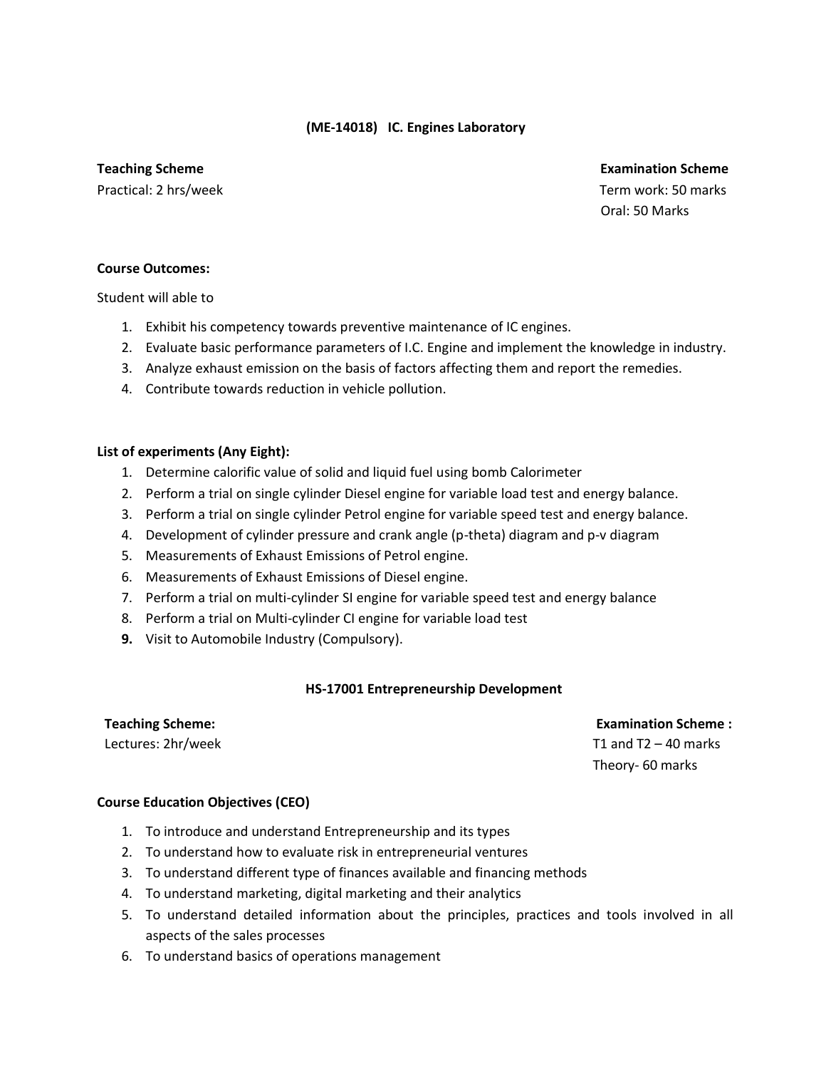## (ME-14018) IC. Engines Laboratory

**Teaching Scheme**
Practical: 2 hrs/week

**Examination Scheme**
Term work: 50 marks
Oral: 50 Marks

**Course Outcomes:**

Student will able to

1. Exhibit his competency towards preventive maintenance of IC engines.
2. Evaluate basic performance parameters of I.C. Engine and implement the knowledge in industry.
3. Analyze exhaust emission on the basis of factors affecting them and report the remedies.
4. Contribute towards reduction in vehicle pollution.

**List of experiments (Any Eight):**

1. Determine calorific value of solid and liquid fuel using bomb Calorimeter
2. Perform a trial on single cylinder Diesel engine for variable load test and energy balance.
3. Perform a trial on single cylinder Petrol engine for variable speed test and energy balance.
4. Development of cylinder pressure and crank angle (p-theta) diagram and p-v diagram
5. Measurements of Exhaust Emissions of Petrol engine.
6. Measurements of Exhaust Emissions of Diesel engine.
7. Perform a trial on multi-cylinder SI engine for variable speed test and energy balance
8. Perform a trial on Multi-cylinder CI engine for variable load test
9. Visit to Automobile Industry (Compulsory).

## HS-17001 Entrepreneurship Development

**Teaching Scheme:**
Lectures: 2hr/week

**Examination Scheme :**
T1 and T2 – 40 marks
Theory- 60 marks

**Course Education Objectives (CEO)**

1. To introduce and understand Entrepreneurship and its types
2. To understand how to evaluate risk in entrepreneurial ventures
3. To understand different type of finances available and financing methods
4. To understand marketing, digital marketing and their analytics
5. To understand detailed information about the principles, practices and tools involved in all aspects of the sales processes
6. To understand basics of operations management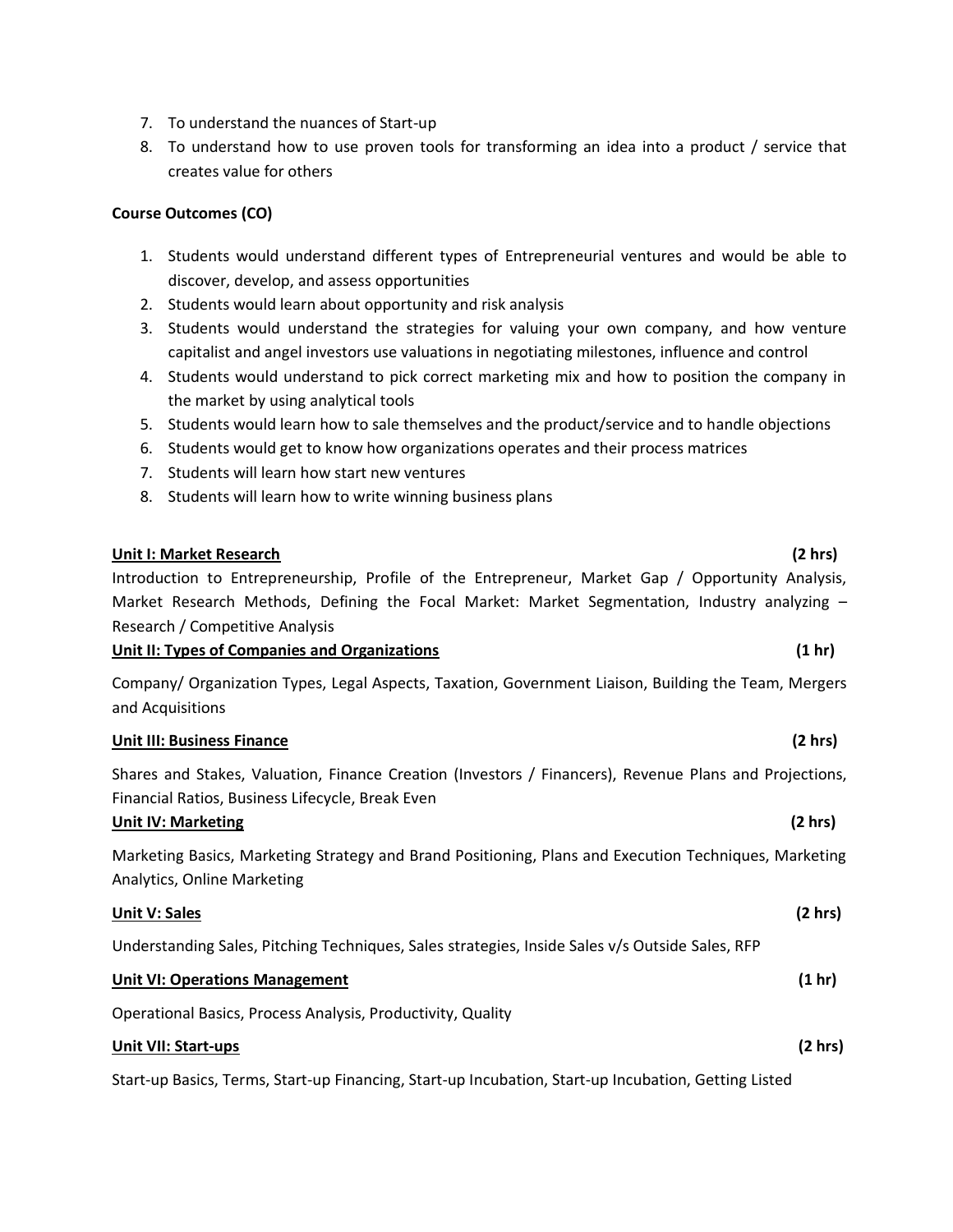7. To understand the nuances of Start-up
8. To understand how to use proven tools for transforming an idea into a product / service that creates value for others

**Course Outcomes (CO)**

1. Students would understand different types of Entrepreneurial ventures and would be able to discover, develop, and assess opportunities
2. Students would learn about opportunity and risk analysis
3. Students would understand the strategies for valuing your own company, and how venture capitalist and angel investors use valuations in negotiating milestones, influence and control
4. Students would understand to pick correct marketing mix and how to position the company in the market by using analytical tools
5. Students would learn how to sale themselves and the product/service and to handle objections
6. Students would get to know how organizations operates and their process matrices
7. Students will learn how start new ventures
8. Students will learn how to write winning business plans

**Unit I: Market Research** **(2 hrs)**

Introduction to Entrepreneurship, Profile of the Entrepreneur, Market Gap / Opportunity Analysis, Market Research Methods, Defining the Focal Market: Market Segmentation, Industry analyzing – Research / Competitive Analysis

**Unit II: Types of Companies and Organizations** **(1 hr)**

Company/ Organization Types, Legal Aspects, Taxation, Government Liaison, Building the Team, Mergers and Acquisitions

**Unit III: Business Finance** **(2 hrs)**

Shares and Stakes, Valuation, Finance Creation (Investors / Financers), Revenue Plans and Projections, Financial Ratios, Business Lifecycle, Break Even

**Unit IV: Marketing** **(2 hrs)**

Marketing Basics, Marketing Strategy and Brand Positioning, Plans and Execution Techniques, Marketing Analytics, Online Marketing

**Unit V: Sales** **(2 hrs)**

Understanding Sales, Pitching Techniques, Sales strategies, Inside Sales v/s Outside Sales, RFP

**Unit VI: Operations Management** **(1 hr)**

Operational Basics, Process Analysis, Productivity, Quality

**Unit VII: Start-ups** **(2 hrs)**

Start-up Basics, Terms, Start-up Financing, Start-up Incubation, Start-up Incubation, Getting Listed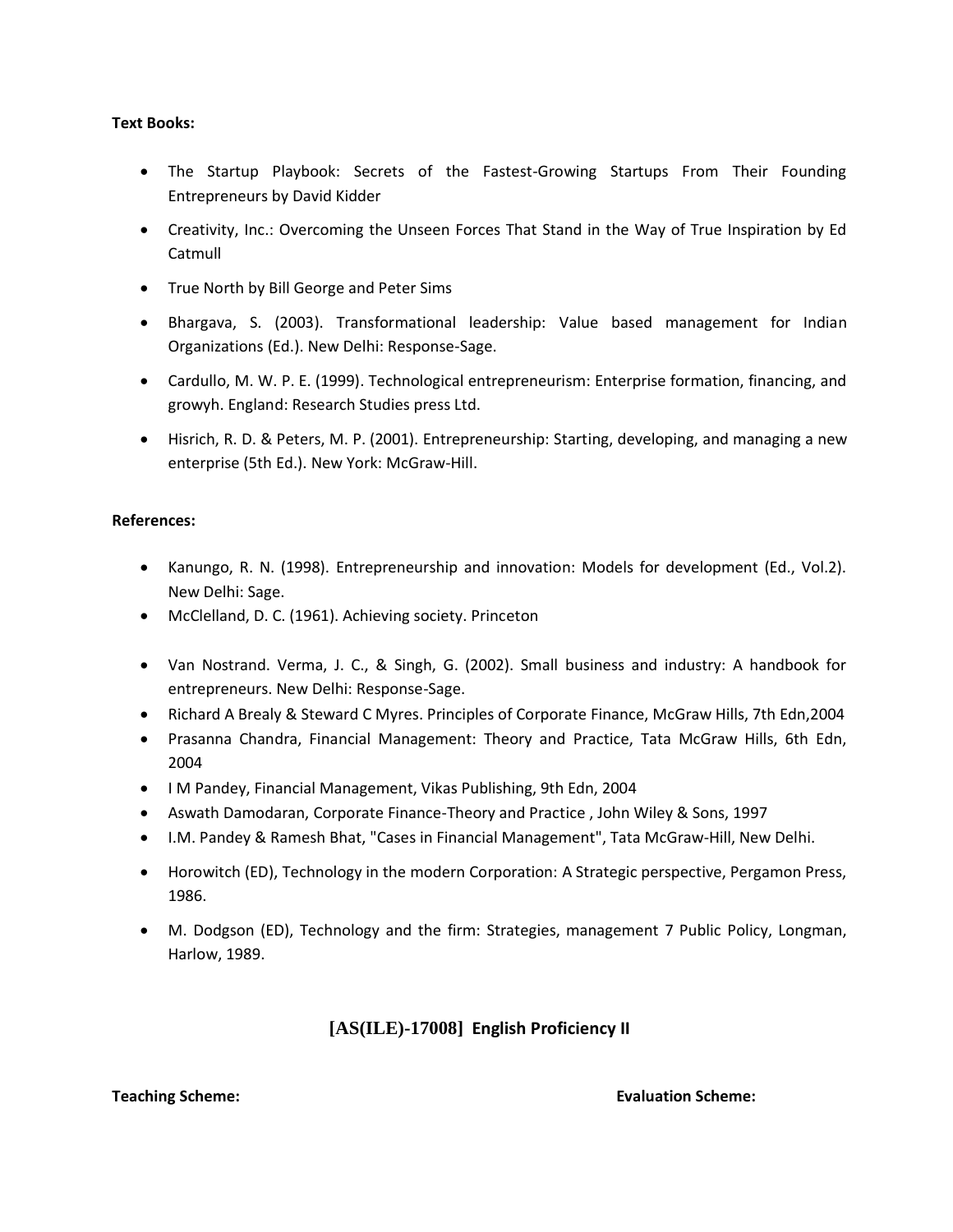**Text Books:**

- The Startup Playbook: Secrets of the Fastest-Growing Startups From Their Founding Entrepreneurs by David Kidder
- Creativity, Inc.: Overcoming the Unseen Forces That Stand in the Way of True Inspiration by Ed Catmull
- True North by Bill George and Peter Sims
- Bhargava, S. (2003). Transformational leadership: Value based management for Indian Organizations (Ed.). New Delhi: Response-Sage.
- Cardullo, M. W. P. E. (1999). Technological entrepreneurism: Enterprise formation, financing, and growyh. England: Research Studies press Ltd.
- Hisrich, R. D. & Peters, M. P. (2001). Entrepreneurship: Starting, developing, and managing a new enterprise (5th Ed.). New York: McGraw-Hill.

**References:**

- Kanungo, R. N. (1998). Entrepreneurship and innovation: Models for development (Ed., Vol.2). New Delhi: Sage.
- McClelland, D. C. (1961). Achieving society. Princeton
- Van Nostrand. Verma, J. C., & Singh, G. (2002). Small business and industry: A handbook for entrepreneurs. New Delhi: Response-Sage.
- Richard A Brealy & Steward C Myres. Principles of Corporate Finance, McGraw Hills, 7th Edn,2004
- Prasanna Chandra, Financial Management: Theory and Practice, Tata McGraw Hills, 6th Edn, 2004
- I M Pandey, Financial Management, Vikas Publishing, 9th Edn, 2004
- Aswath Damodaran, Corporate Finance-Theory and Practice , John Wiley & Sons, 1997
- I.M. Pandey & Ramesh Bhat, "Cases in Financial Management", Tata McGraw-Hill, New Delhi.
- Horowitch (ED), Technology in the modern Corporation: A Strategic perspective, Pergamon Press, 1986.
- M. Dodgson (ED), Technology and the firm: Strategies, management 7 Public Policy, Longman, Harlow, 1989.

## [AS(ILE)-17008] English Proficiency II

**Teaching Scheme:** **Evaluation Scheme:**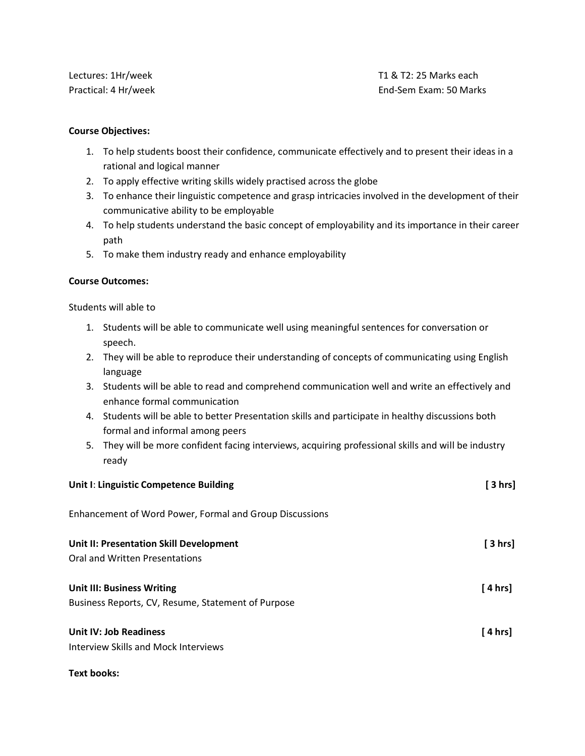Lectures: 1Hr/week
Practical: 4 Hr/week

T1 & T2: 25 Marks each
End-Sem Exam: 50 Marks

**Course Objectives:**

1. To help students boost their confidence, communicate effectively and to present their ideas in a rational and logical manner
2. To apply effective writing skills widely practised across the globe
3. To enhance their linguistic competence and grasp intricacies involved in the development of their communicative ability to be employable
4. To help students understand the basic concept of employability and its importance in their career path
5. To make them industry ready and enhance employability

**Course Outcomes:**

Students will able to

1. Students will be able to communicate well using meaningful sentences for conversation or speech.
2. They will be able to reproduce their understanding of concepts of communicating using English language
3. Students will be able to read and comprehend communication well and write an effectively and enhance formal communication
4. Students will be able to better Presentation skills and participate in healthy discussions both formal and informal among peers
5. They will be more confident facing interviews, acquiring professional skills and will be industry ready

**Unit I**: **Linguistic Competence Building** **[ 3 hrs]**

Enhancement of Word Power, Formal and Group Discussions

**Unit II: Presentation Skill Development** **[ 3 hrs]**

Oral and Written Presentations

**Unit III: Business Writing** **[ 4 hrs]**

Business Reports, CV, Resume, Statement of Purpose

**Unit IV: Job Readiness** **[ 4 hrs]**

Interview Skills and Mock Interviews

**Text books:**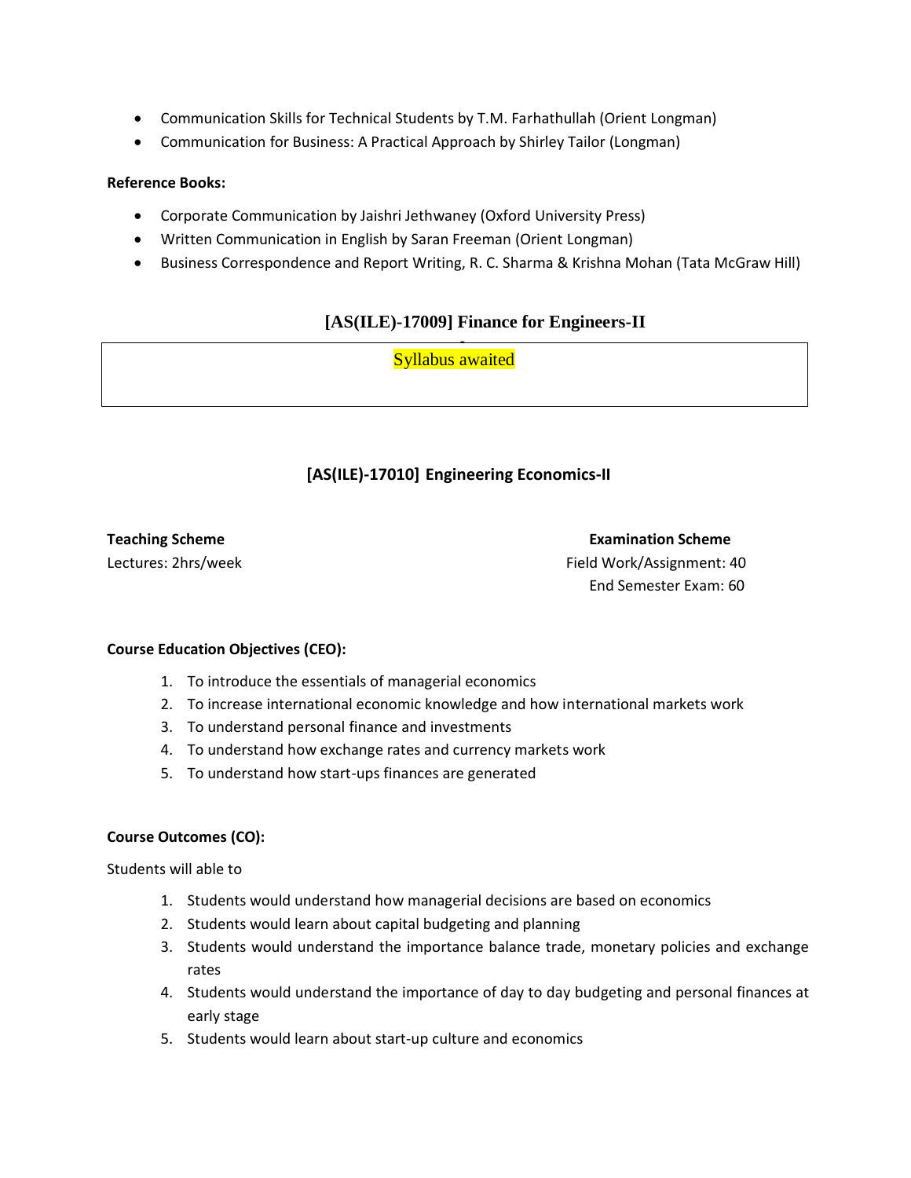- Communication Skills for Technical Students by T.M. Farhathullah (Orient Longman)
- Communication for Business: A Practical Approach by Shirley Tailor (Longman)

**Reference Books:**

- Corporate Communication by Jaishri Jethwaney (Oxford University Press)
- Written Communication in English by Saran Freeman (Orient Longman)
- Business Correspondence and Report Writing, R. C. Sharma & Krishna Mohan (Tata McGraw Hill)

## [AS(ILE)-17009] Finance for Engineers-II

| Syllabus awaited |
|---|

## [AS(ILE)-17010] Engineering Economics-II

| **Teaching Scheme** | **Examination Scheme** |
|---|---|
| Lectures: 2hrs/week | Field Work/Assignment: 40 |
| | End Semester Exam: 60 |

**Course Education Objectives (CEO):**

1. To introduce the essentials of managerial economics
2. To increase international economic knowledge and how international markets work
3. To understand personal finance and investments
4. To understand how exchange rates and currency markets work
5. To understand how start-ups finances are generated

**Course Outcomes (CO):**

Students will able to

1. Students would understand how managerial decisions are based on economics
2. Students would learn about capital budgeting and planning
3. Students would understand the importance balance trade, monetary policies and exchange rates
4. Students would understand the importance of day to day budgeting and personal finances at early stage
5. Students would learn about start-up culture and economics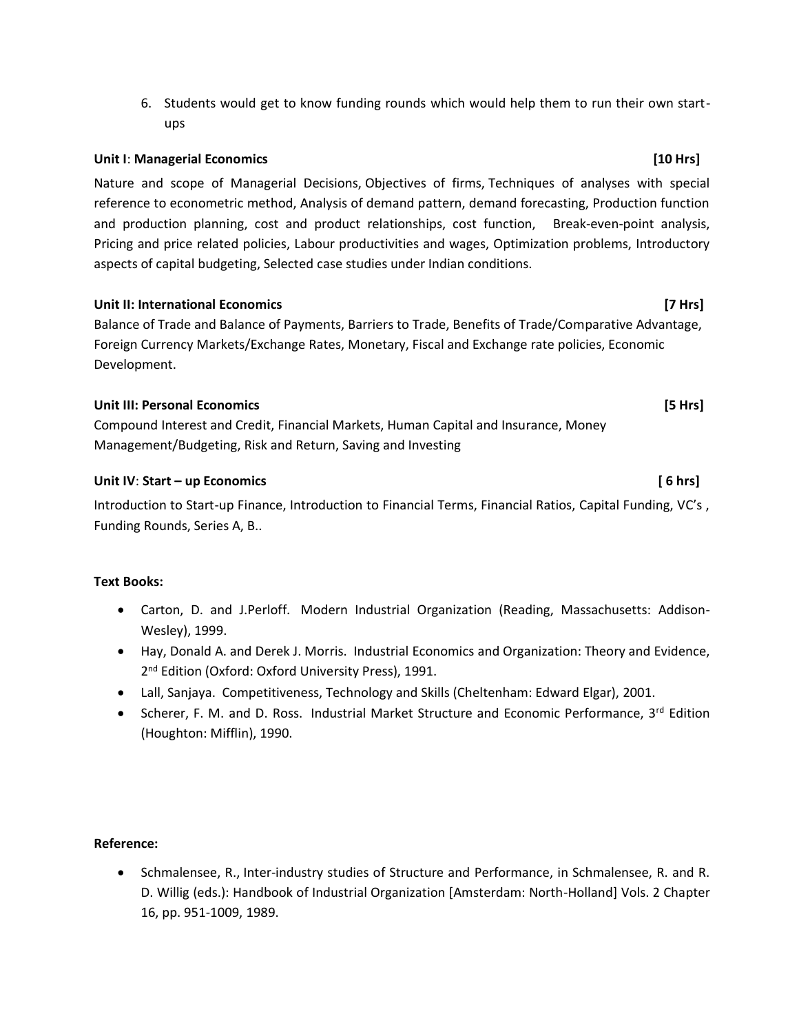6. Students would get to know funding rounds which would help them to run their own start-ups

**Unit I**: **Managerial Economics** **[10 Hrs]**

Nature and scope of Managerial Decisions, Objectives of firms, Techniques of analyses with special reference to econometric method, Analysis of demand pattern, demand forecasting, Production function and production planning, cost and product relationships, cost function, Break-even-point analysis, Pricing and price related policies, Labour productivities and wages, Optimization problems, Introductory aspects of capital budgeting, Selected case studies under Indian conditions.

**Unit II: International Economics** **[7 Hrs]**

Balance of Trade and Balance of Payments, Barriers to Trade, Benefits of Trade/Comparative Advantage, Foreign Currency Markets/Exchange Rates, Monetary, Fiscal and Exchange rate policies, Economic Development.

**Unit III: Personal Economics** **[5 Hrs]**

Compound Interest and Credit, Financial Markets, Human Capital and Insurance, Money Management/Budgeting, Risk and Return, Saving and Investing

**Unit IV**: **Start – up Economics** **[ 6 hrs]**

Introduction to Start-up Finance, Introduction to Financial Terms, Financial Ratios, Capital Funding, VC's , Funding Rounds, Series A, B..

**Text Books:**

- Carton, D. and J.Perloff. Modern Industrial Organization (Reading, Massachusetts: Addison-Wesley), 1999.
- Hay, Donald A. and Derek J. Morris. Industrial Economics and Organization: Theory and Evidence, 2nd Edition (Oxford: Oxford University Press), 1991.
- Lall, Sanjaya. Competitiveness, Technology and Skills (Cheltenham: Edward Elgar), 2001.
- Scherer, F. M. and D. Ross. Industrial Market Structure and Economic Performance, 3rd Edition (Houghton: Mifflin), 1990.

**Reference:**

- Schmalensee, R., Inter-industry studies of Structure and Performance, in Schmalensee, R. and R. D. Willig (eds.): Handbook of Industrial Organization [Amsterdam: North-Holland] Vols. 2 Chapter 16, pp. 951-1009, 1989.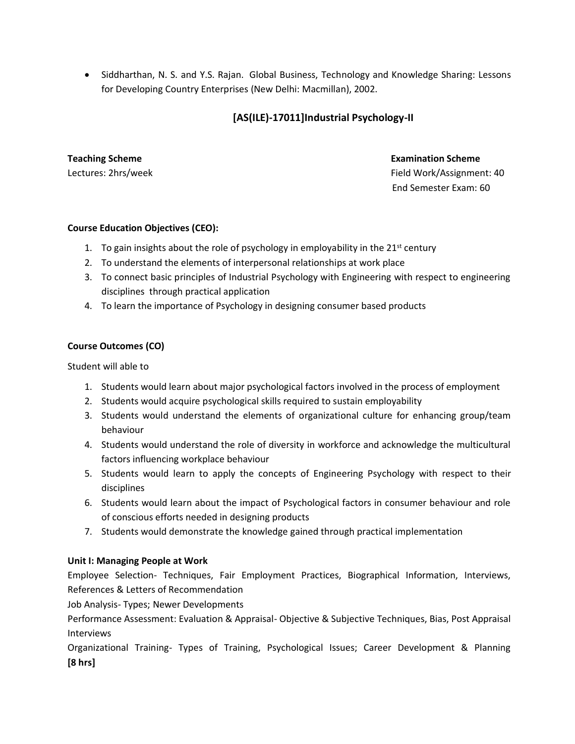- Siddharthan, N. S. and Y.S. Rajan. Global Business, Technology and Knowledge Sharing: Lessons for Developing Country Enterprises (New Delhi: Macmillan), 2002.

## [AS(ILE)-17011]Industrial Psychology-II

**Teaching Scheme**
Lectures: 2hrs/week

**Examination Scheme**
Field Work/Assignment: 40
End Semester Exam: 60

**Course Education Objectives (CEO):**

1. To gain insights about the role of psychology in employability in the 21st century
2. To understand the elements of interpersonal relationships at work place
3. To connect basic principles of Industrial Psychology with Engineering with respect to engineering disciplines through practical application
4. To learn the importance of Psychology in designing consumer based products

**Course Outcomes (CO)**

Student will able to

1. Students would learn about major psychological factors involved in the process of employment
2. Students would acquire psychological skills required to sustain employability
3. Students would understand the elements of organizational culture for enhancing group/team behaviour
4. Students would understand the role of diversity in workforce and acknowledge the multicultural factors influencing workplace behaviour
5. Students would learn to apply the concepts of Engineering Psychology with respect to their disciplines
6. Students would learn about the impact of Psychological factors in consumer behaviour and role of conscious efforts needed in designing products
7. Students would demonstrate the knowledge gained through practical implementation

**Unit I: Managing People at Work**

Employee Selection- Techniques, Fair Employment Practices, Biographical Information, Interviews, References & Letters of Recommendation

Job Analysis- Types; Newer Developments

Performance Assessment: Evaluation & Appraisal- Objective & Subjective Techniques, Bias, Post Appraisal Interviews

Organizational Training- Types of Training, Psychological Issues; Career Development & Planning **[8 hrs]**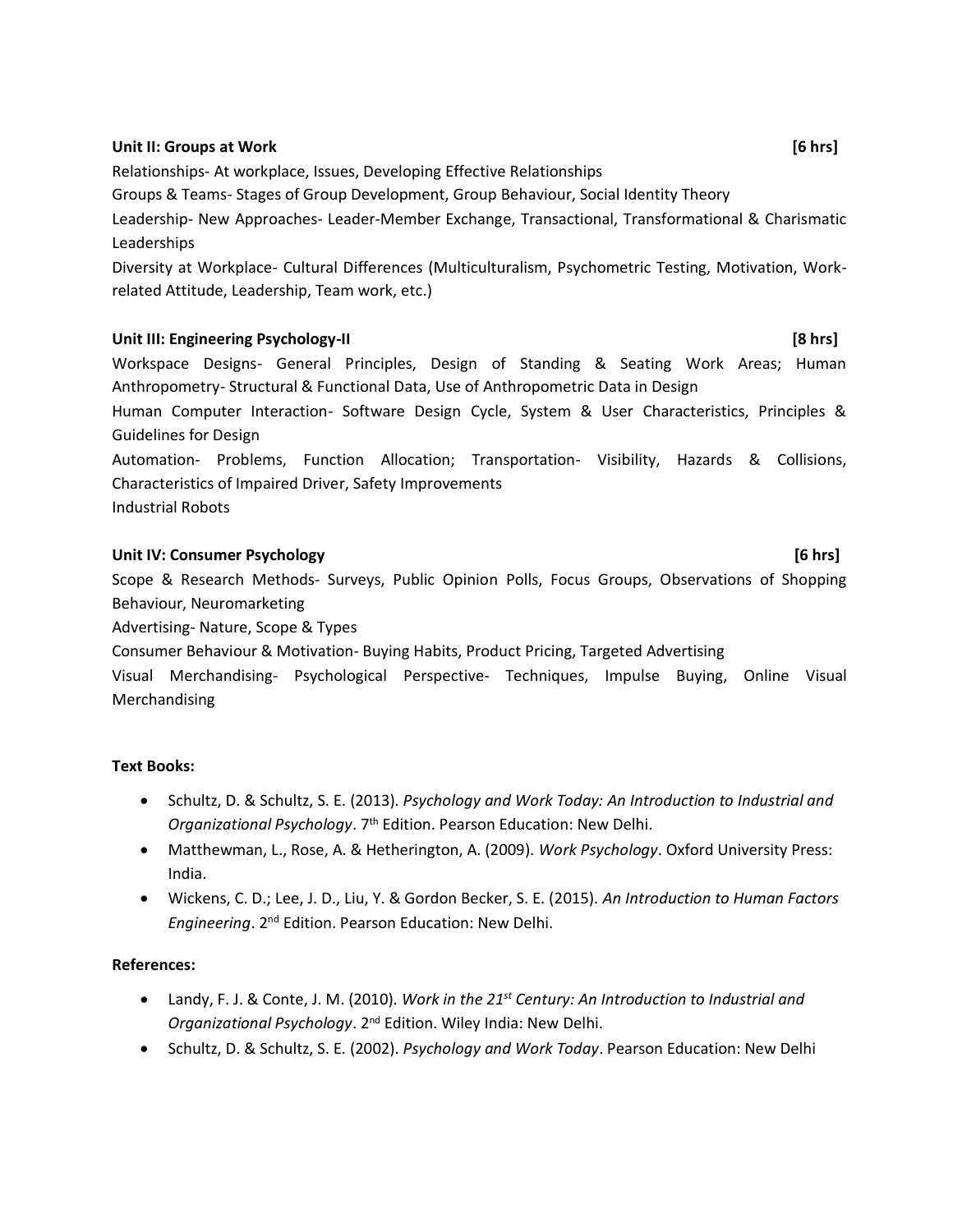**Unit II: Groups at Work** **[6 hrs]**

Relationships- At workplace, Issues, Developing Effective Relationships

Groups & Teams- Stages of Group Development, Group Behaviour, Social Identity Theory

Leadership- New Approaches- Leader-Member Exchange, Transactional, Transformational & Charismatic Leaderships

Diversity at Workplace- Cultural Differences (Multiculturalism, Psychometric Testing, Motivation, Work-related Attitude, Leadership, Team work, etc.)

**Unit III: Engineering Psychology-II** **[8 hrs]**

Workspace Designs- General Principles, Design of Standing & Seating Work Areas; Human Anthropometry- Structural & Functional Data, Use of Anthropometric Data in Design

Human Computer Interaction- Software Design Cycle, System & User Characteristics, Principles & Guidelines for Design

Automation- Problems, Function Allocation; Transportation- Visibility, Hazards & Collisions, Characteristics of Impaired Driver, Safety Improvements

Industrial Robots

**Unit IV: Consumer Psychology** **[6 hrs]**

Scope & Research Methods- Surveys, Public Opinion Polls, Focus Groups, Observations of Shopping Behaviour, Neuromarketing

Advertising- Nature, Scope & Types

Consumer Behaviour & Motivation- Buying Habits, Product Pricing, Targeted Advertising

Visual Merchandising- Psychological Perspective- Techniques, Impulse Buying, Online Visual Merchandising

**Text Books:**

- Schultz, D. & Schultz, S. E. (2013). *Psychology and Work Today: An Introduction to Industrial and Organizational Psychology*. 7th Edition. Pearson Education: New Delhi.
- Matthewman, L., Rose, A. & Hetherington, A. (2009). *Work Psychology*. Oxford University Press: India.
- Wickens, C. D.; Lee, J. D., Liu, Y. & Gordon Becker, S. E. (2015). *An Introduction to Human Factors Engineering*. 2nd Edition. Pearson Education: New Delhi.

**References:**

- Landy, F. J. & Conte, J. M. (2010). *Work in the 21st Century: An Introduction to Industrial and Organizational Psychology*. 2nd Edition. Wiley India: New Delhi.
- Schultz, D. & Schultz, S. E. (2002). *Psychology and Work Today*. Pearson Education: New Delhi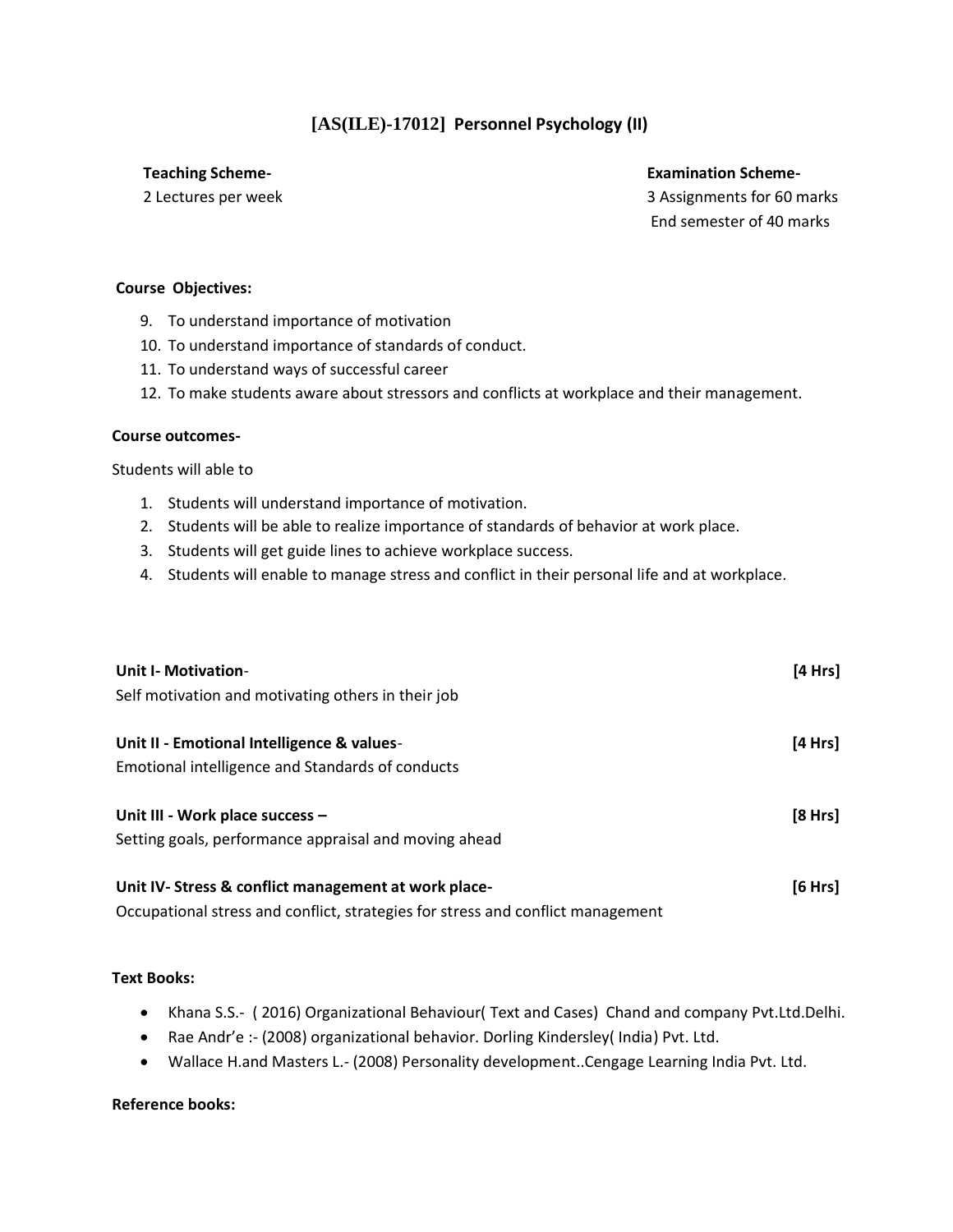## [AS(ILE)-17012] Personnel Psychology (II)

**Teaching Scheme-**
2 Lectures per week

**Examination Scheme-**
3 Assignments for 60 marks
End semester of 40 marks

**Course Objectives:**

9. To understand importance of motivation
10. To understand importance of standards of conduct.
11. To understand ways of successful career
12. To make students aware about stressors and conflicts at workplace and their management.

**Course outcomes-**

Students will able to

1. Students will understand importance of motivation.
2. Students will be able to realize importance of standards of behavior at work place.
3. Students will get guide lines to achieve workplace success.
4. Students will enable to manage stress and conflict in their personal life and at workplace.

**Unit I- Motivation**- **[4 Hrs]**
Self motivation and motivating others in their job

**Unit II - Emotional Intelligence & values**- **[4 Hrs]**
Emotional intelligence and Standards of conducts

**Unit III - Work place success –** **[8 Hrs]**
Setting goals, performance appraisal and moving ahead

**Unit IV- Stress & conflict management at work place-** **[6 Hrs]**
Occupational stress and conflict, strategies for stress and conflict management

**Text Books:**

- Khana S.S.- ( 2016) Organizational Behaviour( Text and Cases) Chand and company Pvt.Ltd.Delhi.
- Rae Andr'e :- (2008) organizational behavior. Dorling Kindersley( India) Pvt. Ltd.
- Wallace H.and Masters L.- (2008) Personality development..Cengage Learning India Pvt. Ltd.

**Reference books:**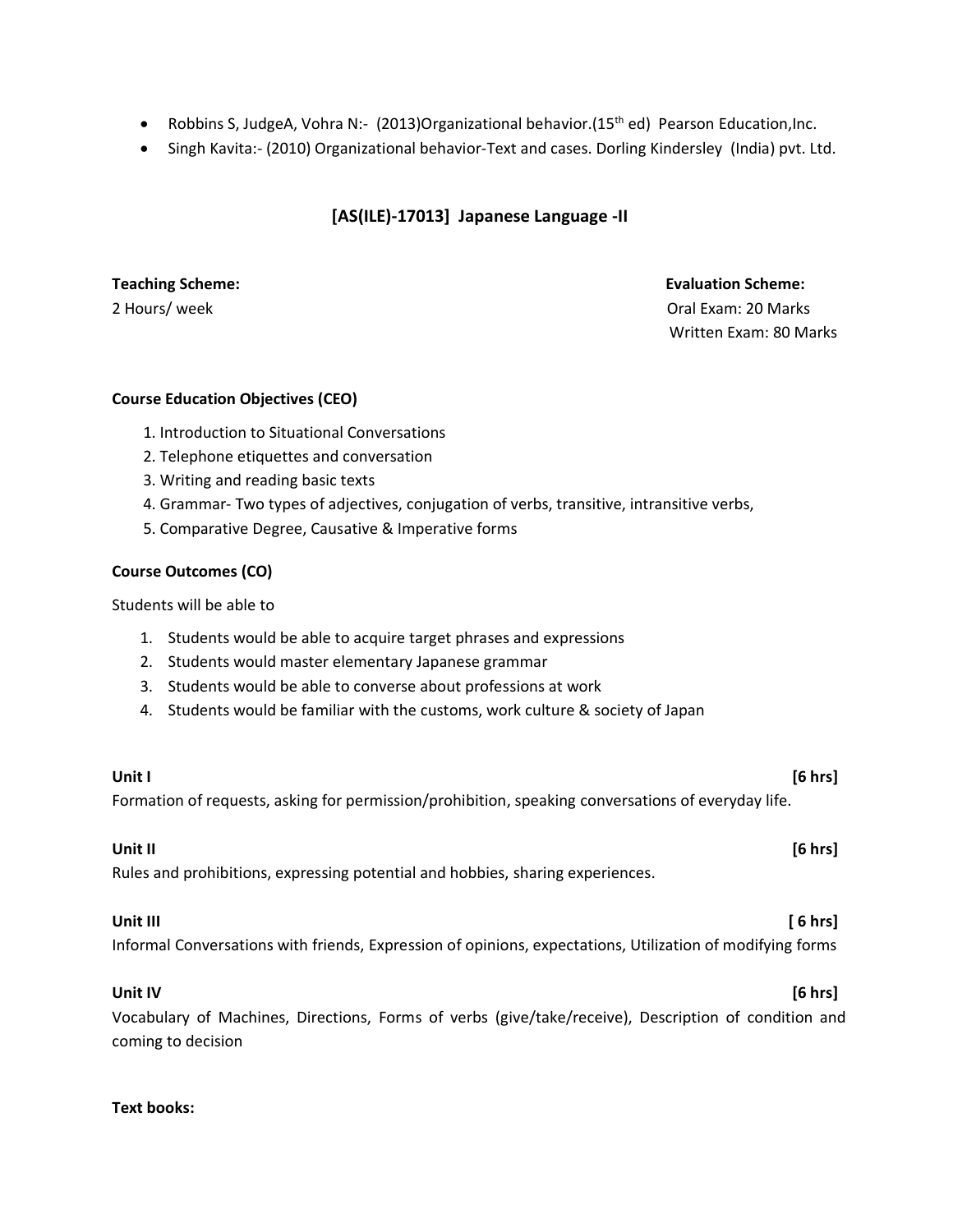- Robbins S, JudgeA, Vohra N:- (2013)Organizational behavior.(15th ed) Pearson Education,Inc.
- Singh Kavita:- (2010) Organizational behavior-Text and cases. Dorling Kindersley (India) pvt. Ltd.

## [AS(ILE)-17013] Japanese Language -II

**Teaching Scheme:**
2 Hours/ week

**Evaluation Scheme:**
Oral Exam: 20 Marks
Written Exam: 80 Marks

**Course Education Objectives (CEO)**

1. Introduction to Situational Conversations
2. Telephone etiquettes and conversation
3. Writing and reading basic texts
4. Grammar- Two types of adjectives, conjugation of verbs, transitive, intransitive verbs,
5. Comparative Degree, Causative & Imperative forms

**Course Outcomes (CO)**

Students will be able to

1. Students would be able to acquire target phrases and expressions
2. Students would master elementary Japanese grammar
3. Students would be able to converse about professions at work
4. Students would be familiar with the customs, work culture & society of Japan

**Unit I** **[6 hrs]**
Formation of requests, asking for permission/prohibition, speaking conversations of everyday life.

**Unit II** **[6 hrs]**
Rules and prohibitions, expressing potential and hobbies, sharing experiences.

**Unit III** **[ 6 hrs]**
Informal Conversations with friends, Expression of opinions, expectations, Utilization of modifying forms

**Unit IV** **[6 hrs]**
Vocabulary of Machines, Directions, Forms of verbs (give/take/receive), Description of condition and coming to decision

**Text books:**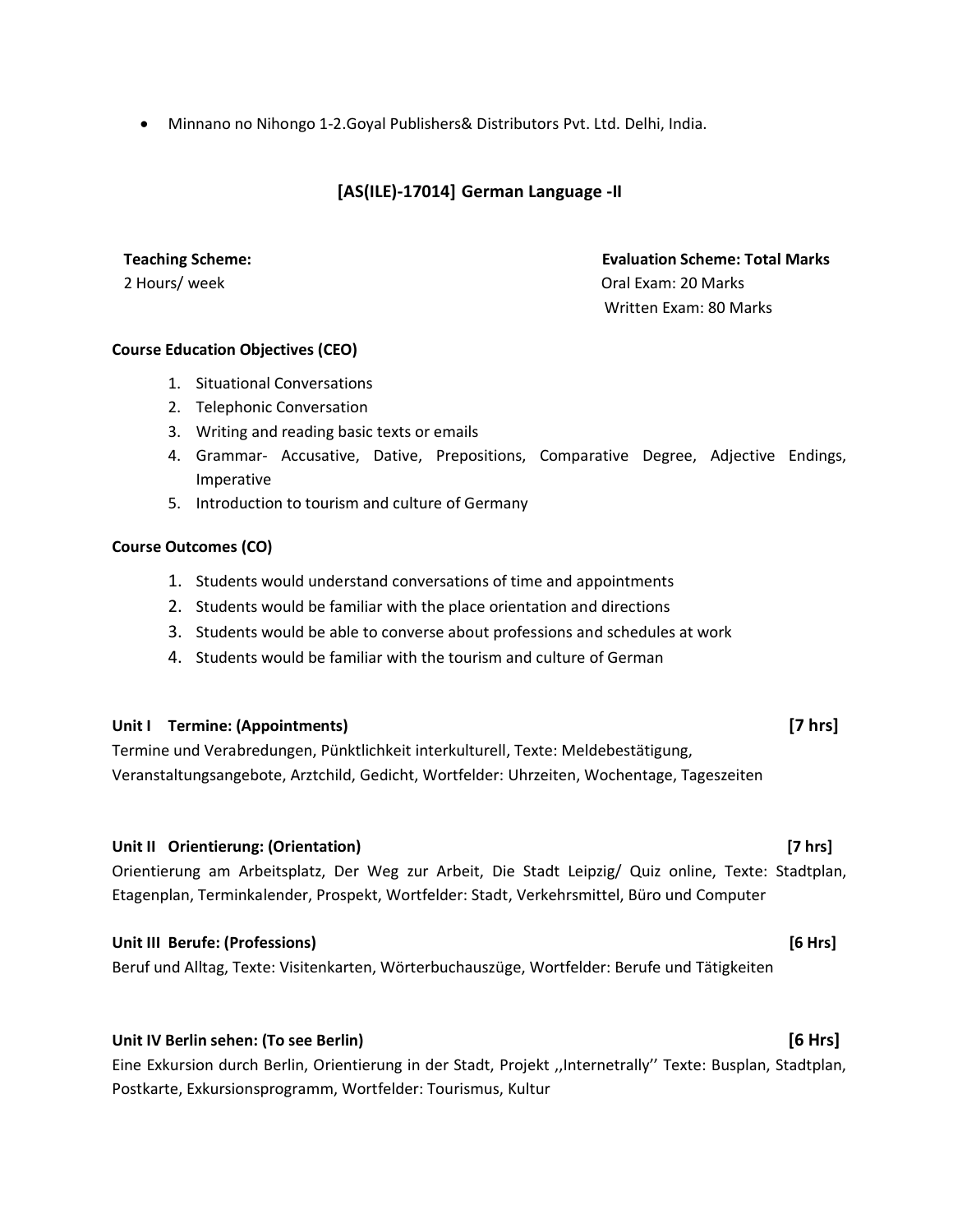- Minnano no Nihongo 1-2.Goyal Publishers& Distributors Pvt. Ltd. Delhi, India.

## [AS(ILE)-17014] German Language -II

**Teaching Scheme:**
2 Hours/ week

**Evaluation Scheme: Total Marks**
Oral Exam: 20 Marks
Written Exam: 80 Marks

**Course Education Objectives (CEO)**

1. Situational Conversations
2. Telephonic Conversation
3. Writing and reading basic texts or emails
4. Grammar- Accusative, Dative, Prepositions, Comparative Degree, Adjective Endings, Imperative
5. Introduction to tourism and culture of Germany

**Course Outcomes (CO)**

1. Students would understand conversations of time and appointments
2. Students would be familiar with the place orientation and directions
3. Students would be able to converse about professions and schedules at work
4. Students would be familiar with the tourism and culture of German

**Unit I Termine: (Appointments) [7 hrs]**

Termine und Verabredungen, Pünktlichkeit interkulturell, Texte: Meldebestätigung, Veranstaltungsangebote, Arztchild, Gedicht, Wortfelder: Uhrzeiten, Wochentage, Tageszeiten

**Unit II Orientierung: (Orientation) [7 hrs]**

Orientierung am Arbeitsplatz, Der Weg zur Arbeit, Die Stadt Leipzig/ Quiz online, Texte: Stadtplan, Etagenplan, Terminkalender, Prospekt, Wortfelder: Stadt, Verkehrsmittel, Büro und Computer

**Unit III Berufe: (Professions) [6 Hrs]**

Beruf und Alltag, Texte: Visitenkarten, Wörterbuchauszüge, Wortfelder: Berufe und Tätigkeiten

**Unit IV Berlin sehen: (To see Berlin) [6 Hrs]**

Eine Exkursion durch Berlin, Orientierung in der Stadt, Projekt ,,Internetrally'' Texte: Busplan, Stadtplan, Postkarte, Exkursionsprogramm, Wortfelder: Tourismus, Kultur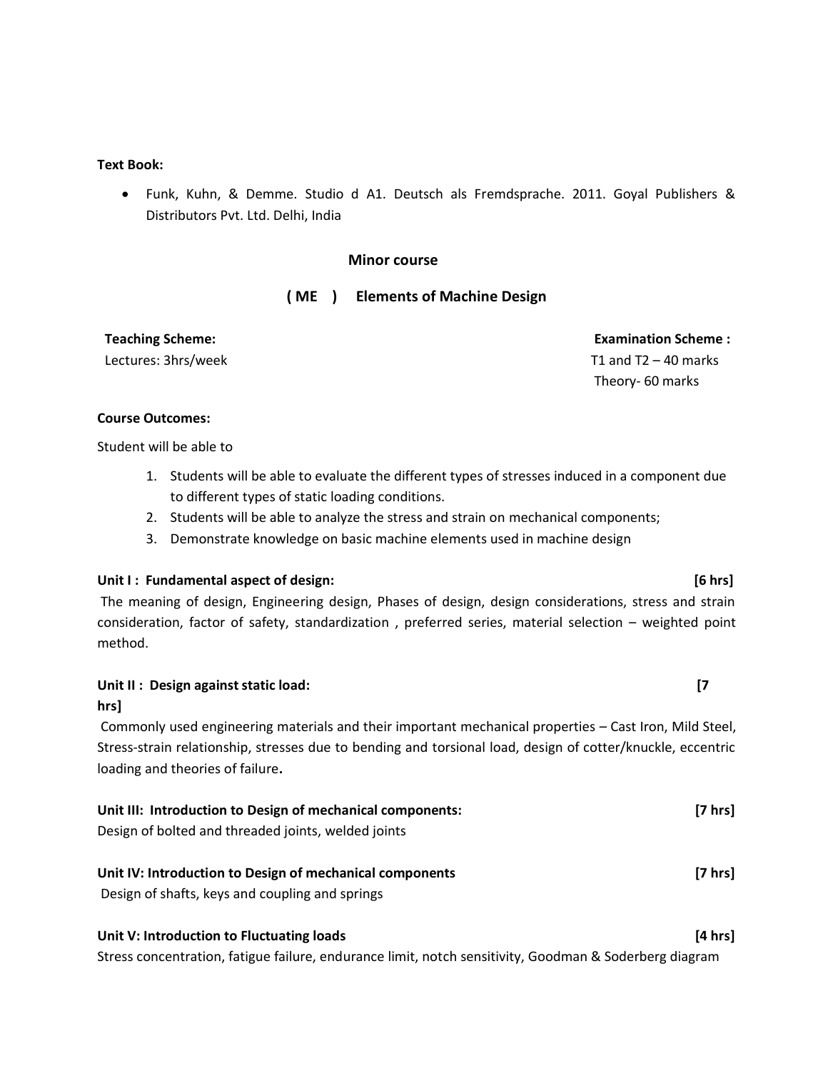**Text Book:**

- Funk, Kuhn, & Demme. Studio d A1. Deutsch als Fremdsprache. 2011. Goyal Publishers & Distributors Pvt. Ltd. Delhi, India

## Minor course

## ( ME ) Elements of Machine Design

**Teaching Scheme:**
Lectures: 3hrs/week

**Examination Scheme :**
T1 and T2 – 40 marks
Theory- 60 marks

**Course Outcomes:**

Student will be able to

1. Students will be able to evaluate the different types of stresses induced in a component due to different types of static loading conditions.
2. Students will be able to analyze the stress and strain on mechanical components;
3. Demonstrate knowledge on basic machine elements used in machine design

**Unit I : Fundamental aspect of design: [6 hrs]**

The meaning of design, Engineering design, Phases of design, design considerations, stress and strain consideration, factor of safety, standardization , preferred series, material selection – weighted point method.

**Unit II : Design against static load: [7 hrs]**

Commonly used engineering materials and their important mechanical properties – Cast Iron, Mild Steel, Stress-strain relationship, stresses due to bending and torsional load, design of cotter/knuckle, eccentric loading and theories of failure**.**

**Unit III: Introduction to Design of mechanical components: [7 hrs]**

Design of bolted and threaded joints, welded joints

**Unit IV: Introduction to Design of mechanical components [7 hrs]**

Design of shafts, keys and coupling and springs

**Unit V: Introduction to Fluctuating loads [4 hrs]**

Stress concentration, fatigue failure, endurance limit, notch sensitivity, Goodman & Soderberg diagram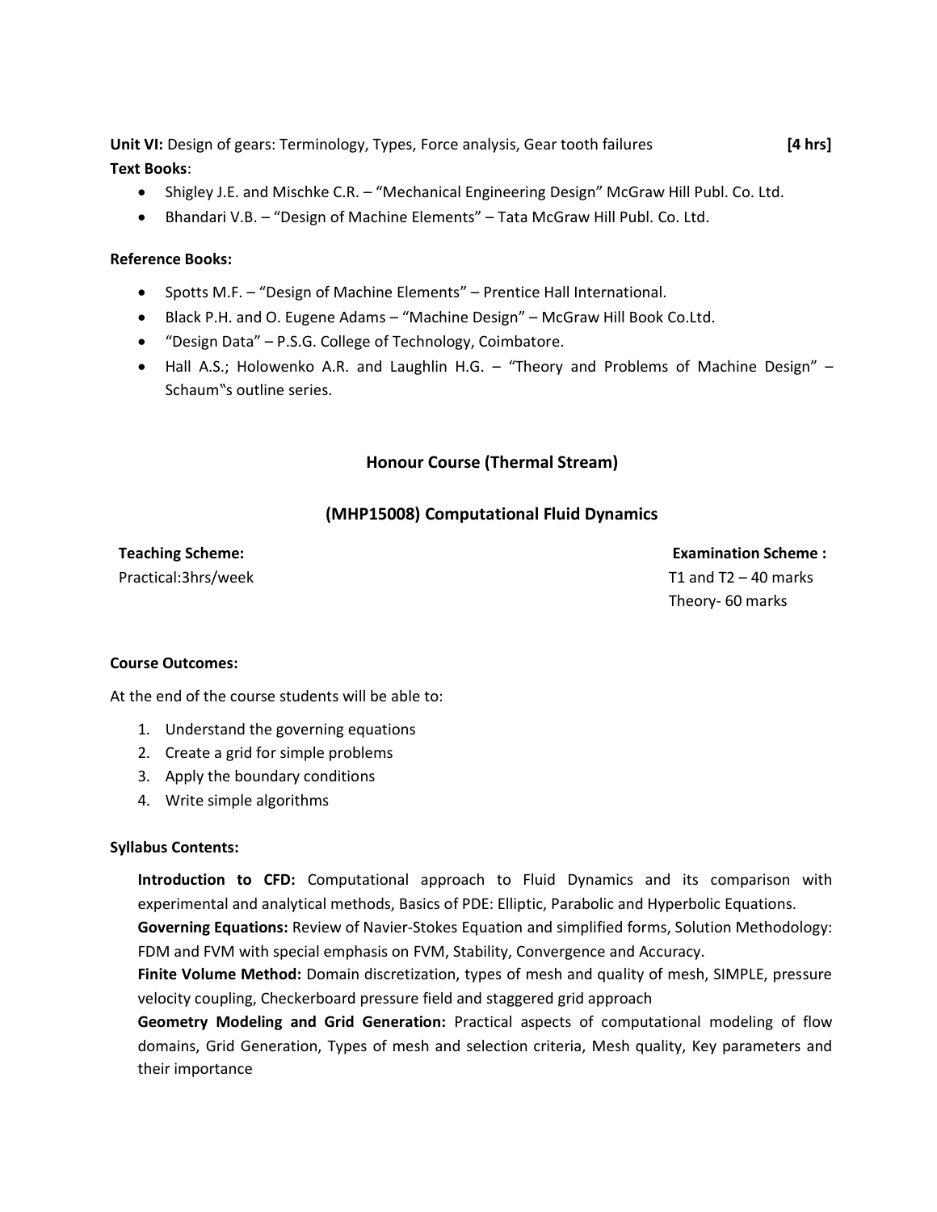**Unit VI:** Design of gears: Terminology, Types, Force analysis, Gear tooth failures **[4 hrs]**

**Text Books**:

- Shigley J.E. and Mischke C.R. – "Mechanical Engineering Design" McGraw Hill Publ. Co. Ltd.
- Bhandari V.B. – "Design of Machine Elements" – Tata McGraw Hill Publ. Co. Ltd.

**Reference Books:**

- Spotts M.F. – "Design of Machine Elements" – Prentice Hall International.
- Black P.H. and O. Eugene Adams – "Machine Design" – McGraw Hill Book Co.Ltd.
- "Design Data" – P.S.G. College of Technology, Coimbatore.
- Hall A.S.; Holowenko A.R. and Laughlin H.G. – "Theory and Problems of Machine Design" – Schaum‟s outline series.

## Honour Course (Thermal Stream)

## (MHP15008) Computational Fluid Dynamics

**Teaching Scheme:**
Practical:3hrs/week

**Examination Scheme :**
T1 and T2 – 40 marks
Theory- 60 marks

**Course Outcomes:**

At the end of the course students will be able to:

1. Understand the governing equations
2. Create a grid for simple problems
3. Apply the boundary conditions
4. Write simple algorithms

**Syllabus Contents:**

**Introduction to CFD:** Computational approach to Fluid Dynamics and its comparison with experimental and analytical methods, Basics of PDE: Elliptic, Parabolic and Hyperbolic Equations.

**Governing Equations:** Review of Navier-Stokes Equation and simplified forms, Solution Methodology: FDM and FVM with special emphasis on FVM, Stability, Convergence and Accuracy.

**Finite Volume Method:** Domain discretization, types of mesh and quality of mesh, SIMPLE, pressure velocity coupling, Checkerboard pressure field and staggered grid approach

**Geometry Modeling and Grid Generation:** Practical aspects of computational modeling of flow domains, Grid Generation, Types of mesh and selection criteria, Mesh quality, Key parameters and their importance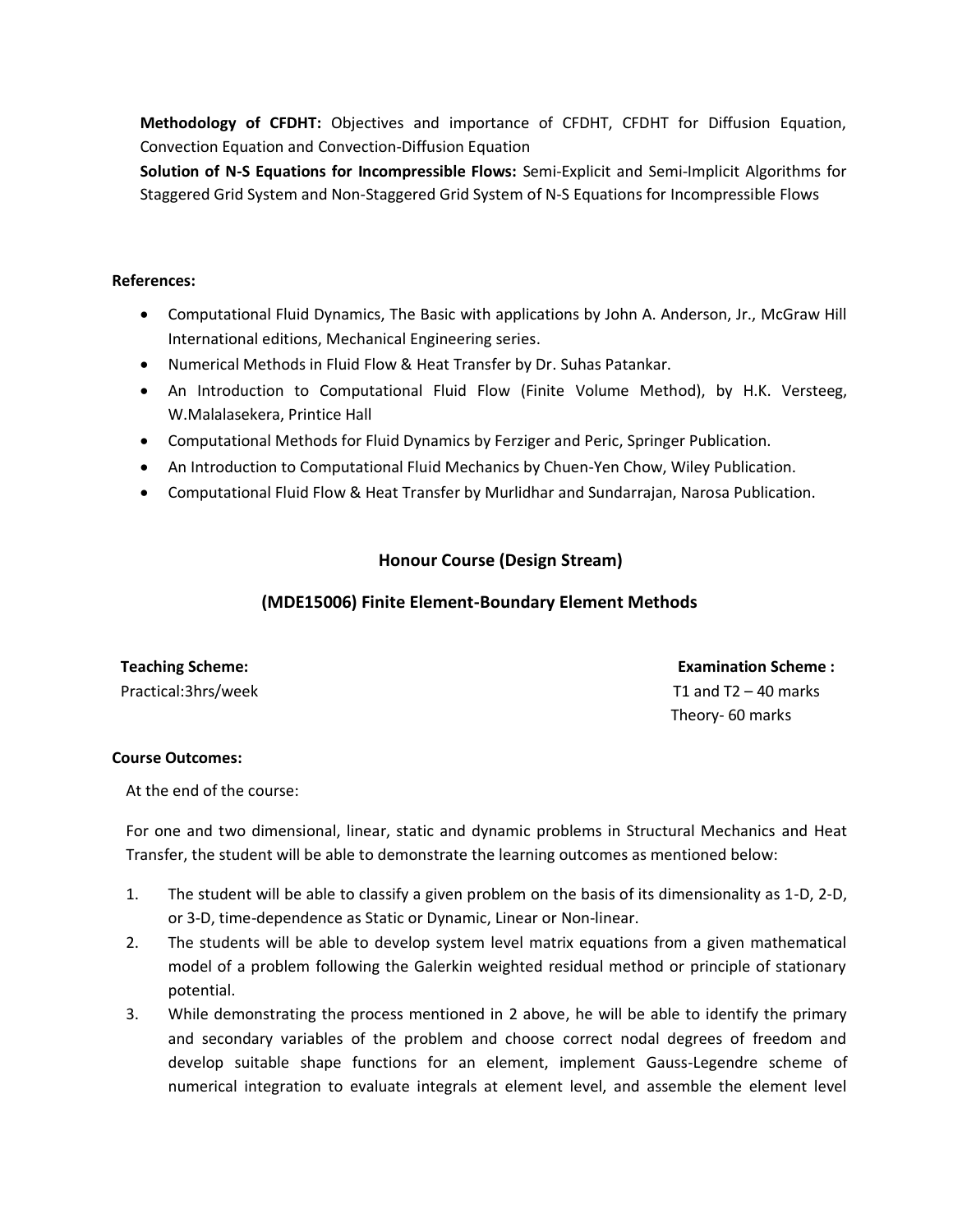**Methodology of CFDHT:** Objectives and importance of CFDHT, CFDHT for Diffusion Equation, Convection Equation and Convection-Diffusion Equation

**Solution of N-S Equations for Incompressible Flows:** Semi-Explicit and Semi-Implicit Algorithms for Staggered Grid System and Non-Staggered Grid System of N-S Equations for Incompressible Flows

**References:**

- Computational Fluid Dynamics, The Basic with applications by John A. Anderson, Jr., McGraw Hill International editions, Mechanical Engineering series.
- Numerical Methods in Fluid Flow & Heat Transfer by Dr. Suhas Patankar.
- An Introduction to Computational Fluid Flow (Finite Volume Method), by H.K. Versteeg, W.Malalasekera, Printice Hall
- Computational Methods for Fluid Dynamics by Ferziger and Peric, Springer Publication.
- An Introduction to Computational Fluid Mechanics by Chuen-Yen Chow, Wiley Publication.
- Computational Fluid Flow & Heat Transfer by Murlidhar and Sundarrajan, Narosa Publication.

## Honour Course (Design Stream)

## (MDE15006) Finite Element-Boundary Element Methods

| **Teaching Scheme:** | **Examination Scheme :** |
|---|---|
| Practical:3hrs/week | T1 and T2 – 40 marks |
| | Theory- 60 marks |

**Course Outcomes:**

At the end of the course:

For one and two dimensional, linear, static and dynamic problems in Structural Mechanics and Heat Transfer, the student will be able to demonstrate the learning outcomes as mentioned below:

1. The student will be able to classify a given problem on the basis of its dimensionality as 1-D, 2-D, or 3-D, time-dependence as Static or Dynamic, Linear or Non-linear.
2. The students will be able to develop system level matrix equations from a given mathematical model of a problem following the Galerkin weighted residual method or principle of stationary potential.
3. While demonstrating the process mentioned in 2 above, he will be able to identify the primary and secondary variables of the problem and choose correct nodal degrees of freedom and develop suitable shape functions for an element, implement Gauss-Legendre scheme of numerical integration to evaluate integrals at element level, and assemble the element level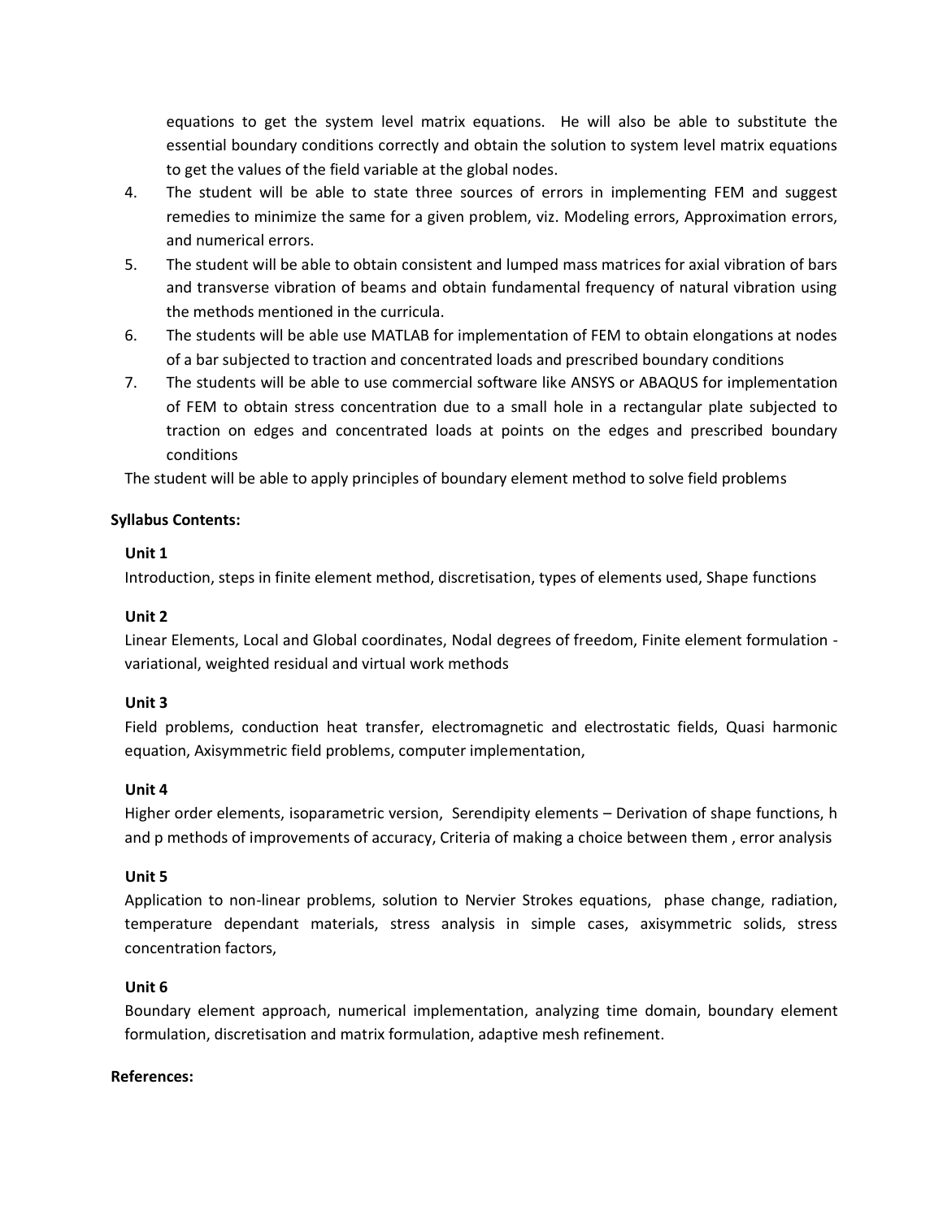equations to get the system level matrix equations. He will also be able to substitute the essential boundary conditions correctly and obtain the solution to system level matrix equations to get the values of the field variable at the global nodes.

4. The student will be able to state three sources of errors in implementing FEM and suggest remedies to minimize the same for a given problem, viz. Modeling errors, Approximation errors, and numerical errors.
5. The student will be able to obtain consistent and lumped mass matrices for axial vibration of bars and transverse vibration of beams and obtain fundamental frequency of natural vibration using the methods mentioned in the curricula.
6. The students will be able use MATLAB for implementation of FEM to obtain elongations at nodes of a bar subjected to traction and concentrated loads and prescribed boundary conditions
7. The students will be able to use commercial software like ANSYS or ABAQUS for implementation of FEM to obtain stress concentration due to a small hole in a rectangular plate subjected to traction on edges and concentrated loads at points on the edges and prescribed boundary conditions

The student will be able to apply principles of boundary element method to solve field problems

**Syllabus Contents:**

**Unit 1**

Introduction, steps in finite element method, discretisation, types of elements used, Shape functions

**Unit 2**

Linear Elements, Local and Global coordinates, Nodal degrees of freedom, Finite element formulation - variational, weighted residual and virtual work methods

**Unit 3**

Field problems, conduction heat transfer, electromagnetic and electrostatic fields, Quasi harmonic equation, Axisymmetric field problems, computer implementation,

**Unit 4**

Higher order elements, isoparametric version, Serendipity elements – Derivation of shape functions, h and p methods of improvements of accuracy, Criteria of making a choice between them , error analysis

**Unit 5**

Application to non-linear problems, solution to Nervier Strokes equations, phase change, radiation, temperature dependant materials, stress analysis in simple cases, axisymmetric solids, stress concentration factors,

**Unit 6**

Boundary element approach, numerical implementation, analyzing time domain, boundary element formulation, discretisation and matrix formulation, adaptive mesh refinement.

**References:**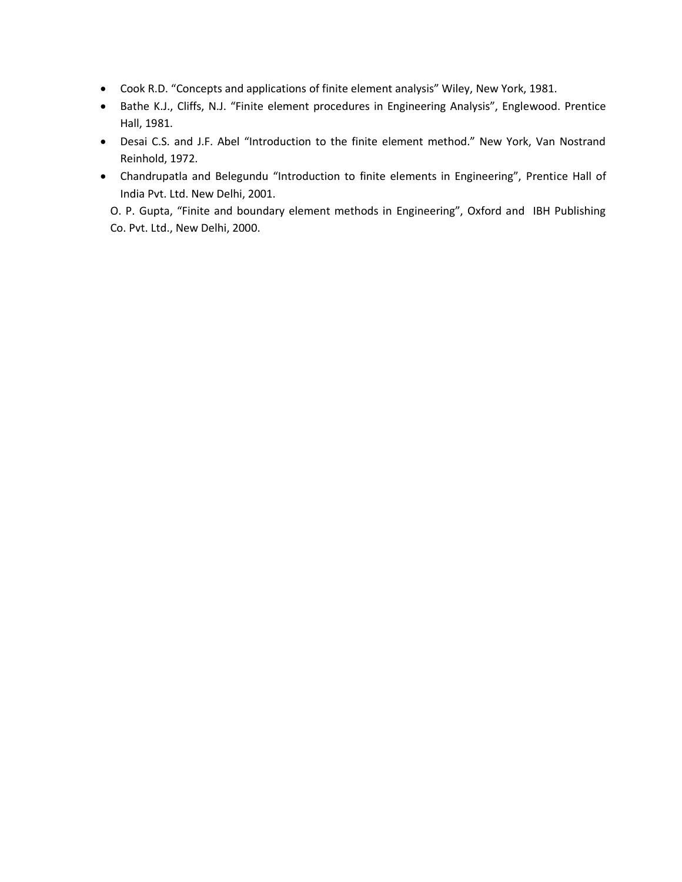- Cook R.D. "Concepts and applications of finite element analysis" Wiley, New York, 1981.
- Bathe K.J., Cliffs, N.J. "Finite element procedures in Engineering Analysis", Englewood. Prentice Hall, 1981.
- Desai C.S. and J.F. Abel "Introduction to the finite element method." New York, Van Nostrand Reinhold, 1972.
- Chandrupatla and Belegundu "Introduction to finite elements in Engineering", Prentice Hall of India Pvt. Ltd. New Delhi, 2001.

O. P. Gupta, "Finite and boundary element methods in Engineering", Oxford and IBH Publishing Co. Pvt. Ltd., New Delhi, 2000.